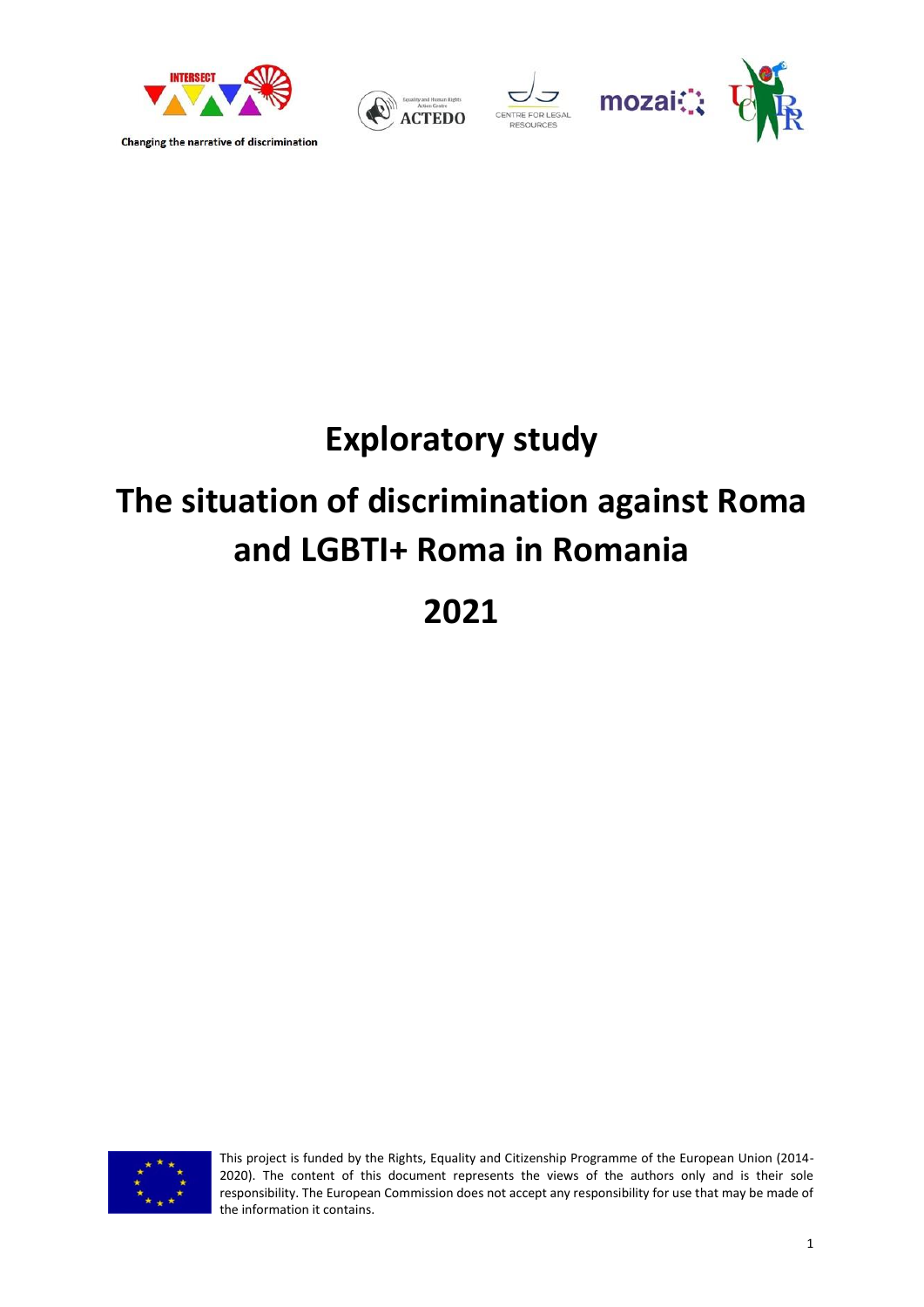Changing the narrative of discrimination

# Exploratory study

# The situation of discrimination against Roma and LGBTI+ Roma in Romania

# 2021

This project is funded by the Rights, Equality and Citizenship Programme of the European Union (2014-2020). The content of this document represents the views of the authors only and is their sole responsibility. The European Commission does not accept any responsibility for use that may be made of the information it contains.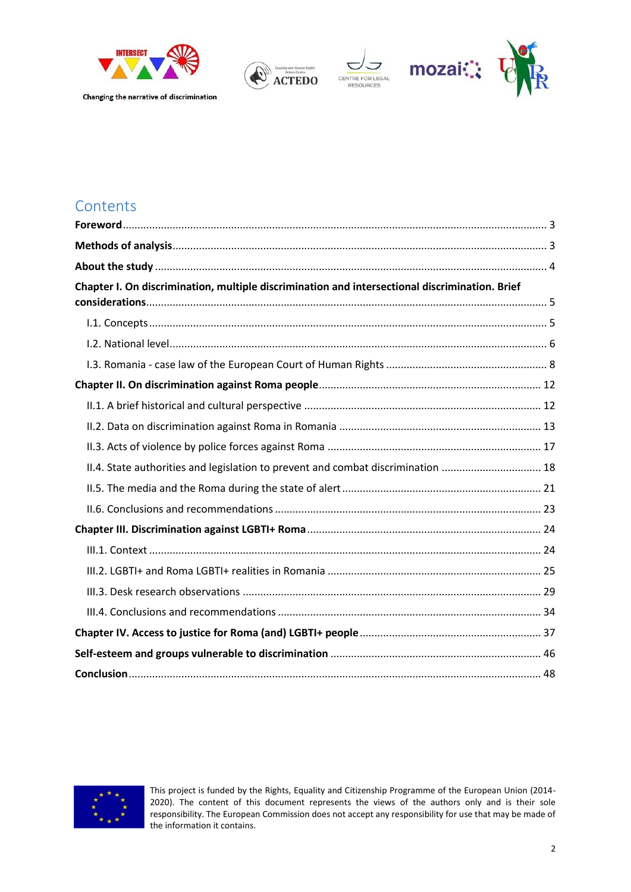# Contents

**Foreword** ... 3

**Methods of analysis** ... 3

**About the study** ... 4

**Chapter I. On discrimination, multiple discrimination and intersectional discrimination. Brief considerations** ... 5

- I.1. Concepts ... 5
- I.2. National level ... 6
- I.3. Romania - case law of the European Court of Human Rights ... 8

**Chapter II. On discrimination against Roma people** ... 12

- II.1. A brief historical and cultural perspective ... 12
- II.2. Data on discrimination against Roma in Romania ... 13
- II.3. Acts of violence by police forces against Roma ... 17
- II.4. State authorities and legislation to prevent and combat discrimination ... 18
- II.5. The media and the Roma during the state of alert ... 21
- II.6. Conclusions and recommendations ... 23

**Chapter III. Discrimination against LGBTI+ Roma** ... 24

- III.1. Context ... 24
- III.2. LGBTI+ and Roma LGBTI+ realities in Romania ... 25
- III.3. Desk research observations ... 29
- III.4. Conclusions and recommendations ... 34

**Chapter IV. Access to justice for Roma (and) LGBTI+ people** ... 37

**Self-esteem and groups vulnerable to discrimination** ... 46

**Conclusion** ... 48

This project is funded by the Rights, Equality and Citizenship Programme of the European Union (2014-2020). The content of this document represents the views of the authors only and is their sole responsibility. The European Commission does not accept any responsibility for use that may be made of the information it contains.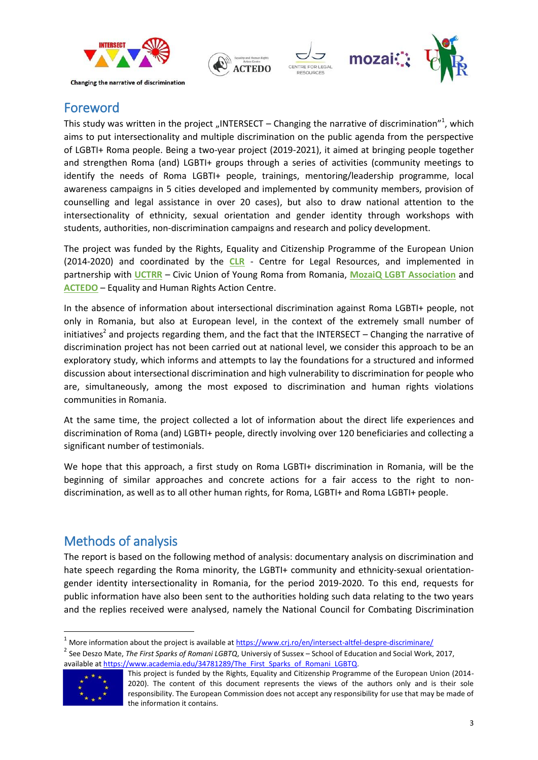Changing the narrative of discrimination

## Foreword

This study was written in the project „INTERSECT – Changing the narrative of discrimination"[1], which aims to put intersectionality and multiple discrimination on the public agenda from the perspective of LGBTI+ Roma people. Being a two-year project (2019-2021), it aimed at bringing people together and strengthen Roma (and) LGBTI+ groups through a series of activities (community meetings to identify the needs of Roma LGBTI+ people, trainings, mentoring/leadership programme, local awareness campaigns in 5 cities developed and implemented by community members, provision of counselling and legal assistance in over 20 cases), but also to draw national attention to the intersectionality of ethnicity, sexual orientation and gender identity through workshops with students, authorities, non-discrimination campaigns and research and policy development.

The project was funded by the Rights, Equality and Citizenship Programme of the European Union (2014-2020) and coordinated by the **CLR** - Centre for Legal Resources, and implemented in partnership with **UCTRR** – Civic Union of Young Roma from Romania, **MozaiQ LGBT Association** and **ACTEDO** – Equality and Human Rights Action Centre.

In the absence of information about intersectional discrimination against Roma LGBTI+ people, not only in Romania, but also at European level, in the context of the extremely small number of initiatives[2] and projects regarding them, and the fact that the INTERSECT – Changing the narrative of discrimination project has not been carried out at national level, we consider this approach to be an exploratory study, which informs and attempts to lay the foundations for a structured and informed discussion about intersectional discrimination and high vulnerability to discrimination for people who are, simultaneously, among the most exposed to discrimination and human rights violations communities in Romania.

At the same time, the project collected a lot of information about the direct life experiences and discrimination of Roma (and) LGBTI+ people, directly involving over 120 beneficiaries and collecting a significant number of testimonials.

We hope that this approach, a first study on Roma LGBTI+ discrimination in Romania, will be the beginning of similar approaches and concrete actions for a fair access to the right to non-discrimination, as well as to all other human rights, for Roma, LGBTI+ and Roma LGBTI+ people.

## Methods of analysis

The report is based on the following method of analysis: documentary analysis on discrimination and hate speech regarding the Roma minority, the LGBTI+ community and ethnicity-sexual orientation-gender identity intersectionality in Romania, for the period 2019-2020. To this end, requests for public information have also been sent to the authorities holding such data relating to the two years and the replies received were analysed, namely the National Council for Combating Discrimination

---

[1] More information about the project is available at https://www.crj.ro/en/intersect-altfel-despre-discriminare/

[2] See Deszo Mate, *The First Sparks of Romani LGBTQ*, Universiy of Sussex – School of Education and Social Work, 2017, available at https://www.academia.edu/34781289/The_First_Sparks_of_Romani_LGBTQ.

This project is funded by the Rights, Equality and Citizenship Programme of the European Union (2014-2020). The content of this document represents the views of the authors only and is their sole responsibility. The European Commission does not accept any responsibility for use that may be made of the information it contains.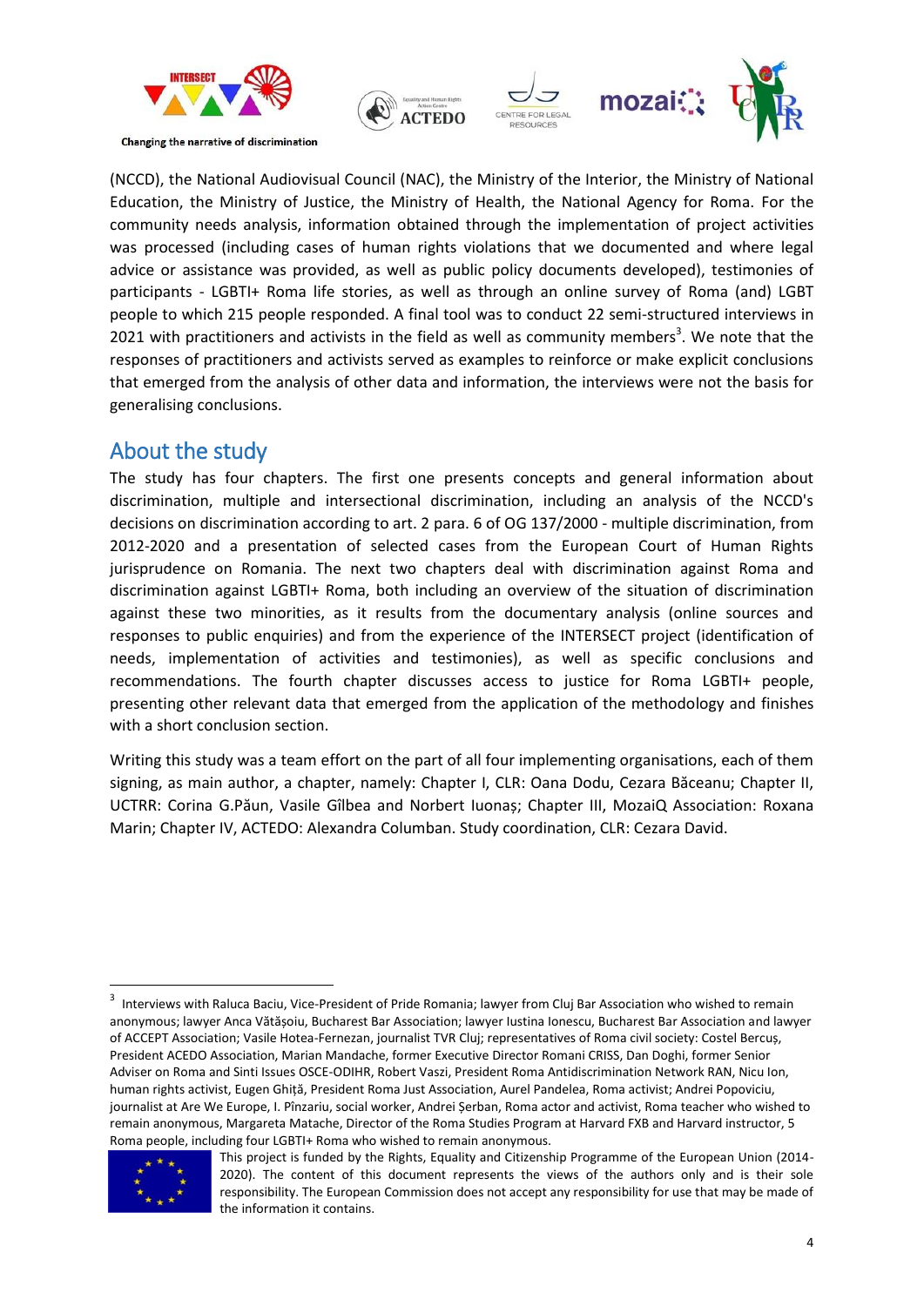(NCCD), the National Audiovisual Council (NAC), the Ministry of the Interior, the Ministry of National Education, the Ministry of Justice, the Ministry of Health, the National Agency for Roma. For the community needs analysis, information obtained through the implementation of project activities was processed (including cases of human rights violations that we documented and where legal advice or assistance was provided, as well as public policy documents developed), testimonies of participants - LGBTI+ Roma life stories, as well as through an online survey of Roma (and) LGBT people to which 215 people responded. A final tool was to conduct 22 semi-structured interviews in 2021 with practitioners and activists in the field as well as community members[3]. We note that the responses of practitioners and activists served as examples to reinforce or make explicit conclusions that emerged from the analysis of other data and information, the interviews were not the basis for generalising conclusions.

## About the study

The study has four chapters. The first one presents concepts and general information about discrimination, multiple and intersectional discrimination, including an analysis of the NCCD's decisions on discrimination according to art. 2 para. 6 of OG 137/2000 - multiple discrimination, from 2012-2020 and a presentation of selected cases from the European Court of Human Rights jurisprudence on Romania. The next two chapters deal with discrimination against Roma and discrimination against LGBTI+ Roma, both including an overview of the situation of discrimination against these two minorities, as it results from the documentary analysis (online sources and responses to public enquiries) and from the experience of the INTERSECT project (identification of needs, implementation of activities and testimonies), as well as specific conclusions and recommendations. The fourth chapter discusses access to justice for Roma LGBTI+ people, presenting other relevant data that emerged from the application of the methodology and finishes with a short conclusion section.

Writing this study was a team effort on the part of all four implementing organisations, each of them signing, as main author, a chapter, namely: Chapter I, CLR: Oana Dodu, Cezara Băceanu; Chapter II, UCTRR: Corina G.Păun, Vasile Gîlbea and Norbert Iuonaș; Chapter III, MozaiQ Association: Roxana Marin; Chapter IV, ACTEDO: Alexandra Columban. Study coordination, CLR: Cezara David.

[3] Interviews with Raluca Baciu, Vice-President of Pride Romania; lawyer from Cluj Bar Association who wished to remain anonymous; lawyer Anca Vătășoiu, Bucharest Bar Association; lawyer Iustina Ionescu, Bucharest Bar Association and lawyer of ACCEPT Association; Vasile Hotea-Fernezan, journalist TVR Cluj; representatives of Roma civil society: Costel Bercuș, President ACEDO Association, Marian Mandache, former Executive Director Romani CRISS, Dan Doghi, former Senior Adviser on Roma and Sinti Issues OSCE-ODIHR, Robert Vaszi, President Roma Antidiscrimination Network RAN, Nicu Ion, human rights activist, Eugen Ghiță, President Roma Just Association, Aurel Pandelea, Roma activist; Andrei Popoviciu, journalist at Are We Europe, I. Pînzariu, social worker, Andrei Șerban, Roma actor and activist, Roma teacher who wished to remain anonymous, Margareta Matache, Director of the Roma Studies Program at Harvard FXB and Harvard instructor, 5 Roma people, including four LGBTI+ Roma who wished to remain anonymous.

This project is funded by the Rights, Equality and Citizenship Programme of the European Union (2014-2020). The content of this document represents the views of the authors only and is their sole responsibility. The European Commission does not accept any responsibility for use that may be made of the information it contains.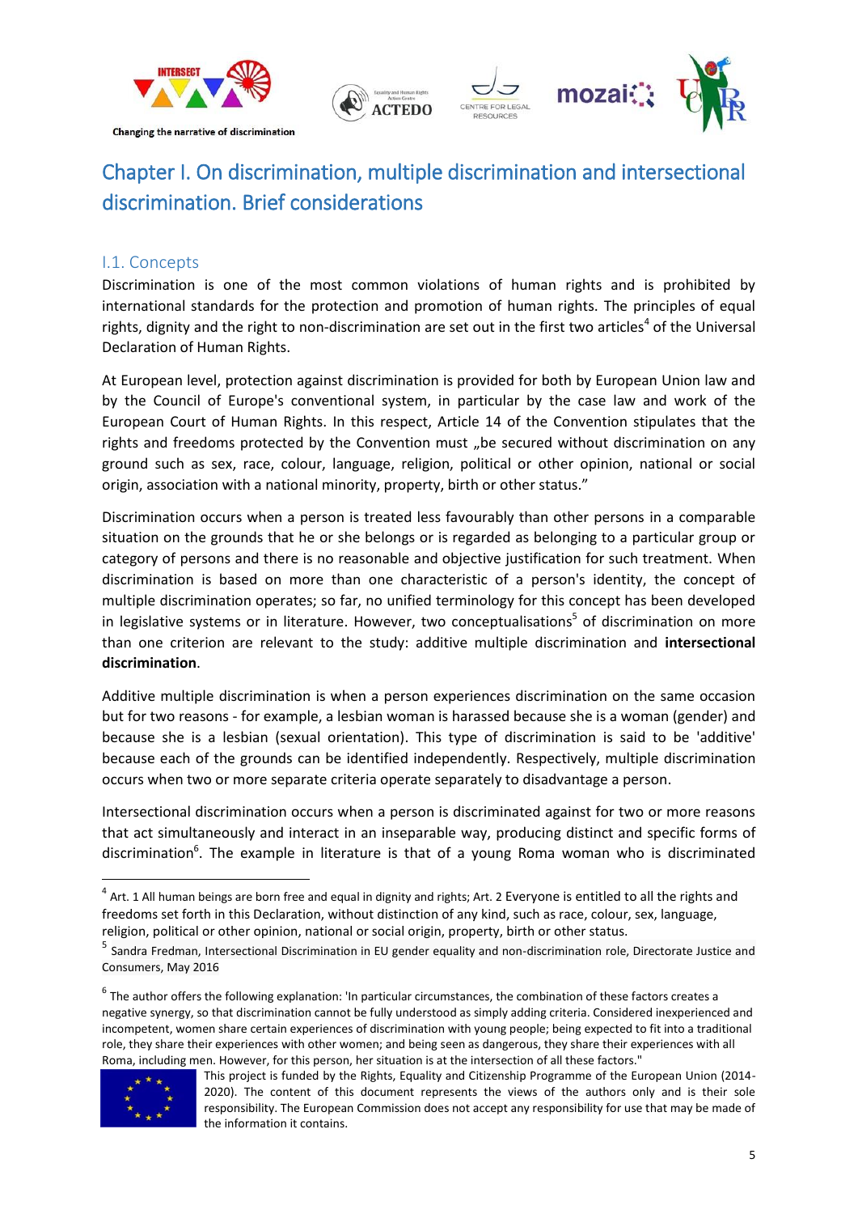# Chapter I. On discrimination, multiple discrimination and intersectional discrimination. Brief considerations

## I.1. Concepts

Discrimination is one of the most common violations of human rights and is prohibited by international standards for the protection and promotion of human rights. The principles of equal rights, dignity and the right to non-discrimination are set out in the first two articles[4] of the Universal Declaration of Human Rights.

At European level, protection against discrimination is provided for both by European Union law and by the Council of Europe's conventional system, in particular by the case law and work of the European Court of Human Rights. In this respect, Article 14 of the Convention stipulates that the rights and freedoms protected by the Convention must „be secured without discrimination on any ground such as sex, race, colour, language, religion, political or other opinion, national or social origin, association with a national minority, property, birth or other status."

Discrimination occurs when a person is treated less favourably than other persons in a comparable situation on the grounds that he or she belongs or is regarded as belonging to a particular group or category of persons and there is no reasonable and objective justification for such treatment. When discrimination is based on more than one characteristic of a person's identity, the concept of multiple discrimination operates; so far, no unified terminology for this concept has been developed in legislative systems or in literature. However, two conceptualisations[5] of discrimination on more than one criterion are relevant to the study: additive multiple discrimination and **intersectional discrimination**.

Additive multiple discrimination is when a person experiences discrimination on the same occasion but for two reasons - for example, a lesbian woman is harassed because she is a woman (gender) and because she is a lesbian (sexual orientation). This type of discrimination is said to be 'additive' because each of the grounds can be identified independently. Respectively, multiple discrimination occurs when two or more separate criteria operate separately to disadvantage a person.

Intersectional discrimination occurs when a person is discriminated against for two or more reasons that act simultaneously and interact in an inseparable way, producing distinct and specific forms of discrimination[6]. The example in literature is that of a young Roma woman who is discriminated

---

[4] Art. 1 All human beings are born free and equal in dignity and rights; Art. 2 Everyone is entitled to all the rights and freedoms set forth in this Declaration, without distinction of any kind, such as race, colour, sex, language, religion, political or other opinion, national or social origin, property, birth or other status.

[5] Sandra Fredman, Intersectional Discrimination in EU gender equality and non-discrimination role, Directorate Justice and Consumers, May 2016

[6] The author offers the following explanation: 'In particular circumstances, the combination of these factors creates a negative synergy, so that discrimination cannot be fully understood as simply adding criteria. Considered inexperienced and incompetent, women share certain experiences of discrimination with young people; being expected to fit into a traditional role, they share their experiences with other women; and being seen as dangerous, they share their experiences with all Roma, including men. However, for this person, her situation is at the intersection of all these factors."

This project is funded by the Rights, Equality and Citizenship Programme of the European Union (2014-2020). The content of this document represents the views of the authors only and is their sole responsibility. The European Commission does not accept any responsibility for use that may be made of the information it contains.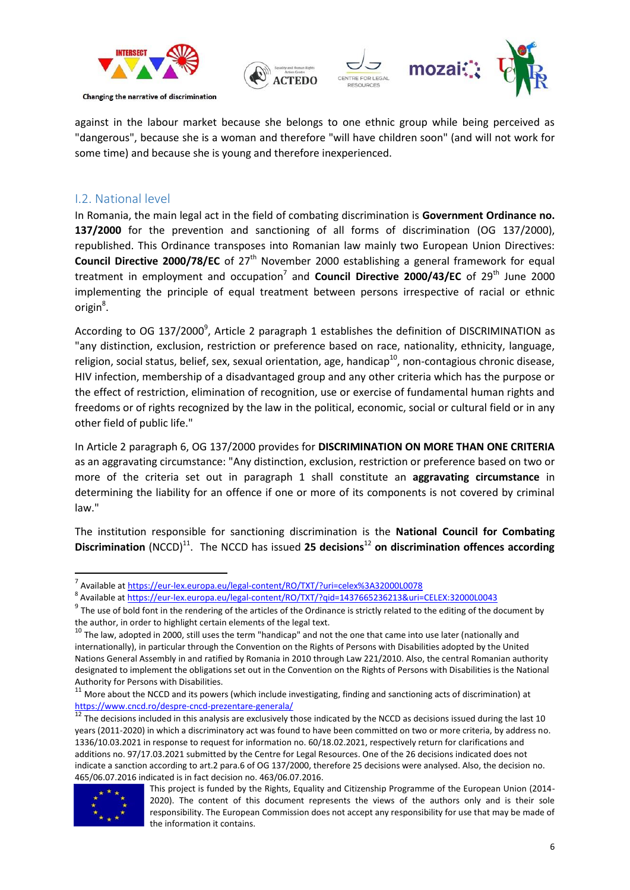against in the labour market because she belongs to one ethnic group while being perceived as "dangerous", because she is a woman and therefore "will have children soon" (and will not work for some time) and because she is young and therefore inexperienced.

## I.2. National level

In Romania, the main legal act in the field of combating discrimination is **Government Ordinance no. 137/2000** for the prevention and sanctioning of all forms of discrimination (OG 137/2000), republished. This Ordinance transposes into Romanian law mainly two European Union Directives: **Council Directive 2000/78/EC** of 27th November 2000 establishing a general framework for equal treatment in employment and occupation[7] and **Council Directive 2000/43/EC** of 29th June 2000 implementing the principle of equal treatment between persons irrespective of racial or ethnic origin[8].

According to OG 137/2000[9], Article 2 paragraph 1 establishes the definition of DISCRIMINATION as "any distinction, exclusion, restriction or preference based on race, nationality, ethnicity, language, religion, social status, belief, sex, sexual orientation, age, handicap[10], non-contagious chronic disease, HIV infection, membership of a disadvantaged group and any other criteria which has the purpose or the effect of restriction, elimination of recognition, use or exercise of fundamental human rights and freedoms or of rights recognized by the law in the political, economic, social or cultural field or in any other field of public life."

In Article 2 paragraph 6, OG 137/2000 provides for **DISCRIMINATION ON MORE THAN ONE CRITERIA** as an aggravating circumstance: "Any distinction, exclusion, restriction or preference based on two or more of the criteria set out in paragraph 1 shall constitute an **aggravating circumstance** in determining the liability for an offence if one or more of its components is not covered by criminal law."

The institution responsible for sanctioning discrimination is the **National Council for Combating Discrimination** (NCCD)[11]. The NCCD has issued **25 decisions**[12] **on discrimination offences according**

---

[7] Available at https://eur-lex.europa.eu/legal-content/RO/TXT/?uri=celex%3A32000L0078

[8] Available at https://eur-lex.europa.eu/legal-content/RO/TXT/?qid=1437665236213&uri=CELEX:32000L0043

[9] The use of bold font in the rendering of the articles of the Ordinance is strictly related to the editing of the document by the author, in order to highlight certain elements of the legal text.

[10] The law, adopted in 2000, still uses the term "handicap" and not the one that came into use later (nationally and internationally), in particular through the Convention on the Rights of Persons with Disabilities adopted by the United Nations General Assembly in and ratified by Romania in 2010 through Law 221/2010. Also, the central Romanian authority designated to implement the obligations set out in the Convention on the Rights of Persons with Disabilities is the National Authority for Persons with Disabilities.

[11] More about the NCCD and its powers (which include investigating, finding and sanctioning acts of discrimination) at https://www.cncd.ro/despre-cncd-prezentare-generala/

[12] The decisions included in this analysis are exclusively those indicated by the NCCD as decisions issued during the last 10 years (2011-2020) in which a discriminatory act was found to have been committed on two or more criteria, by address no. 1336/10.03.2021 in response to request for information no. 60/18.02.2021, respectively return for clarifications and additions no. 97/17.03.2021 submitted by the Centre for Legal Resources. One of the 26 decisions indicated does not indicate a sanction according to art.2 para.6 of OG 137/2000, therefore 25 decisions were analysed. Also, the decision no. 465/06.07.2016 indicated is in fact decision no. 463/06.07.2016.

This project is funded by the Rights, Equality and Citizenship Programme of the European Union (2014-2020). The content of this document represents the views of the authors only and is their sole responsibility. The European Commission does not accept any responsibility for use that may be made of the information it contains.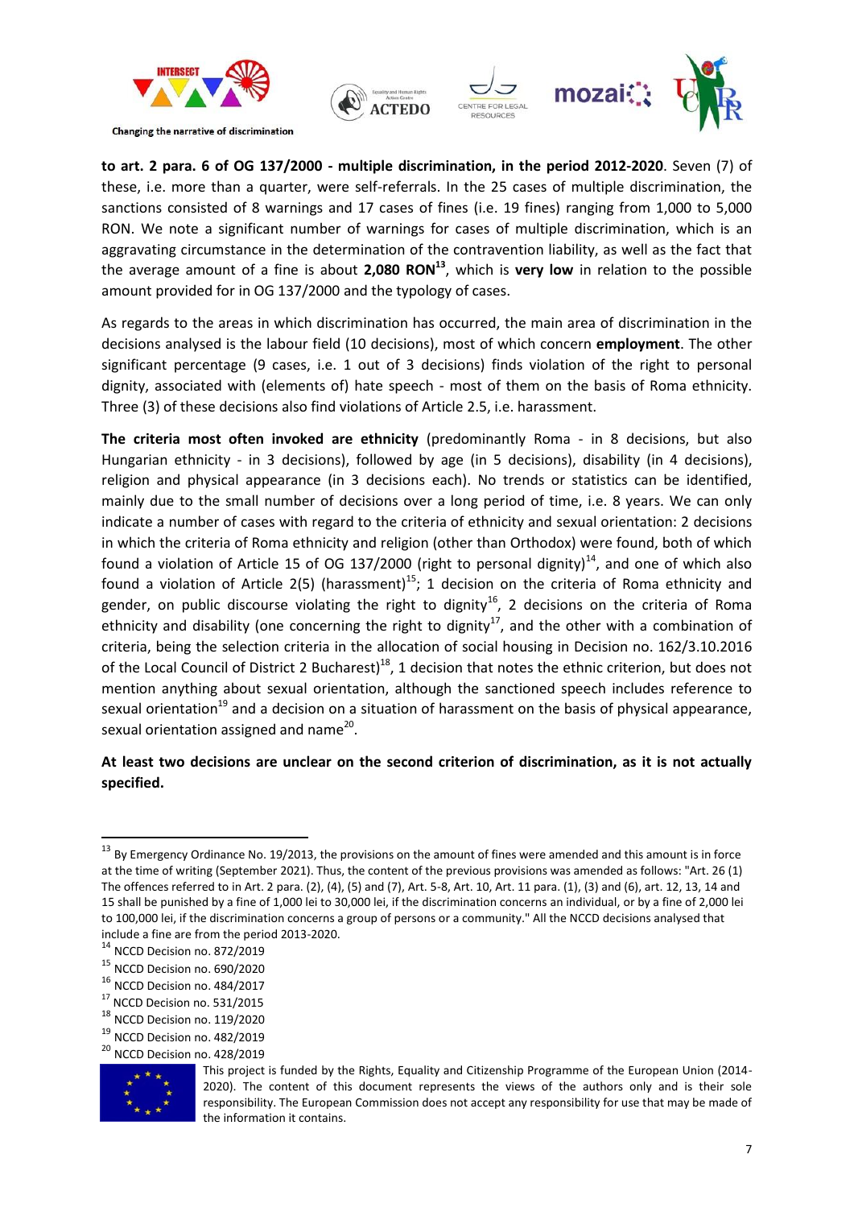**to art. 2 para. 6 of OG 137/2000 - multiple discrimination, in the period 2012-2020**. Seven (7) of these, i.e. more than a quarter, were self-referrals. In the 25 cases of multiple discrimination, the sanctions consisted of 8 warnings and 17 cases of fines (i.e. 19 fines) ranging from 1,000 to 5,000 RON. We note a significant number of warnings for cases of multiple discrimination, which is an aggravating circumstance in the determination of the contravention liability, as well as the fact that the average amount of a fine is about **2,080 RON**[13], which is **very low** in relation to the possible amount provided for in OG 137/2000 and the typology of cases.

As regards to the areas in which discrimination has occurred, the main area of discrimination in the decisions analysed is the labour field (10 decisions), most of which concern **employment**. The other significant percentage (9 cases, i.e. 1 out of 3 decisions) finds violation of the right to personal dignity, associated with (elements of) hate speech - most of them on the basis of Roma ethnicity. Three (3) of these decisions also find violations of Article 2.5, i.e. harassment.

**The criteria most often invoked are ethnicity** (predominantly Roma - in 8 decisions, but also Hungarian ethnicity - in 3 decisions), followed by age (in 5 decisions), disability (in 4 decisions), religion and physical appearance (in 3 decisions each). No trends or statistics can be identified, mainly due to the small number of decisions over a long period of time, i.e. 8 years. We can only indicate a number of cases with regard to the criteria of ethnicity and sexual orientation: 2 decisions in which the criteria of Roma ethnicity and religion (other than Orthodox) were found, both of which found a violation of Article 15 of OG 137/2000 (right to personal dignity)[14], and one of which also found a violation of Article 2(5) (harassment)[15]; 1 decision on the criteria of Roma ethnicity and gender, on public discourse violating the right to dignity[16], 2 decisions on the criteria of Roma ethnicity and disability (one concerning the right to dignity[17], and the other with a combination of criteria, being the selection criteria in the allocation of social housing in Decision no. 162/3.10.2016 of the Local Council of District 2 Bucharest)[18], 1 decision that notes the ethnic criterion, but does not mention anything about sexual orientation, although the sanctioned speech includes reference to sexual orientation[19] and a decision on a situation of harassment on the basis of physical appearance, sexual orientation assigned and name[20].

**At least two decisions are unclear on the second criterion of discrimination, as it is not actually specified.**

---

[13] By Emergency Ordinance No. 19/2013, the provisions on the amount of fines were amended and this amount is in force at the time of writing (September 2021). Thus, the content of the previous provisions was amended as follows: "Art. 26 (1) The offences referred to in Art. 2 para. (2), (4), (5) and (7), Art. 5-8, Art. 10, Art. 11 para. (1), (3) and (6), art. 12, 13, 14 and 15 shall be punished by a fine of 1,000 lei to 30,000 lei, if the discrimination concerns an individual, or by a fine of 2,000 lei to 100,000 lei, if the discrimination concerns a group of persons or a community." All the NCCD decisions analysed that include a fine are from the period 2013-2020.

[14] NCCD Decision no. 872/2019

[15] NCCD Decision no. 690/2020

[16] NCCD Decision no. 484/2017

[17] NCCD Decision no. 531/2015

[18] NCCD Decision no. 119/2020

[19] NCCD Decision no. 482/2019

[20] NCCD Decision no. 428/2019

This project is funded by the Rights, Equality and Citizenship Programme of the European Union (2014-2020). The content of this document represents the views of the authors only and is their sole responsibility. The European Commission does not accept any responsibility for use that may be made of the information it contains.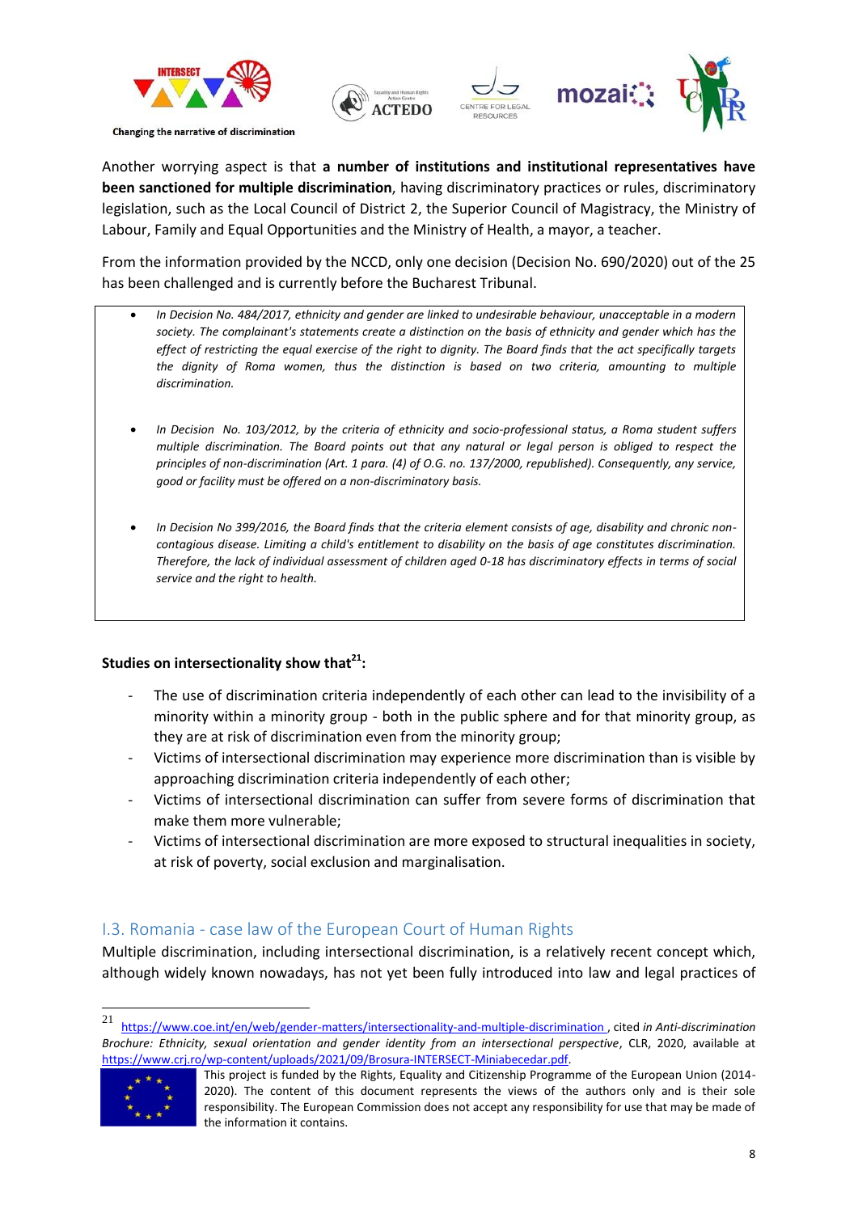Another worrying aspect is that **a number of institutions and institutional representatives have been sanctioned for multiple discrimination**, having discriminatory practices or rules, discriminatory legislation, such as the Local Council of District 2, the Superior Council of Magistracy, the Ministry of Labour, Family and Equal Opportunities and the Ministry of Health, a mayor, a teacher.

From the information provided by the NCCD, only one decision (Decision No. 690/2020) out of the 25 has been challenged and is currently before the Bucharest Tribunal.

- *In Decision No. 484/2017, ethnicity and gender are linked to undesirable behaviour, unacceptable in a modern society. The complainant's statements create a distinction on the basis of ethnicity and gender which has the effect of restricting the equal exercise of the right to dignity. The Board finds that the act specifically targets the dignity of Roma women, thus the distinction is based on two criteria, amounting to multiple discrimination.*
- *In Decision No. 103/2012, by the criteria of ethnicity and socio-professional status, a Roma student suffers multiple discrimination. The Board points out that any natural or legal person is obliged to respect the principles of non-discrimination (Art. 1 para. (4) of O.G. no. 137/2000, republished). Consequently, any service, good or facility must be offered on a non-discriminatory basis.*
- *In Decision No 399/2016, the Board finds that the criteria element consists of age, disability and chronic non-contagious disease. Limiting a child's entitlement to disability on the basis of age constitutes discrimination. Therefore, the lack of individual assessment of children aged 0-18 has discriminatory effects in terms of social service and the right to health.*

**Studies on intersectionality show that[21]:**

- The use of discrimination criteria independently of each other can lead to the invisibility of a minority within a minority group - both in the public sphere and for that minority group, as they are at risk of discrimination even from the minority group;
- Victims of intersectional discrimination may experience more discrimination than is visible by approaching discrimination criteria independently of each other;
- Victims of intersectional discrimination can suffer from severe forms of discrimination that make them more vulnerable;
- Victims of intersectional discrimination are more exposed to structural inequalities in society, at risk of poverty, social exclusion and marginalisation.

## I.3. Romania - case law of the European Court of Human Rights

Multiple discrimination, including intersectional discrimination, is a relatively recent concept which, although widely known nowadays, has not yet been fully introduced into law and legal practices of

---

[21] https://www.coe.int/en/web/gender-matters/intersectionality-and-multiple-discrimination , cited *in Anti-discrimination Brochure: Ethnicity, sexual orientation and gender identity from an intersectional perspective*, CLR, 2020, available at https://www.crj.ro/wp-content/uploads/2021/09/Brosura-INTERSECT-Miniabecedar.pdf.

This project is funded by the Rights, Equality and Citizenship Programme of the European Union (2014-2020). The content of this document represents the views of the authors only and is their sole responsibility. The European Commission does not accept any responsibility for use that may be made of the information it contains.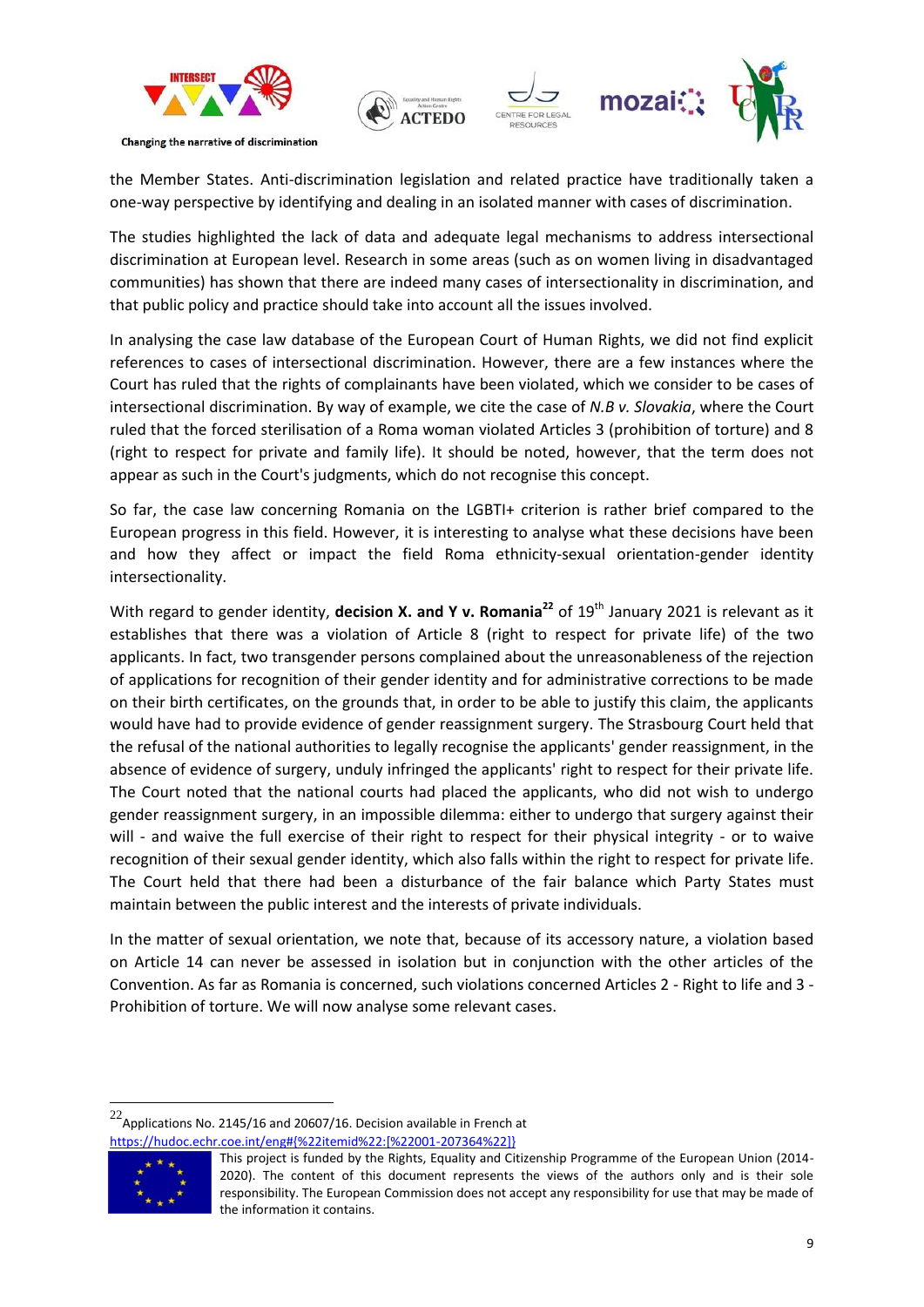the Member States. Anti-discrimination legislation and related practice have traditionally taken a one-way perspective by identifying and dealing in an isolated manner with cases of discrimination.

The studies highlighted the lack of data and adequate legal mechanisms to address intersectional discrimination at European level. Research in some areas (such as on women living in disadvantaged communities) has shown that there are indeed many cases of intersectionality in discrimination, and that public policy and practice should take into account all the issues involved.

In analysing the case law database of the European Court of Human Rights, we did not find explicit references to cases of intersectional discrimination. However, there are a few instances where the Court has ruled that the rights of complainants have been violated, which we consider to be cases of intersectional discrimination. By way of example, we cite the case of *N.B v. Slovakia*, where the Court ruled that the forced sterilisation of a Roma woman violated Articles 3 (prohibition of torture) and 8 (right to respect for private and family life). It should be noted, however, that the term does not appear as such in the Court's judgments, which do not recognise this concept.

So far, the case law concerning Romania on the LGBTI+ criterion is rather brief compared to the European progress in this field. However, it is interesting to analyse what these decisions have been and how they affect or impact the field Roma ethnicity-sexual orientation-gender identity intersectionality.

With regard to gender identity, **decision X. and Y v. Romania**[22] of 19th January 2021 is relevant as it establishes that there was a violation of Article 8 (right to respect for private life) of the two applicants. In fact, two transgender persons complained about the unreasonableness of the rejection of applications for recognition of their gender identity and for administrative corrections to be made on their birth certificates, on the grounds that, in order to be able to justify this claim, the applicants would have had to provide evidence of gender reassignment surgery. The Strasbourg Court held that the refusal of the national authorities to legally recognise the applicants' gender reassignment, in the absence of evidence of surgery, unduly infringed the applicants' right to respect for their private life. The Court noted that the national courts had placed the applicants, who did not wish to undergo gender reassignment surgery, in an impossible dilemma: either to undergo that surgery against their will - and waive the full exercise of their right to respect for their physical integrity - or to waive recognition of their sexual gender identity, which also falls within the right to respect for private life. The Court held that there had been a disturbance of the fair balance which Party States must maintain between the public interest and the interests of private individuals.

In the matter of sexual orientation, we note that, because of its accessory nature, a violation based on Article 14 can never be assessed in isolation but in conjunction with the other articles of the Convention. As far as Romania is concerned, such violations concerned Articles 2 - Right to life and 3 - Prohibition of torture. We will now analyse some relevant cases.

---

[22] Applications No. 2145/16 and 20607/16. Decision available in French at https://hudoc.echr.coe.int/eng#{%22itemid%22:[%22001-207364%22]}

This project is funded by the Rights, Equality and Citizenship Programme of the European Union (2014-2020). The content of this document represents the views of the authors only and is their sole responsibility. The European Commission does not accept any responsibility for use that may be made of the information it contains.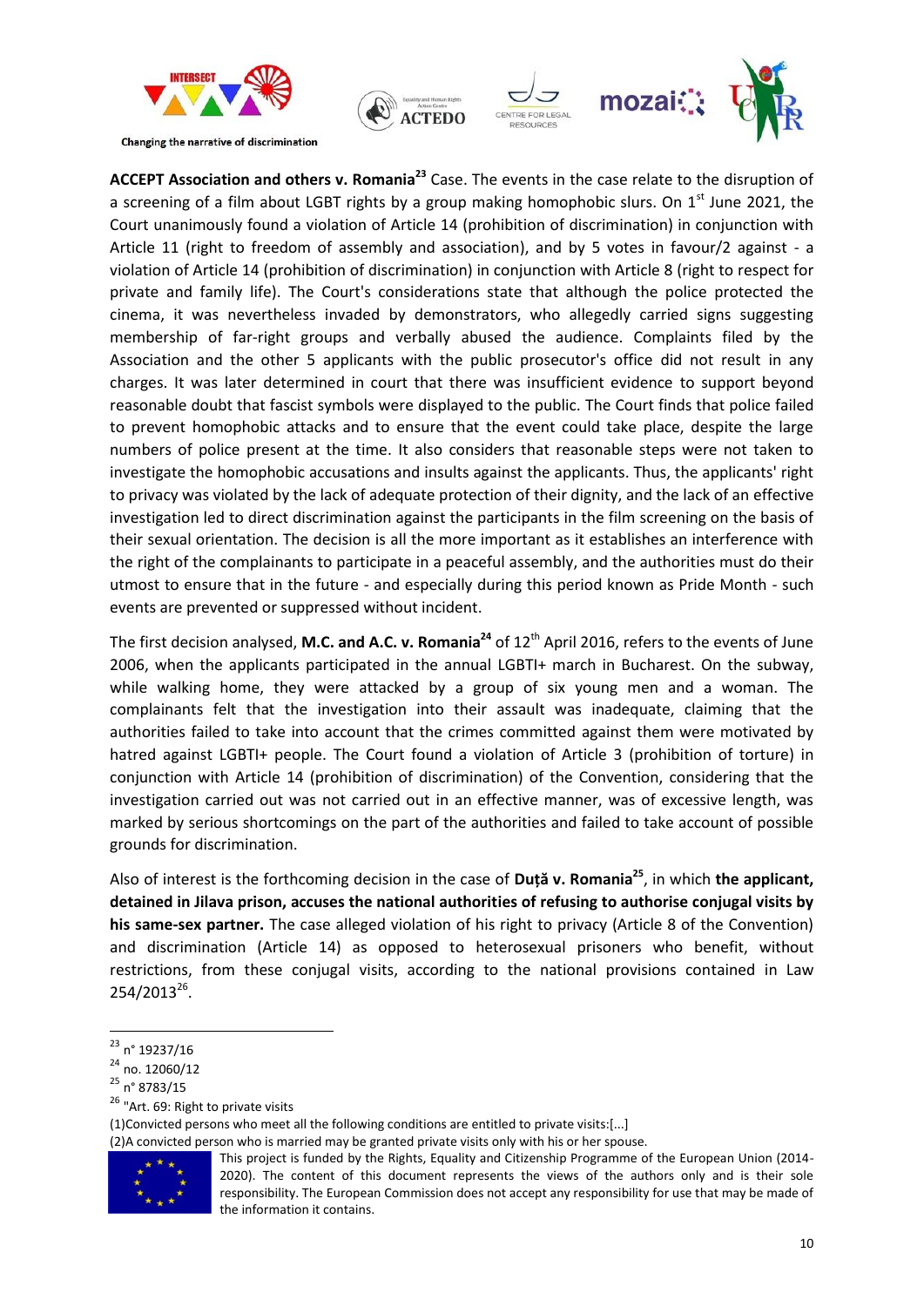**ACCEPT Association and others v. Romania**[23] Case. The events in the case relate to the disruption of a screening of a film about LGBT rights by a group making homophobic slurs. On 1st June 2021, the Court unanimously found a violation of Article 14 (prohibition of discrimination) in conjunction with Article 11 (right to freedom of assembly and association), and by 5 votes in favour/2 against - a violation of Article 14 (prohibition of discrimination) in conjunction with Article 8 (right to respect for private and family life). The Court's considerations state that although the police protected the cinema, it was nevertheless invaded by demonstrators, who allegedly carried signs suggesting membership of far-right groups and verbally abused the audience. Complaints filed by the Association and the other 5 applicants with the public prosecutor's office did not result in any charges. It was later determined in court that there was insufficient evidence to support beyond reasonable doubt that fascist symbols were displayed to the public. The Court finds that police failed to prevent homophobic attacks and to ensure that the event could take place, despite the large numbers of police present at the time. It also considers that reasonable steps were not taken to investigate the homophobic accusations and insults against the applicants. Thus, the applicants' right to privacy was violated by the lack of adequate protection of their dignity, and the lack of an effective investigation led to direct discrimination against the participants in the film screening on the basis of their sexual orientation. The decision is all the more important as it establishes an interference with the right of the complainants to participate in a peaceful assembly, and the authorities must do their utmost to ensure that in the future - and especially during this period known as Pride Month - such events are prevented or suppressed without incident.

The first decision analysed, **M.C. and A.C. v. Romania**[24] of 12th April 2016, refers to the events of June 2006, when the applicants participated in the annual LGBTI+ march in Bucharest. On the subway, while walking home, they were attacked by a group of six young men and a woman. The complainants felt that the investigation into their assault was inadequate, claiming that the authorities failed to take into account that the crimes committed against them were motivated by hatred against LGBTI+ people. The Court found a violation of Article 3 (prohibition of torture) in conjunction with Article 14 (prohibition of discrimination) of the Convention, considering that the investigation carried out was not carried out in an effective manner, was of excessive length, was marked by serious shortcomings on the part of the authorities and failed to take account of possible grounds for discrimination.

Also of interest is the forthcoming decision in the case of **Duță v. Romania**[25], in which **the applicant, detained in Jilava prison, accuses the national authorities of refusing to authorise conjugal visits by his same-sex partner.** The case alleged violation of his right to privacy (Article 8 of the Convention) and discrimination (Article 14) as opposed to heterosexual prisoners who benefit, without restrictions, from these conjugal visits, according to the national provisions contained in Law 254/2013[26].

---

[23] n° 19237/16

[24] no. 12060/12

[25] n° 8783/15

[26] "Art. 69: Right to private visits

(1)Convicted persons who meet all the following conditions are entitled to private visits:[...]

(2)A convicted person who is married may be granted private visits only with his or her spouse.

This project is funded by the Rights, Equality and Citizenship Programme of the European Union (2014-2020). The content of this document represents the views of the authors only and is their sole responsibility. The European Commission does not accept any responsibility for use that may be made of the information it contains.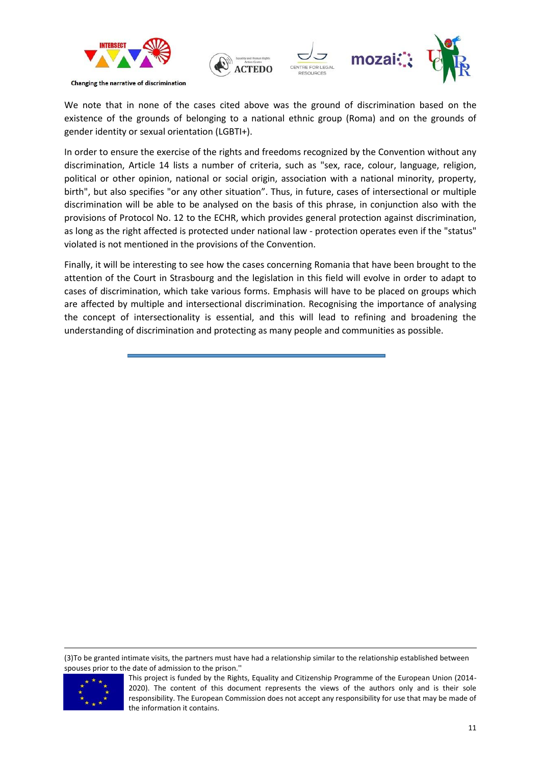We note that in none of the cases cited above was the ground of discrimination based on the existence of the grounds of belonging to a national ethnic group (Roma) and on the grounds of gender identity or sexual orientation (LGBTI+).

In order to ensure the exercise of the rights and freedoms recognized by the Convention without any discrimination, Article 14 lists a number of criteria, such as "sex, race, colour, language, religion, political or other opinion, national or social origin, association with a national minority, property, birth", but also specifies "or any other situation". Thus, in future, cases of intersectional or multiple discrimination will be able to be analysed on the basis of this phrase, in conjunction also with the provisions of Protocol No. 12 to the ECHR, which provides general protection against discrimination, as long as the right affected is protected under national law - protection operates even if the "status" violated is not mentioned in the provisions of the Convention.

Finally, it will be interesting to see how the cases concerning Romania that have been brought to the attention of the Court in Strasbourg and the legislation in this field will evolve in order to adapt to cases of discrimination, which take various forms. Emphasis will have to be placed on groups which are affected by multiple and intersectional discrimination. Recognising the importance of analysing the concept of intersectionality is essential, and this will lead to refining and broadening the understanding of discrimination and protecting as many people and communities as possible.

---

(3)To be granted intimate visits, the partners must have had a relationship similar to the relationship established between spouses prior to the date of admission to the prison.''

This project is funded by the Rights, Equality and Citizenship Programme of the European Union (2014-2020). The content of this document represents the views of the authors only and is their sole responsibility. The European Commission does not accept any responsibility for use that may be made of the information it contains.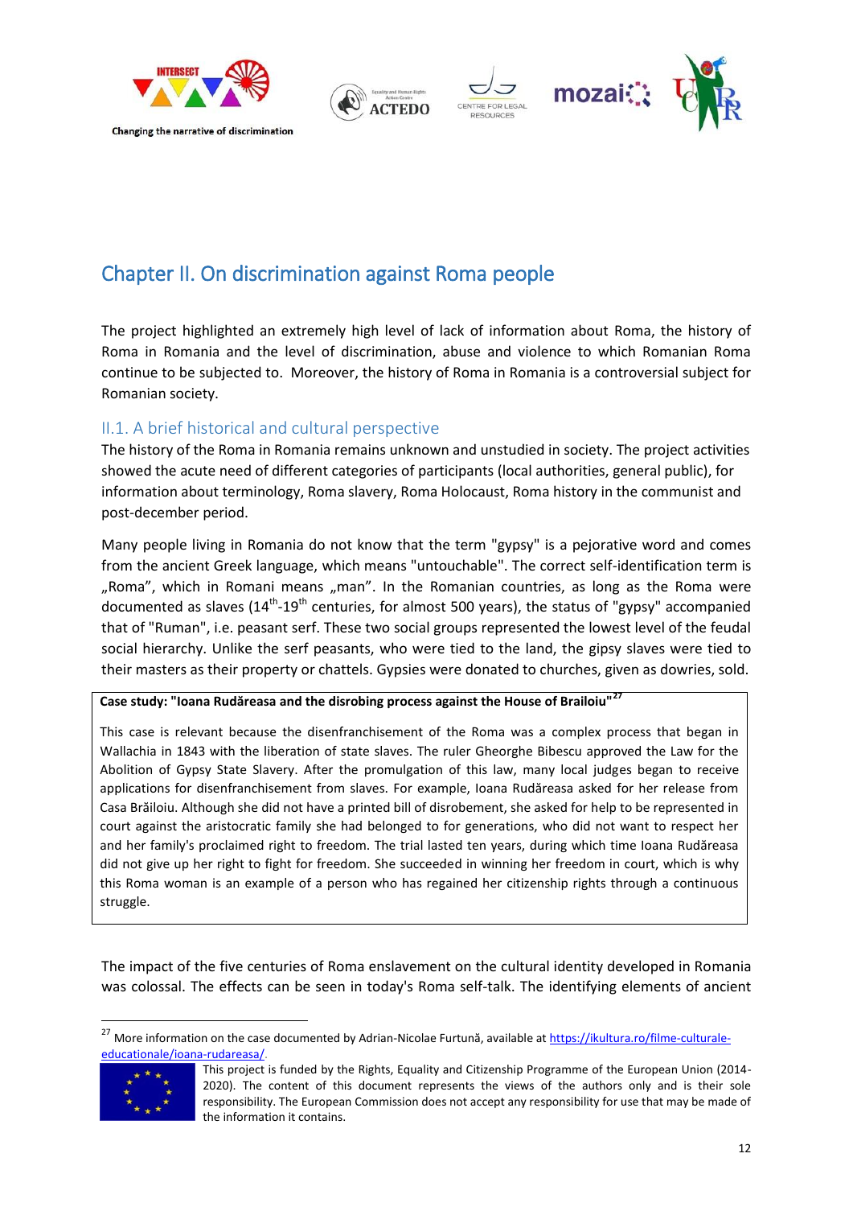## Chapter II. On discrimination against Roma people

The project highlighted an extremely high level of lack of information about Roma, the history of Roma in Romania and the level of discrimination, abuse and violence to which Romanian Roma continue to be subjected to. Moreover, the history of Roma in Romania is a controversial subject for Romanian society.

### II.1. A brief historical and cultural perspective

The history of the Roma in Romania remains unknown and unstudied in society. The project activities showed the acute need of different categories of participants (local authorities, general public), for information about terminology, Roma slavery, Roma Holocaust, Roma history in the communist and post-december period.

Many people living in Romania do not know that the term "gypsy" is a pejorative word and comes from the ancient Greek language, which means "untouchable". The correct self-identification term is „Roma", which in Romani means „man". In the Romanian countries, as long as the Roma were documented as slaves (14th-19th centuries, for almost 500 years), the status of "gypsy" accompanied that of "Ruman", i.e. peasant serf. These two social groups represented the lowest level of the feudal social hierarchy. Unlike the serf peasants, who were tied to the land, the gipsy slaves were tied to their masters as their property or chattels. Gypsies were donated to churches, given as dowries, sold.

**Case study: "Ioana Rudăreasa and the disrobing process against the House of Brailoiu"**[27]

This case is relevant because the disenfranchisement of the Roma was a complex process that began in Wallachia in 1843 with the liberation of state slaves. The ruler Gheorghe Bibescu approved the Law for the Abolition of Gypsy State Slavery. After the promulgation of this law, many local judges began to receive applications for disenfranchisement from slaves. For example, Ioana Rudăreasa asked for her release from Casa Brăiloiu. Although she did not have a printed bill of disrobement, she asked for help to be represented in court against the aristocratic family she had belonged to for generations, who did not want to respect her and her family's proclaimed right to freedom. The trial lasted ten years, during which time Ioana Rudăreasa did not give up her right to fight for freedom. She succeeded in winning her freedom in court, which is why this Roma woman is an example of a person who has regained her citizenship rights through a continuous struggle.

The impact of the five centuries of Roma enslavement on the cultural identity developed in Romania was colossal. The effects can be seen in today's Roma self-talk. The identifying elements of ancient

[27] More information on the case documented by Adrian-Nicolae Furtună, available at https://ikultura.ro/filme-culturale-educationale/ioana-rudareasa/.

This project is funded by the Rights, Equality and Citizenship Programme of the European Union (2014-2020). The content of this document represents the views of the authors only and is their sole responsibility. The European Commission does not accept any responsibility for use that may be made of the information it contains.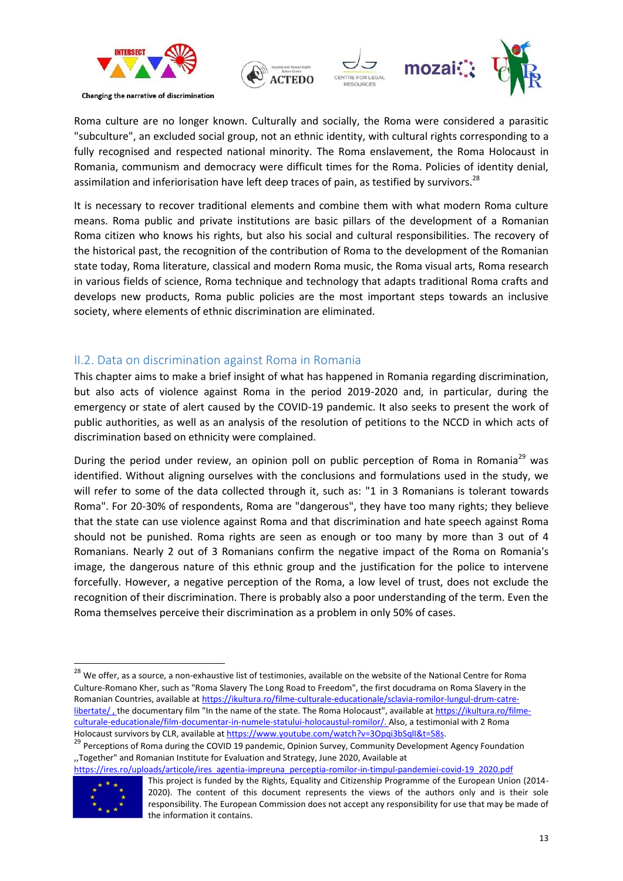Roma culture are no longer known. Culturally and socially, the Roma were considered a parasitic "subculture", an excluded social group, not an ethnic identity, with cultural rights corresponding to a fully recognised and respected national minority. The Roma enslavement, the Roma Holocaust in Romania, communism and democracy were difficult times for the Roma. Policies of identity denial, assimilation and inferiorisation have left deep traces of pain, as testified by survivors.[28]

It is necessary to recover traditional elements and combine them with what modern Roma culture means. Roma public and private institutions are basic pillars of the development of a Romanian Roma citizen who knows his rights, but also his social and cultural responsibilities. The recovery of the historical past, the recognition of the contribution of Roma to the development of the Romanian state today, Roma literature, classical and modern Roma music, the Roma visual arts, Roma research in various fields of science, Roma technique and technology that adapts traditional Roma crafts and develops new products, Roma public policies are the most important steps towards an inclusive society, where elements of ethnic discrimination are eliminated.

## II.2. Data on discrimination against Roma in Romania

This chapter aims to make a brief insight of what has happened in Romania regarding discrimination, but also acts of violence against Roma in the period 2019-2020 and, in particular, during the emergency or state of alert caused by the COVID-19 pandemic. It also seeks to present the work of public authorities, as well as an analysis of the resolution of petitions to the NCCD in which acts of discrimination based on ethnicity were complained.

During the period under review, an opinion poll on public perception of Roma in Romania[29] was identified. Without aligning ourselves with the conclusions and formulations used in the study, we will refer to some of the data collected through it, such as: "1 in 3 Romanians is tolerant towards Roma". For 20-30% of respondents, Roma are "dangerous", they have too many rights; they believe that the state can use violence against Roma and that discrimination and hate speech against Roma should not be punished. Roma rights are seen as enough or too many by more than 3 out of 4 Romanians. Nearly 2 out of 3 Romanians confirm the negative impact of the Roma on Romania's image, the dangerous nature of this ethnic group and the justification for the police to intervene forcefully. However, a negative perception of the Roma, a low level of trust, does not exclude the recognition of their discrimination. There is probably also a poor understanding of the term. Even the Roma themselves perceive their discrimination as a problem in only 50% of cases.

---

[28] We offer, as a source, a non-exhaustive list of testimonies, available on the website of the National Centre for Roma Culture-Romano Kher, such as "Roma Slavery The Long Road to Freedom", the first docudrama on Roma Slavery in the Romanian Countries, available at https://ikultura.ro/filme-culturale-educationale/sclavia-romilor-lungul-drum-catre-libertate/ , the documentary film "In the name of the state. The Roma Holocaust", available at https://ikultura.ro/filme-culturale-educationale/film-documentar-in-numele-statului-holocaustul-romilor/. Also, a testimonial with 2 Roma Holocaust survivors by CLR, available at https://www.youtube.com/watch?v=3Opqi3bSqlI&t=58s.

[29] Perceptions of Roma during the COVID 19 pandemic, Opinion Survey, Community Development Agency Foundation ,,Together" and Romanian Institute for Evaluation and Strategy, June 2020, Available at https://ires.ro/uploads/articole/ires_agentia-impreuna_perceptia-romilor-in-timpul-pandemiei-covid-19_2020.pdf

This project is funded by the Rights, Equality and Citizenship Programme of the European Union (2014-2020). The content of this document represents the views of the authors only and is their sole responsibility. The European Commission does not accept any responsibility for use that may be made of the information it contains.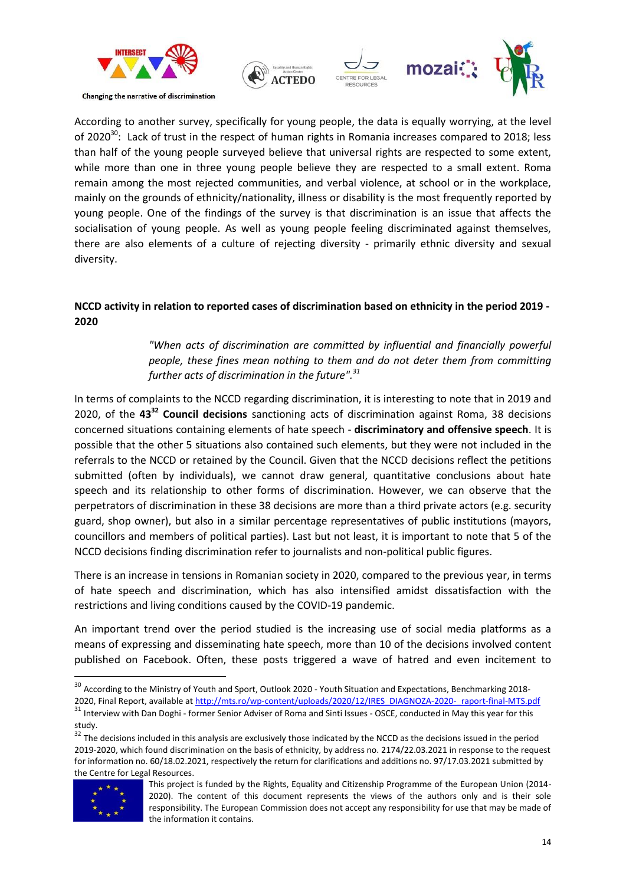According to another survey, specifically for young people, the data is equally worrying, at the level of 2020[30]: Lack of trust in the respect of human rights in Romania increases compared to 2018; less than half of the young people surveyed believe that universal rights are respected to some extent, while more than one in three young people believe they are respected to a small extent. Roma remain among the most rejected communities, and verbal violence, at school or in the workplace, mainly on the grounds of ethnicity/nationality, illness or disability is the most frequently reported by young people. One of the findings of the survey is that discrimination is an issue that affects the socialisation of young people. As well as young people feeling discriminated against themselves, there are also elements of a culture of rejecting diversity - primarily ethnic diversity and sexual diversity.

**NCCD activity in relation to reported cases of discrimination based on ethnicity in the period 2019 - 2020**

> *"When acts of discrimination are committed by influential and financially powerful people, these fines mean nothing to them and do not deter them from committing further acts of discrimination in the future".*[31]

In terms of complaints to the NCCD regarding discrimination, it is interesting to note that in 2019 and 2020, of the **43**[32] **Council decisions** sanctioning acts of discrimination against Roma, 38 decisions concerned situations containing elements of hate speech - **discriminatory and offensive speech**. It is possible that the other 5 situations also contained such elements, but they were not included in the referrals to the NCCD or retained by the Council. Given that the NCCD decisions reflect the petitions submitted (often by individuals), we cannot draw general, quantitative conclusions about hate speech and its relationship to other forms of discrimination. However, we can observe that the perpetrators of discrimination in these 38 decisions are more than a third private actors (e.g. security guard, shop owner), but also in a similar percentage representatives of public institutions (mayors, councillors and members of political parties). Last but not least, it is important to note that 5 of the NCCD decisions finding discrimination refer to journalists and non-political public figures.

There is an increase in tensions in Romanian society in 2020, compared to the previous year, in terms of hate speech and discrimination, which has also intensified amidst dissatisfaction with the restrictions and living conditions caused by the COVID-19 pandemic.

An important trend over the period studied is the increasing use of social media platforms as a means of expressing and disseminating hate speech, more than 10 of the decisions involved content published on Facebook. Often, these posts triggered a wave of hatred and even incitement to

---

[30] According to the Ministry of Youth and Sport, Outlook 2020 - Youth Situation and Expectations, Benchmarking 2018-2020, Final Report, available at http://mts.ro/wp-content/uploads/2020/12/IRES_DIAGNOZA-2020-_raport-final-MTS.pdf

[31] Interview with Dan Doghi - former Senior Adviser of Roma and Sinti Issues - OSCE, conducted in May this year for this study.

[32] The decisions included in this analysis are exclusively those indicated by the NCCD as the decisions issued in the period 2019-2020, which found discrimination on the basis of ethnicity, by address no. 2174/22.03.2021 in response to the request for information no. 60/18.02.2021, respectively the return for clarifications and additions no. 97/17.03.2021 submitted by the Centre for Legal Resources.

This project is funded by the Rights, Equality and Citizenship Programme of the European Union (2014-2020). The content of this document represents the views of the authors only and is their sole responsibility. The European Commission does not accept any responsibility for use that may be made of the information it contains.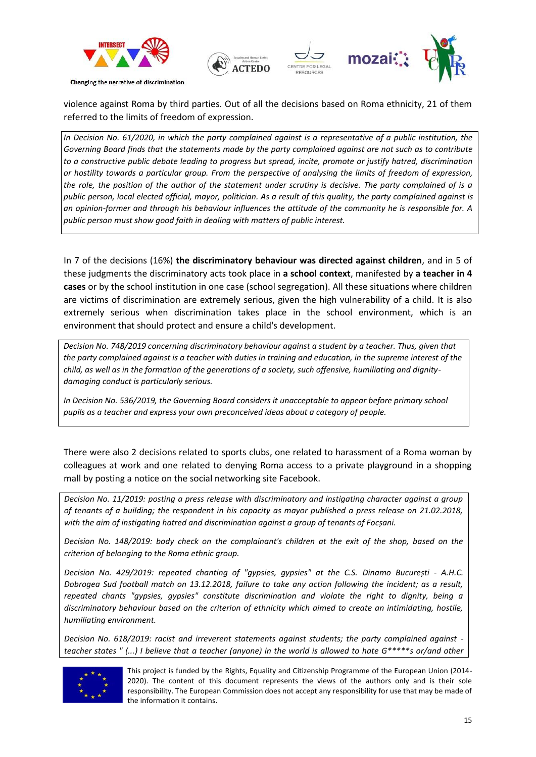violence against Roma by third parties. Out of all the decisions based on Roma ethnicity, 21 of them referred to the limits of freedom of expression.

> *In Decision No. 61/2020, in which the party complained against is a representative of a public institution, the Governing Board finds that the statements made by the party complained against are not such as to contribute to a constructive public debate leading to progress but spread, incite, promote or justify hatred, discrimination or hostility towards a particular group. From the perspective of analysing the limits of freedom of expression, the role, the position of the author of the statement under scrutiny is decisive. The party complained of is a public person, local elected official, mayor, politician. As a result of this quality, the party complained against is an opinion-former and through his behaviour influences the attitude of the community he is responsible for. A public person must show good faith in dealing with matters of public interest.*

In 7 of the decisions (16%) **the discriminatory behaviour was directed against children**, and in 5 of these judgments the discriminatory acts took place in **a school context**, manifested by **a teacher in 4 cases** or by the school institution in one case (school segregation). All these situations where children are victims of discrimination are extremely serious, given the high vulnerability of a child. It is also extremely serious when discrimination takes place in the school environment, which is an environment that should protect and ensure a child's development.

> *Decision No. 748/2019 concerning discriminatory behaviour against a student by a teacher. Thus, given that the party complained against is a teacher with duties in training and education, in the supreme interest of the child, as well as in the formation of the generations of a society, such offensive, humiliating and dignity-damaging conduct is particularly serious.*
>
> *In Decision No. 536/2019, the Governing Board considers it unacceptable to appear before primary school pupils as a teacher and express your own preconceived ideas about a category of people.*

There were also 2 decisions related to sports clubs, one related to harassment of a Roma woman by colleagues at work and one related to denying Roma access to a private playground in a shopping mall by posting a notice on the social networking site Facebook.

> *Decision No. 11/2019: posting a press release with discriminatory and instigating character against a group of tenants of a building; the respondent in his capacity as mayor published a press release on 21.02.2018, with the aim of instigating hatred and discrimination against a group of tenants of Focșani.*
>
> *Decision No. 148/2019: body check on the complainant's children at the exit of the shop, based on the criterion of belonging to the Roma ethnic group.*
>
> *Decision No. 429/2019: repeated chanting of "gypsies, gypsies" at the C.S. Dinamo București - A.H.C. Dobrogea Sud football match on 13.12.2018, failure to take any action following the incident; as a result, repeated chants "gypsies, gypsies" constitute discrimination and violate the right to dignity, being a discriminatory behaviour based on the criterion of ethnicity which aimed to create an intimidating, hostile, humiliating environment.*
>
> *Decision No. 618/2019: racist and irreverent statements against students; the party complained against - teacher states " (...) I believe that a teacher (anyone) in the world is allowed to hate G*****s or/and other*

This project is funded by the Rights, Equality and Citizenship Programme of the European Union (2014-2020). The content of this document represents the views of the authors only and is their sole responsibility. The European Commission does not accept any responsibility for use that may be made of the information it contains.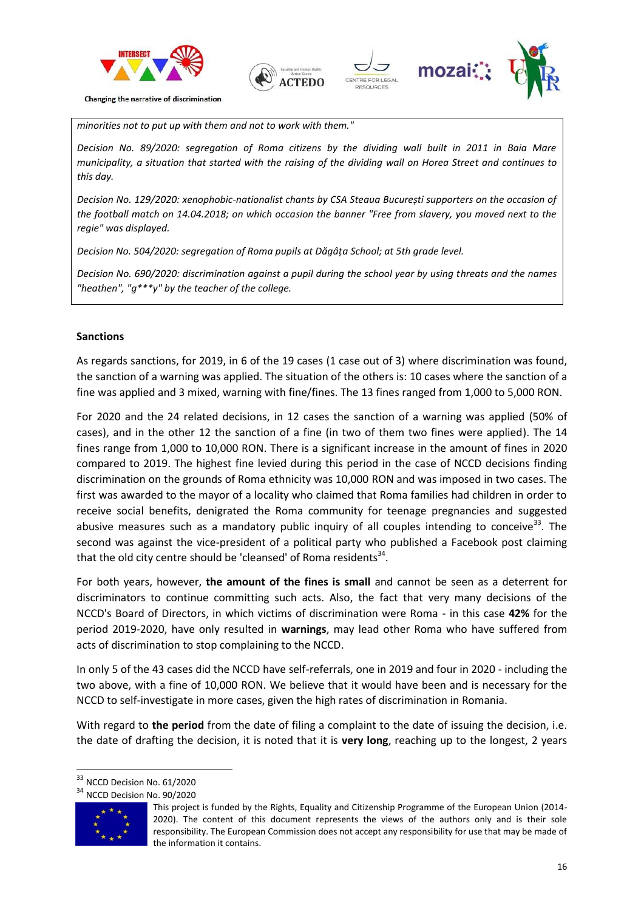*minorities not to put up with them and not to work with them."*

*Decision No. 89/2020: segregation of Roma citizens by the dividing wall built in 2011 in Baia Mare municipality, a situation that started with the raising of the dividing wall on Horea Street and continues to this day.*

*Decision No. 129/2020: xenophobic-nationalist chants by CSA Steaua București supporters on the occasion of the football match on 14.04.2018; on which occasion the banner "Free from slavery, you moved next to the regie" was displayed.*

*Decision No. 504/2020: segregation of Roma pupils at Dăgâța School; at 5th grade level.*

*Decision No. 690/2020: discrimination against a pupil during the school year by using threats and the names "heathen", "g***y" by the teacher of the college.*

**Sanctions**

As regards sanctions, for 2019, in 6 of the 19 cases (1 case out of 3) where discrimination was found, the sanction of a warning was applied. The situation of the others is: 10 cases where the sanction of a fine was applied and 3 mixed, warning with fine/fines. The 13 fines ranged from 1,000 to 5,000 RON.

For 2020 and the 24 related decisions, in 12 cases the sanction of a warning was applied (50% of cases), and in the other 12 the sanction of a fine (in two of them two fines were applied). The 14 fines range from 1,000 to 10,000 RON. There is a significant increase in the amount of fines in 2020 compared to 2019. The highest fine levied during this period in the case of NCCD decisions finding discrimination on the grounds of Roma ethnicity was 10,000 RON and was imposed in two cases. The first was awarded to the mayor of a locality who claimed that Roma families had children in order to receive social benefits, denigrated the Roma community for teenage pregnancies and suggested abusive measures such as a mandatory public inquiry of all couples intending to conceive[33]. The second was against the vice-president of a political party who published a Facebook post claiming that the old city centre should be 'cleansed' of Roma residents[34].

For both years, however, **the amount of the fines is small** and cannot be seen as a deterrent for discriminators to continue committing such acts. Also, the fact that very many decisions of the NCCD's Board of Directors, in which victims of discrimination were Roma - in this case **42%** for the period 2019-2020, have only resulted in **warnings**, may lead other Roma who have suffered from acts of discrimination to stop complaining to the NCCD.

In only 5 of the 43 cases did the NCCD have self-referrals, one in 2019 and four in 2020 - including the two above, with a fine of 10,000 RON. We believe that it would have been and is necessary for the NCCD to self-investigate in more cases, given the high rates of discrimination in Romania.

With regard to **the period** from the date of filing a complaint to the date of issuing the decision, i.e. the date of drafting the decision, it is noted that it is **very long**, reaching up to the longest, 2 years

[33] NCCD Decision No. 61/2020

[34] NCCD Decision No. 90/2020

This project is funded by the Rights, Equality and Citizenship Programme of the European Union (2014-2020). The content of this document represents the views of the authors only and is their sole responsibility. The European Commission does not accept any responsibility for use that may be made of the information it contains.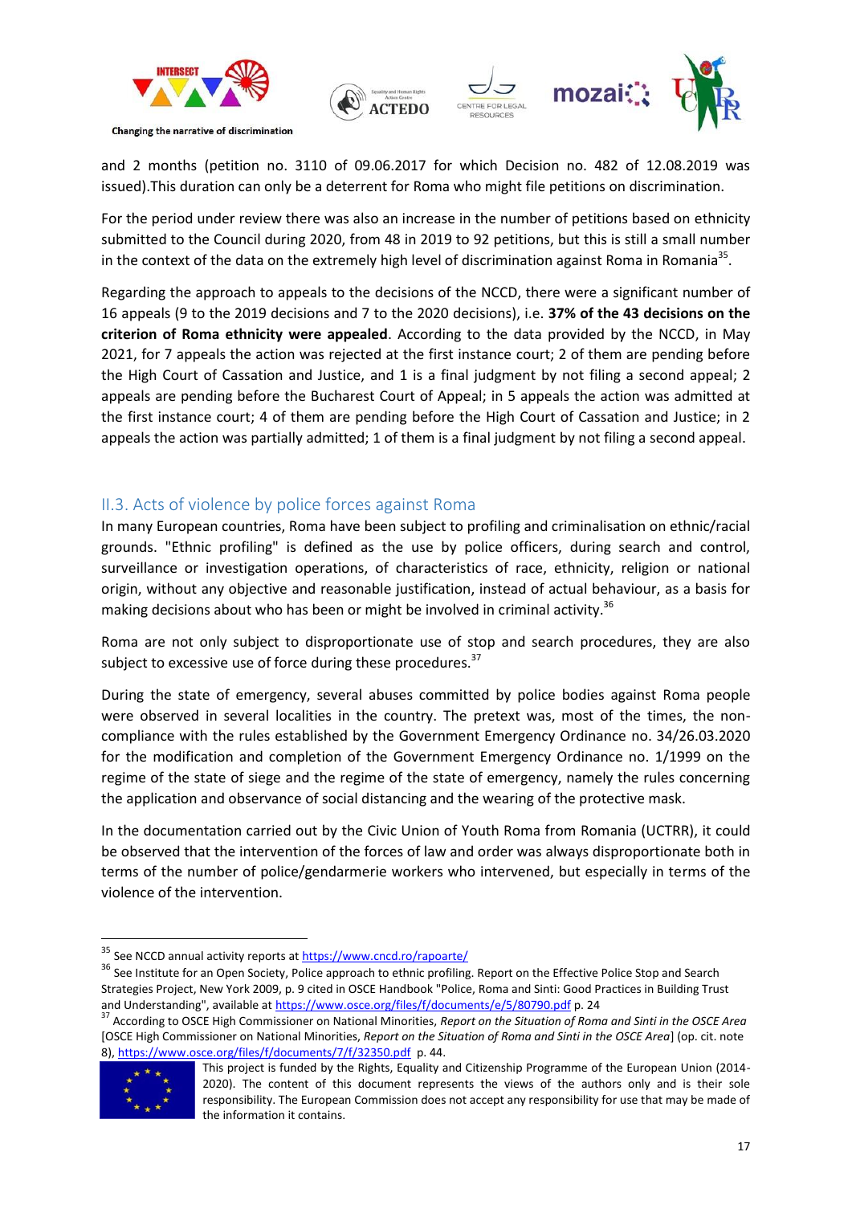and 2 months (petition no. 3110 of 09.06.2017 for which Decision no. 482 of 12.08.2019 was issued).This duration can only be a deterrent for Roma who might file petitions on discrimination.

For the period under review there was also an increase in the number of petitions based on ethnicity submitted to the Council during 2020, from 48 in 2019 to 92 petitions, but this is still a small number in the context of the data on the extremely high level of discrimination against Roma in Romania[35].

Regarding the approach to appeals to the decisions of the NCCD, there were a significant number of 16 appeals (9 to the 2019 decisions and 7 to the 2020 decisions), i.e. **37% of the 43 decisions on the criterion of Roma ethnicity were appealed**. According to the data provided by the NCCD, in May 2021, for 7 appeals the action was rejected at the first instance court; 2 of them are pending before the High Court of Cassation and Justice, and 1 is a final judgment by not filing a second appeal; 2 appeals are pending before the Bucharest Court of Appeal; in 5 appeals the action was admitted at the first instance court; 4 of them are pending before the High Court of Cassation and Justice; in 2 appeals the action was partially admitted; 1 of them is a final judgment by not filing a second appeal.

## II.3. Acts of violence by police forces against Roma

In many European countries, Roma have been subject to profiling and criminalisation on ethnic/racial grounds. "Ethnic profiling" is defined as the use by police officers, during search and control, surveillance or investigation operations, of characteristics of race, ethnicity, religion or national origin, without any objective and reasonable justification, instead of actual behaviour, as a basis for making decisions about who has been or might be involved in criminal activity.[36]

Roma are not only subject to disproportionate use of stop and search procedures, they are also subject to excessive use of force during these procedures.[37]

During the state of emergency, several abuses committed by police bodies against Roma people were observed in several localities in the country. The pretext was, most of the times, the non-compliance with the rules established by the Government Emergency Ordinance no. 34/26.03.2020 for the modification and completion of the Government Emergency Ordinance no. 1/1999 on the regime of the state of siege and the regime of the state of emergency, namely the rules concerning the application and observance of social distancing and the wearing of the protective mask.

In the documentation carried out by the Civic Union of Youth Roma from Romania (UCTRR), it could be observed that the intervention of the forces of law and order was always disproportionate both in terms of the number of police/gendarmerie workers who intervened, but especially in terms of the violence of the intervention.

---

[35] See NCCD annual activity reports at https://www.cncd.ro/rapoarte/

[36] See Institute for an Open Society, Police approach to ethnic profiling. Report on the Effective Police Stop and Search Strategies Project, New York 2009, p. 9 cited in OSCE Handbook "Police, Roma and Sinti: Good Practices in Building Trust and Understanding", available at https://www.osce.org/files/f/documents/e/5/80790.pdf p. 24

[37] According to OSCE High Commissioner on National Minorities, *Report on the Situation of Roma and Sinti in the OSCE Area* [OSCE High Commissioner on National Minorities, *Report on the Situation of Roma and Sinti in the OSCE Area*] (op. cit. note 8), https://www.osce.org/files/f/documents/7/f/32350.pdf p. 44.

This project is funded by the Rights, Equality and Citizenship Programme of the European Union (2014-2020). The content of this document represents the views of the authors only and is their sole responsibility. The European Commission does not accept any responsibility for use that may be made of the information it contains.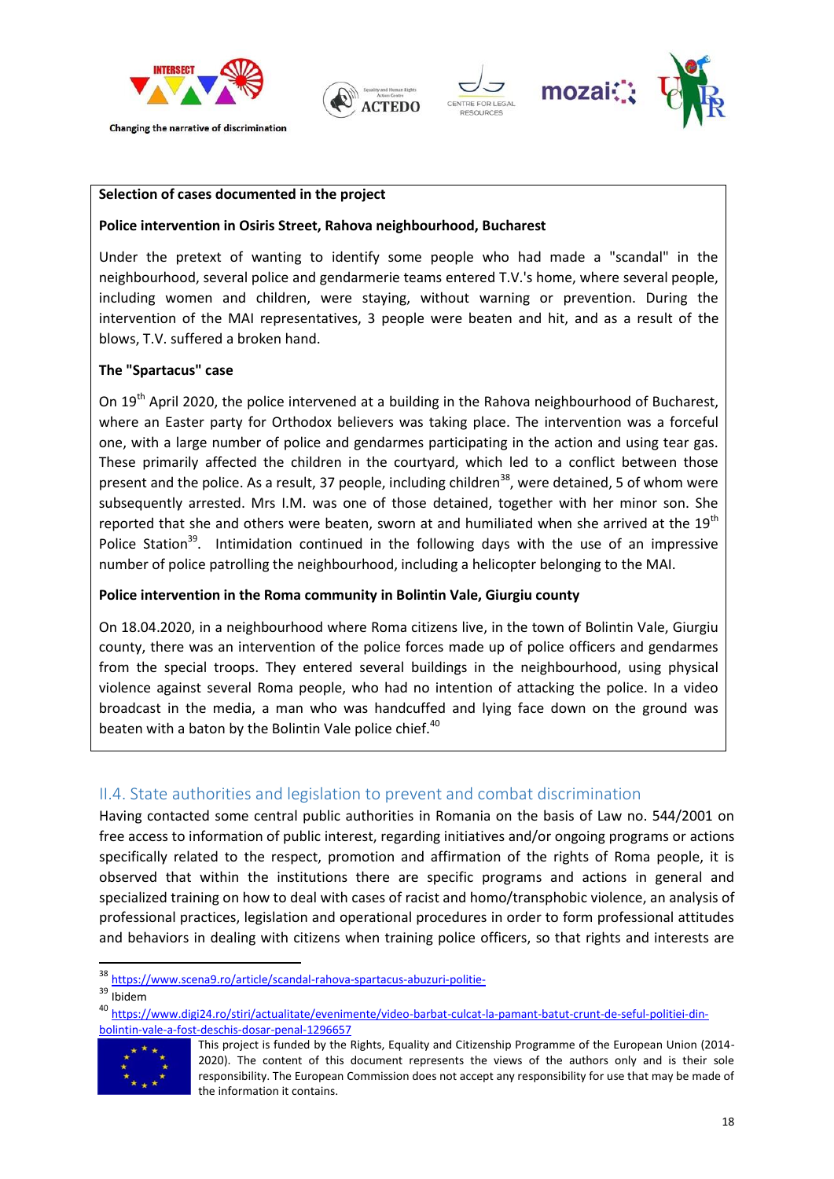**Selection of cases documented in the project**

**Police intervention in Osiris Street, Rahova neighbourhood, Bucharest**

Under the pretext of wanting to identify some people who had made a "scandal" in the neighbourhood, several police and gendarmerie teams entered T.V.'s home, where several people, including women and children, were staying, without warning or prevention. During the intervention of the MAI representatives, 3 people were beaten and hit, and as a result of the blows, T.V. suffered a broken hand.

**The "Spartacus" case**

On 19th April 2020, the police intervened at a building in the Rahova neighbourhood of Bucharest, where an Easter party for Orthodox believers was taking place. The intervention was a forceful one, with a large number of police and gendarmes participating in the action and using tear gas. These primarily affected the children in the courtyard, which led to a conflict between those present and the police. As a result, 37 people, including children[38], were detained, 5 of whom were subsequently arrested. Mrs I.M. was one of those detained, together with her minor son. She reported that she and others were beaten, sworn at and humiliated when she arrived at the 19th Police Station[39]. Intimidation continued in the following days with the use of an impressive number of police patrolling the neighbourhood, including a helicopter belonging to the MAI.

**Police intervention in the Roma community in Bolintin Vale, Giurgiu county**

On 18.04.2020, in a neighbourhood where Roma citizens live, in the town of Bolintin Vale, Giurgiu county, there was an intervention of the police forces made up of police officers and gendarmes from the special troops. They entered several buildings in the neighbourhood, using physical violence against several Roma people, who had no intention of attacking the police. In a video broadcast in the media, a man who was handcuffed and lying face down on the ground was beaten with a baton by the Bolintin Vale police chief.[40]

## II.4. State authorities and legislation to prevent and combat discrimination

Having contacted some central public authorities in Romania on the basis of Law no. 544/2001 on free access to information of public interest, regarding initiatives and/or ongoing programs or actions specifically related to the respect, promotion and affirmation of the rights of Roma people, it is observed that within the institutions there are specific programs and actions in general and specialized training on how to deal with cases of racist and homo/transphobic violence, an analysis of professional practices, legislation and operational procedures in order to form professional attitudes and behaviors in dealing with citizens when training police officers, so that rights and interests are

---

[38] https://www.scena9.ro/article/scandal-rahova-spartacus-abuzuri-politie-

[39] Ibidem

[40] https://www.digi24.ro/stiri/actualitate/evenimente/video-barbat-culcat-la-pamant-batut-crunt-de-seful-politiei-din-bolintin-vale-a-fost-deschis-dosar-penal-1296657

This project is funded by the Rights, Equality and Citizenship Programme of the European Union (2014-2020). The content of this document represents the views of the authors only and is their sole responsibility. The European Commission does not accept any responsibility for use that may be made of the information it contains.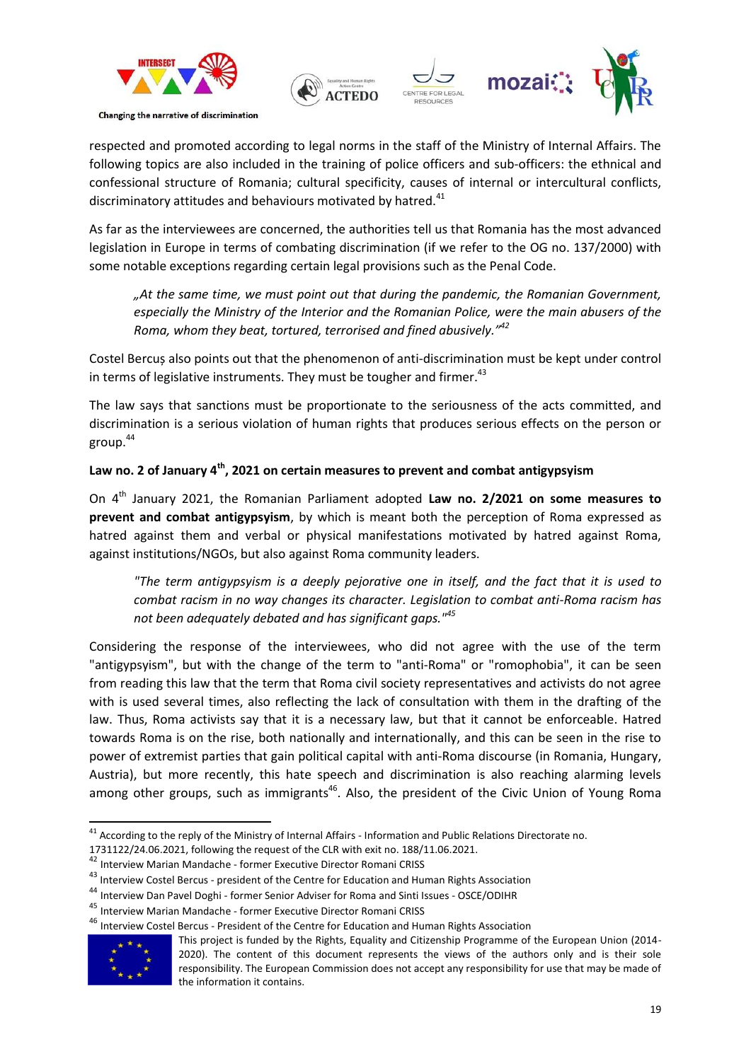respected and promoted according to legal norms in the staff of the Ministry of Internal Affairs. The following topics are also included in the training of police officers and sub-officers: the ethnical and confessional structure of Romania; cultural specificity, causes of internal or intercultural conflicts, discriminatory attitudes and behaviours motivated by hatred.[41]

As far as the interviewees are concerned, the authorities tell us that Romania has the most advanced legislation in Europe in terms of combating discrimination (if we refer to the OG no. 137/2000) with some notable exceptions regarding certain legal provisions such as the Penal Code.

> *„At the same time, we must point out that during the pandemic, the Romanian Government, especially the Ministry of the Interior and the Romanian Police, were the main abusers of the Roma, whom they beat, tortured, terrorised and fined abusively."*[42]

Costel Bercuș also points out that the phenomenon of anti-discrimination must be kept under control in terms of legislative instruments. They must be tougher and firmer.[43]

The law says that sanctions must be proportionate to the seriousness of the acts committed, and discrimination is a serious violation of human rights that produces serious effects on the person or group.[44]

**Law no. 2 of January 4th, 2021 on certain measures to prevent and combat antigypsyism**

On 4th January 2021, the Romanian Parliament adopted **Law no. 2/2021 on some measures to prevent and combat antigypsyism**, by which is meant both the perception of Roma expressed as hatred against them and verbal or physical manifestations motivated by hatred against Roma, against institutions/NGOs, but also against Roma community leaders.

> *"The term antigypsyism is a deeply pejorative one in itself, and the fact that it is used to combat racism in no way changes its character. Legislation to combat anti-Roma racism has not been adequately debated and has significant gaps."*[45]

Considering the response of the interviewees, who did not agree with the use of the term "antigypsyism", but with the change of the term to "anti-Roma" or "romophobia", it can be seen from reading this law that the term that Roma civil society representatives and activists do not agree with is used several times, also reflecting the lack of consultation with them in the drafting of the law. Thus, Roma activists say that it is a necessary law, but that it cannot be enforceable. Hatred towards Roma is on the rise, both nationally and internationally, and this can be seen in the rise to power of extremist parties that gain political capital with anti-Roma discourse (in Romania, Hungary, Austria), but more recently, this hate speech and discrimination is also reaching alarming levels among other groups, such as immigrants[46]. Also, the president of the Civic Union of Young Roma

---

[41] According to the reply of the Ministry of Internal Affairs - Information and Public Relations Directorate no. 1731122/24.06.2021, following the request of the CLR with exit no. 188/11.06.2021.

[42] Interview Marian Mandache - former Executive Director Romani CRISS

[43] Interview Costel Bercus - president of the Centre for Education and Human Rights Association

[44] Interview Dan Pavel Doghi - former Senior Adviser for Roma and Sinti Issues - OSCE/ODIHR

[45] Interview Marian Mandache - former Executive Director Romani CRISS

[46] Interview Costel Bercus - President of the Centre for Education and Human Rights Association

This project is funded by the Rights, Equality and Citizenship Programme of the European Union (2014-2020). The content of this document represents the views of the authors only and is their sole responsibility. The European Commission does not accept any responsibility for use that may be made of the information it contains.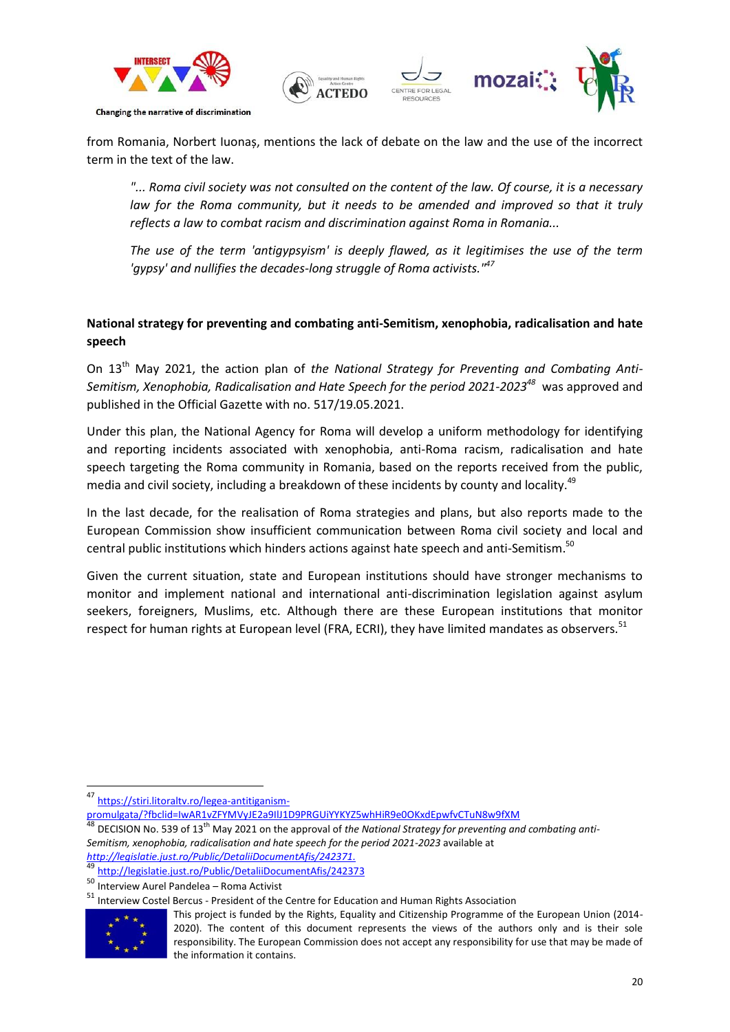from Romania, Norbert Iuonaș, mentions the lack of debate on the law and the use of the incorrect term in the text of the law.

> *"... Roma civil society was not consulted on the content of the law. Of course, it is a necessary law for the Roma community, but it needs to be amended and improved so that it truly reflects a law to combat racism and discrimination against Roma in Romania...*
>
> *The use of the term 'antigypsyism' is deeply flawed, as it legitimises the use of the term 'gypsy' and nullifies the decades-long struggle of Roma activists."*[47]

**National strategy for preventing and combating anti-Semitism, xenophobia, radicalisation and hate speech**

On 13th May 2021, the action plan of *the National Strategy for Preventing and Combating Anti-Semitism, Xenophobia, Radicalisation and Hate Speech for the period 2021-2023*[48] was approved and published in the Official Gazette with no. 517/19.05.2021.

Under this plan, the National Agency for Roma will develop a uniform methodology for identifying and reporting incidents associated with xenophobia, anti-Roma racism, radicalisation and hate speech targeting the Roma community in Romania, based on the reports received from the public, media and civil society, including a breakdown of these incidents by county and locality.[49]

In the last decade, for the realisation of Roma strategies and plans, but also reports made to the European Commission show insufficient communication between Roma civil society and local and central public institutions which hinders actions against hate speech and anti-Semitism.[50]

Given the current situation, state and European institutions should have stronger mechanisms to monitor and implement national and international anti-discrimination legislation against asylum seekers, foreigners, Muslims, etc. Although there are these European institutions that monitor respect for human rights at European level (FRA, ECRI), they have limited mandates as observers.[51]

---

[47] https://stiri.litoraltv.ro/legea-antitiganism-promulgata/?fbclid=IwAR1vZFYMVyJE2a9IlJ1D9PRGUiYYKYZ5whHiR9e0OKxdEpwfvCTuN8w9fXM

[48] DECISION No. 539 of 13th May 2021 on the approval of *the National Strategy for preventing and combating anti-Semitism, xenophobia, radicalisation and hate speech for the period 2021-2023* available at *http://legislatie.just.ro/Public/DetaliiDocumentAfis/242371.*

[49] http://legislatie.just.ro/Public/DetaliiDocumentAfis/242373

[50] Interview Aurel Pandelea – Roma Activist

[51] Interview Costel Bercus - President of the Centre for Education and Human Rights Association

This project is funded by the Rights, Equality and Citizenship Programme of the European Union (2014-2020). The content of this document represents the views of the authors only and is their sole responsibility. The European Commission does not accept any responsibility for use that may be made of the information it contains.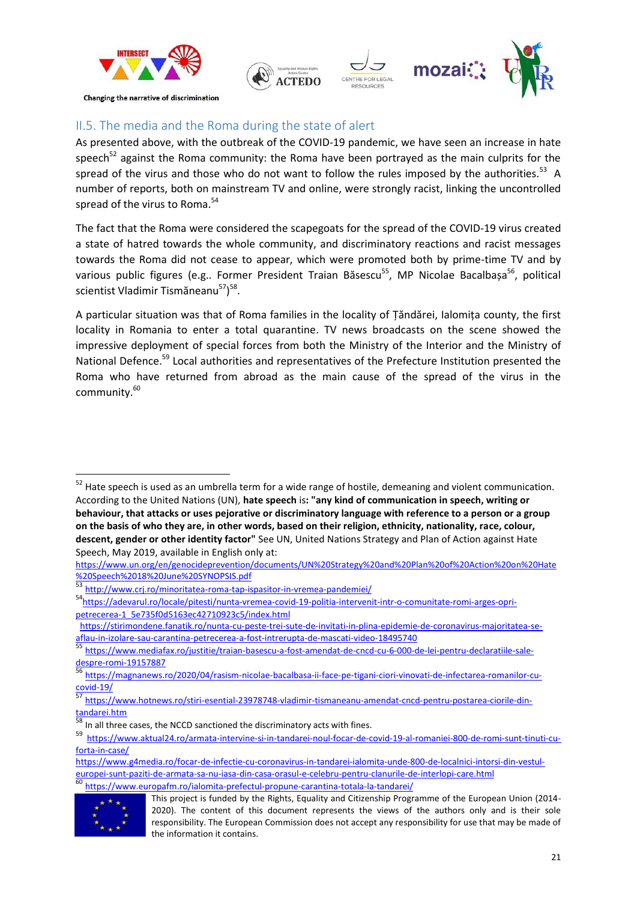## II.5. The media and the Roma during the state of alert

As presented above, with the outbreak of the COVID-19 pandemic, we have seen an increase in hate speech[52] against the Roma community: the Roma have been portrayed as the main culprits for the spread of the virus and those who do not want to follow the rules imposed by the authorities.[53] A number of reports, both on mainstream TV and online, were strongly racist, linking the uncontrolled spread of the virus to Roma.[54]

The fact that the Roma were considered the scapegoats for the spread of the COVID-19 virus created a state of hatred towards the whole community, and discriminatory reactions and racist messages towards the Roma did not cease to appear, which were promoted both by prime-time TV and by various public figures (e.g.. Former President Traian Băsescu[55], MP Nicolae Bacalbașa[56], political scientist Vladimir Tismăneanu[57])[58].

A particular situation was that of Roma families in the locality of Țăndărei, Ialomița county, the first locality in Romania to enter a total quarantine. TV news broadcasts on the scene showed the impressive deployment of special forces from both the Ministry of the Interior and the Ministry of National Defence.[59] Local authorities and representatives of the Prefecture Institution presented the Roma who have returned from abroad as the main cause of the spread of the virus in the community.[60]

---

[52] Hate speech is used as an umbrella term for a wide range of hostile, demeaning and violent communication. According to the United Nations (UN), **hate speech** is**: "any kind of communication in speech, writing or behaviour, that attacks or uses pejorative or discriminatory language with reference to a person or a group on the basis of who they are, in other words, based on their religion, ethnicity, nationality, race, colour, descent, gender or other identity factor"** See UN, United Nations Strategy and Plan of Action against Hate Speech, May 2019, available in English only at: https://www.un.org/en/genocideprevention/documents/UN%20Strategy%20and%20Plan%20of%20Action%20on%20Hate%20Speech%2018%20June%20SYNOPSIS.pdf

[53] http://www.crj.ro/minoritatea-roma-tap-ispasitor-in-vremea-pandemiei/

[54] https://adevarul.ro/locale/pitesti/nunta-vremea-covid-19-politia-intervenit-intr-o-comunitate-romi-arges-opri-petrecerea-1_5e735f0d5163ec42710923c5/index.html
https://stirimondene.fanatik.ro/nunta-cu-peste-trei-sute-de-invitati-in-plina-epidemie-de-coronavirus-majoritatea-se-aflau-in-izolare-sau-carantina-petrecerea-a-fost-intrerupta-de-mascati-video-18495740

[55] https://www.mediafax.ro/justitie/traian-basescu-a-fost-amendat-de-cncd-cu-6-000-de-lei-pentru-declaratiile-sale-despre-romi-19157887

[56] https://magnanews.ro/2020/04/rasism-nicolae-bacalbasa-ii-face-pe-tigani-ciori-vinovati-de-infectarea-romanilor-cu-covid-19/

[57] https://www.hotnews.ro/stiri-esential-23978748-vladimir-tismaneanu-amendat-cncd-pentru-postarea-ciorile-din-tandarei.htm

[58] In all three cases, the NCCD sanctioned the discriminatory acts with fines.

[59] https://www.aktual24.ro/armata-intervine-si-in-tandarei-noul-focar-de-covid-19-al-romaniei-800-de-romi-sunt-tinuti-cu-forta-in-case/
https://www.g4media.ro/focar-de-infectie-cu-coronavirus-in-tandarei-ialomita-unde-800-de-localnici-intorsi-din-vestul-europei-sunt-paziti-de-armata-sa-nu-iasa-din-casa-orasul-e-celebru-pentru-clanurile-de-interlopi-care.html

[60] https://www.europafm.ro/ialomita-prefectul-propune-carantina-totala-la-tandarei/

This project is funded by the Rights, Equality and Citizenship Programme of the European Union (2014-2020). The content of this document represents the views of the authors only and is their sole responsibility. The European Commission does not accept any responsibility for use that may be made of the information it contains.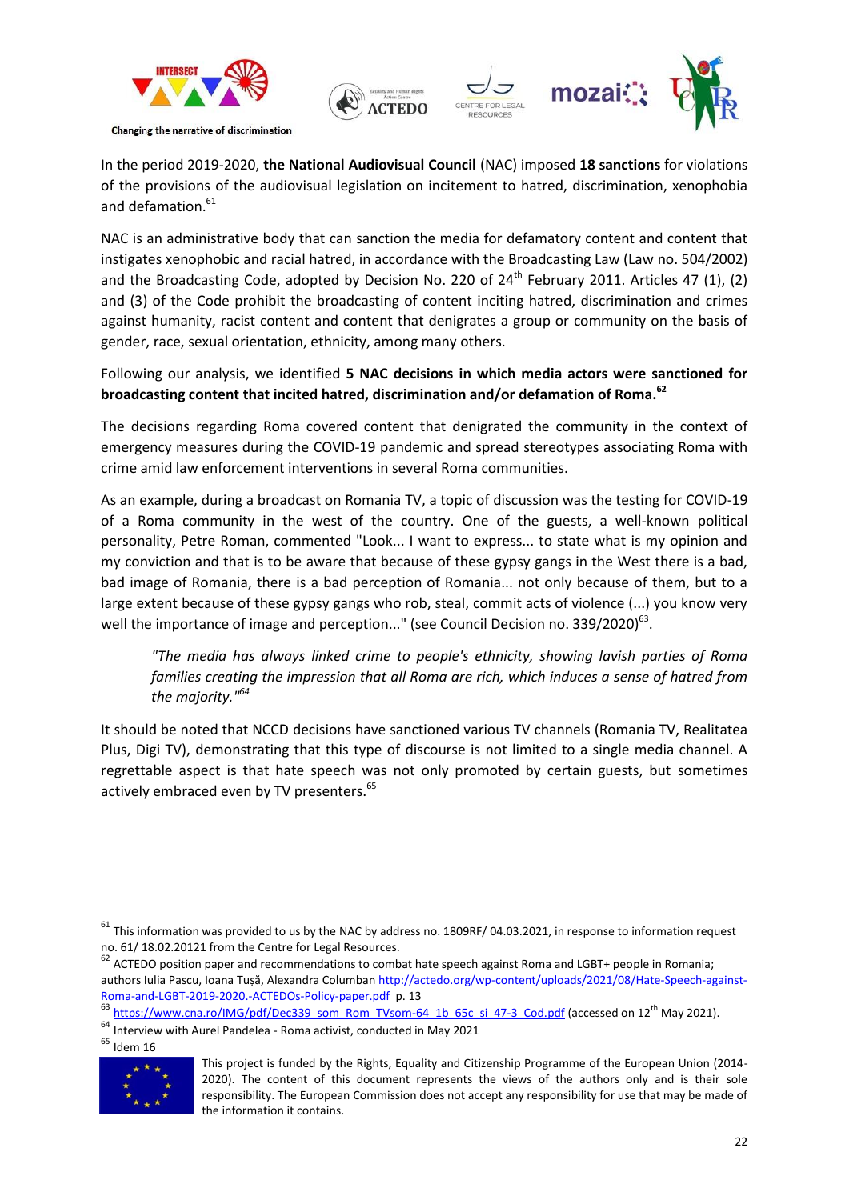In the period 2019-2020, **the National Audiovisual Council** (NAC) imposed **18 sanctions** for violations of the provisions of the audiovisual legislation on incitement to hatred, discrimination, xenophobia and defamation.[61]

NAC is an administrative body that can sanction the media for defamatory content and content that instigates xenophobic and racial hatred, in accordance with the Broadcasting Law (Law no. 504/2002) and the Broadcasting Code, adopted by Decision No. 220 of 24th February 2011. Articles 47 (1), (2) and (3) of the Code prohibit the broadcasting of content inciting hatred, discrimination and crimes against humanity, racist content and content that denigrates a group or community on the basis of gender, race, sexual orientation, ethnicity, among many others.

Following our analysis, we identified **5 NAC decisions in which media actors were sanctioned for broadcasting content that incited hatred, discrimination and/or defamation of Roma.**[62]

The decisions regarding Roma covered content that denigrated the community in the context of emergency measures during the COVID-19 pandemic and spread stereotypes associating Roma with crime amid law enforcement interventions in several Roma communities.

As an example, during a broadcast on Romania TV, a topic of discussion was the testing for COVID-19 of a Roma community in the west of the country. One of the guests, a well-known political personality, Petre Roman, commented "Look... I want to express... to state what is my opinion and my conviction and that is to be aware that because of these gypsy gangs in the West there is a bad, bad image of Romania, there is a bad perception of Romania... not only because of them, but to a large extent because of these gypsy gangs who rob, steal, commit acts of violence (...) you know very well the importance of image and perception..." (see Council Decision no. 339/2020)[63].

> *"The media has always linked crime to people's ethnicity, showing lavish parties of Roma families creating the impression that all Roma are rich, which induces a sense of hatred from the majority."*[64]

It should be noted that NCCD decisions have sanctioned various TV channels (Romania TV, Realitatea Plus, Digi TV), demonstrating that this type of discourse is not limited to a single media channel. A regrettable aspect is that hate speech was not only promoted by certain guests, but sometimes actively embraced even by TV presenters.[65]

---

[61] This information was provided to us by the NAC by address no. 1809RF/ 04.03.2021, in response to information request no. 61/ 18.02.20121 from the Centre for Legal Resources.

[62] ACTEDO position paper and recommendations to combat hate speech against Roma and LGBT+ people in Romania; authors Iulia Pascu, Ioana Tușă, Alexandra Columban http://actedo.org/wp-content/uploads/2021/08/Hate-Speech-against-Roma-and-LGBT-2019-2020.-ACTEDOs-Policy-paper.pdf p. 13

[63] https://www.cna.ro/IMG/pdf/Dec339_som_Rom_TVsom-64_1b_65c_si_47-3_Cod.pdf (accessed on 12th May 2021).

[64] Interview with Aurel Pandelea - Roma activist, conducted in May 2021

[65] Idem 16

This project is funded by the Rights, Equality and Citizenship Programme of the European Union (2014-2020). The content of this document represents the views of the authors only and is their sole responsibility. The European Commission does not accept any responsibility for use that may be made of the information it contains.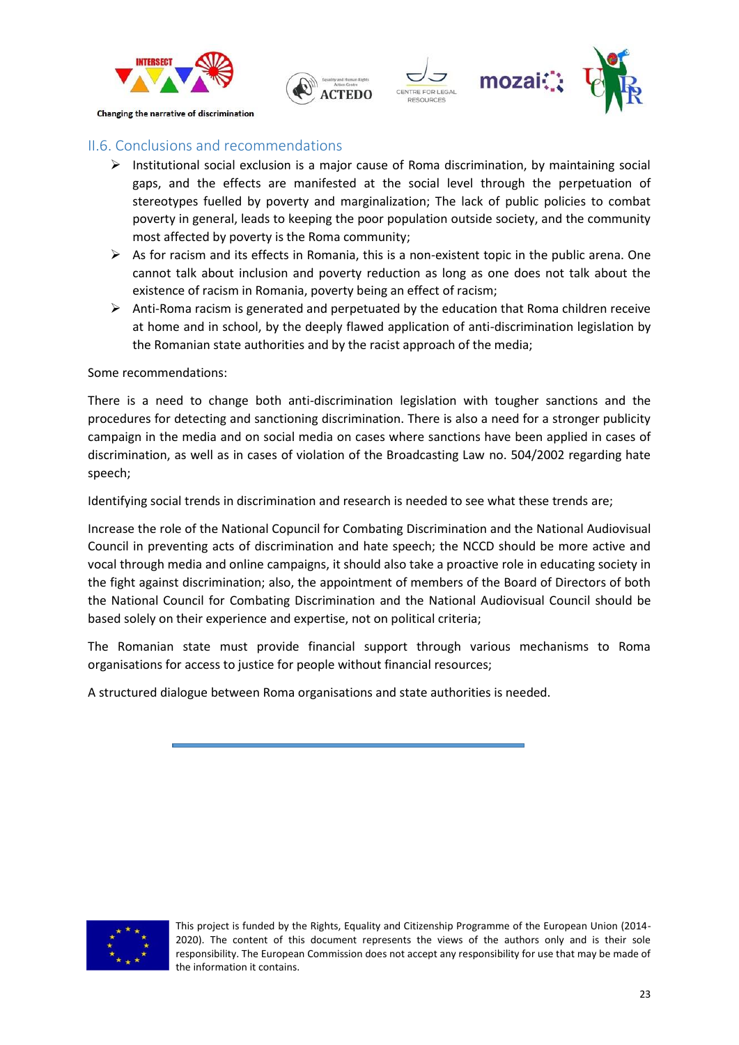## II.6. Conclusions and recommendations

- Institutional social exclusion is a major cause of Roma discrimination, by maintaining social gaps, and the effects are manifested at the social level through the perpetuation of stereotypes fuelled by poverty and marginalization; The lack of public policies to combat poverty in general, leads to keeping the poor population outside society, and the community most affected by poverty is the Roma community;
- As for racism and its effects in Romania, this is a non-existent topic in the public arena. One cannot talk about inclusion and poverty reduction as long as one does not talk about the existence of racism in Romania, poverty being an effect of racism;
- Anti-Roma racism is generated and perpetuated by the education that Roma children receive at home and in school, by the deeply flawed application of anti-discrimination legislation by the Romanian state authorities and by the racist approach of the media;

Some recommendations:

There is a need to change both anti-discrimination legislation with tougher sanctions and the procedures for detecting and sanctioning discrimination. There is also a need for a stronger publicity campaign in the media and on social media on cases where sanctions have been applied in cases of discrimination, as well as in cases of violation of the Broadcasting Law no. 504/2002 regarding hate speech;

Identifying social trends in discrimination and research is needed to see what these trends are;

Increase the role of the National Copuncil for Combating Discrimination and the National Audiovisual Council in preventing acts of discrimination and hate speech; the NCCD should be more active and vocal through media and online campaigns, it should also take a proactive role in educating society in the fight against discrimination; also, the appointment of members of the Board of Directors of both the National Council for Combating Discrimination and the National Audiovisual Council should be based solely on their experience and expertise, not on political criteria;

The Romanian state must provide financial support through various mechanisms to Roma organisations for access to justice for people without financial resources;

A structured dialogue between Roma organisations and state authorities is needed.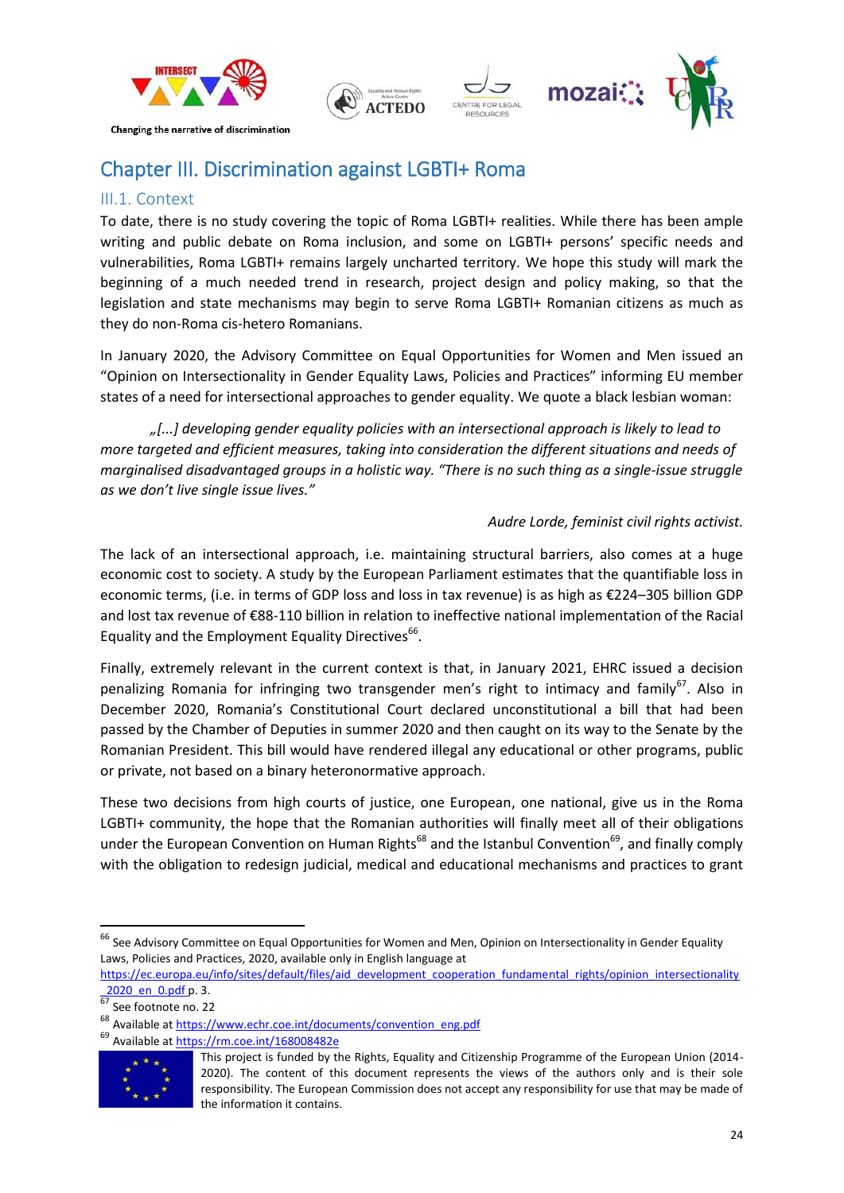## Chapter III. Discrimination against LGBTI+ Roma

### III.1. Context

To date, there is no study covering the topic of Roma LGBTI+ realities. While there has been ample writing and public debate on Roma inclusion, and some on LGBTI+ persons' specific needs and vulnerabilities, Roma LGBTI+ remains largely uncharted territory. We hope this study will mark the beginning of a much needed trend in research, project design and policy making, so that the legislation and state mechanisms may begin to serve Roma LGBTI+ Romanian citizens as much as they do non-Roma cis-hetero Romanians.

In January 2020, the Advisory Committee on Equal Opportunities for Women and Men issued an "Opinion on Intersectionality in Gender Equality Laws, Policies and Practices" informing EU member states of a need for intersectional approaches to gender equality. We quote a black lesbian woman:

> *„[...] developing gender equality policies with an intersectional approach is likely to lead to more targeted and efficient measures, taking into consideration the different situations and needs of marginalised disadvantaged groups in a holistic way. "There is no such thing as a single-issue struggle as we don't live single issue lives."*
>
> *Audre Lorde, feminist civil rights activist.*

The lack of an intersectional approach, i.e. maintaining structural barriers, also comes at a huge economic cost to society. A study by the European Parliament estimates that the quantifiable loss in economic terms, (i.e. in terms of GDP loss and loss in tax revenue) is as high as €224–305 billion GDP and lost tax revenue of €88-110 billion in relation to ineffective national implementation of the Racial Equality and the Employment Equality Directives[66].

Finally, extremely relevant in the current context is that, in January 2021, EHRC issued a decision penalizing Romania for infringing two transgender men's right to intimacy and family[67]. Also in December 2020, Romania's Constitutional Court declared unconstitutional a bill that had been passed by the Chamber of Deputies in summer 2020 and then caught on its way to the Senate by the Romanian President. This bill would have rendered illegal any educational or other programs, public or private, not based on a binary heteronormative approach.

These two decisions from high courts of justice, one European, one national, give us in the Roma LGBTI+ community, the hope that the Romanian authorities will finally meet all of their obligations under the European Convention on Human Rights[68] and the Istanbul Convention[69], and finally comply with the obligation to redesign judicial, medical and educational mechanisms and practices to grant

---

[66] See Advisory Committee on Equal Opportunities for Women and Men, Opinion on Intersectionality in Gender Equality Laws, Policies and Practices, 2020, available only in English language at https://ec.europa.eu/info/sites/default/files/aid_development_cooperation_fundamental_rights/opinion_intersectionality_2020_en_0.pdf p. 3.

[67] See footnote no. 22

[68] Available at https://www.echr.coe.int/documents/convention_eng.pdf

[69] Available at https://rm.coe.int/168008482e

This project is funded by the Rights, Equality and Citizenship Programme of the European Union (2014-2020). The content of this document represents the views of the authors only and is their sole responsibility. The European Commission does not accept any responsibility for use that may be made of the information it contains.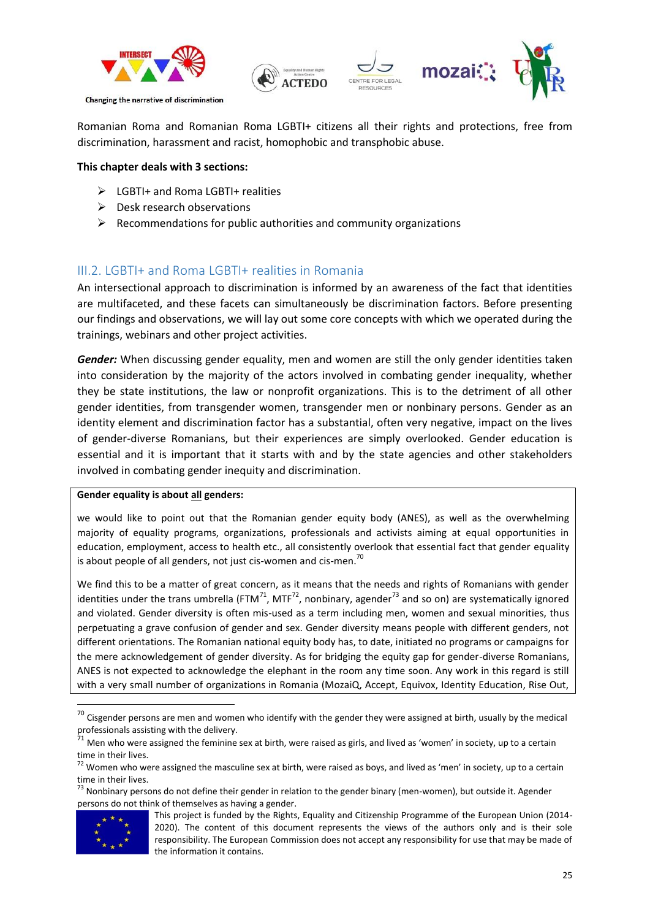Romanian Roma and Romanian Roma LGBTI+ citizens all their rights and protections, free from discrimination, harassment and racist, homophobic and transphobic abuse.

**This chapter deals with 3 sections:**

- LGBTI+ and Roma LGBTI+ realities
- Desk research observations
- Recommendations for public authorities and community organizations

## III.2. LGBTI+ and Roma LGBTI+ realities in Romania

An intersectional approach to discrimination is informed by an awareness of the fact that identities are multifaceted, and these facets can simultaneously be discrimination factors. Before presenting our findings and observations, we will lay out some core concepts with which we operated during the trainings, webinars and other project activities.

***Gender:*** When discussing gender equality, men and women are still the only gender identities taken into consideration by the majority of the actors involved in combating gender inequality, whether they be state institutions, the law or nonprofit organizations. This is to the detriment of all other gender identities, from transgender women, transgender men or nonbinary persons. Gender as an identity element and discrimination factor has a substantial, often very negative, impact on the lives of gender-diverse Romanians, but their experiences are simply overlooked. Gender education is essential and it is important that it starts with and by the state agencies and other stakeholders involved in combating gender inequity and discrimination.

**Gender equality is about all genders:**

we would like to point out that the Romanian gender equity body (ANES), as well as the overwhelming majority of equality programs, organizations, professionals and activists aiming at equal opportunities in education, employment, access to health etc., all consistently overlook that essential fact that gender equality is about people of all genders, not just cis-women and cis-men.[70]

We find this to be a matter of great concern, as it means that the needs and rights of Romanians with gender identities under the trans umbrella (FTM[71], MTF[72], nonbinary, agender[73] and so on) are systematically ignored and violated. Gender diversity is often mis-used as a term including men, women and sexual minorities, thus perpetuating a grave confusion of gender and sex. Gender diversity means people with different genders, not different orientations. The Romanian national equity body has, to date, initiated no programs or campaigns for the mere acknowledgement of gender diversity. As for bridging the equity gap for gender-diverse Romanians, ANES is not expected to acknowledge the elephant in the room any time soon. Any work in this regard is still with a very small number of organizations in Romania (MozaiQ, Accept, Equivox, Identity Education, Rise Out,

---

[70] Cisgender persons are men and women who identify with the gender they were assigned at birth, usually by the medical professionals assisting with the delivery.

[71] Men who were assigned the feminine sex at birth, were raised as girls, and lived as 'women' in society, up to a certain time in their lives.

[72] Women who were assigned the masculine sex at birth, were raised as boys, and lived as 'men' in society, up to a certain time in their lives.

[73] Nonbinary persons do not define their gender in relation to the gender binary (men-women), but outside it. Agender persons do not think of themselves as having a gender.

This project is funded by the Rights, Equality and Citizenship Programme of the European Union (2014-2020). The content of this document represents the views of the authors only and is their sole responsibility. The European Commission does not accept any responsibility for use that may be made of the information it contains.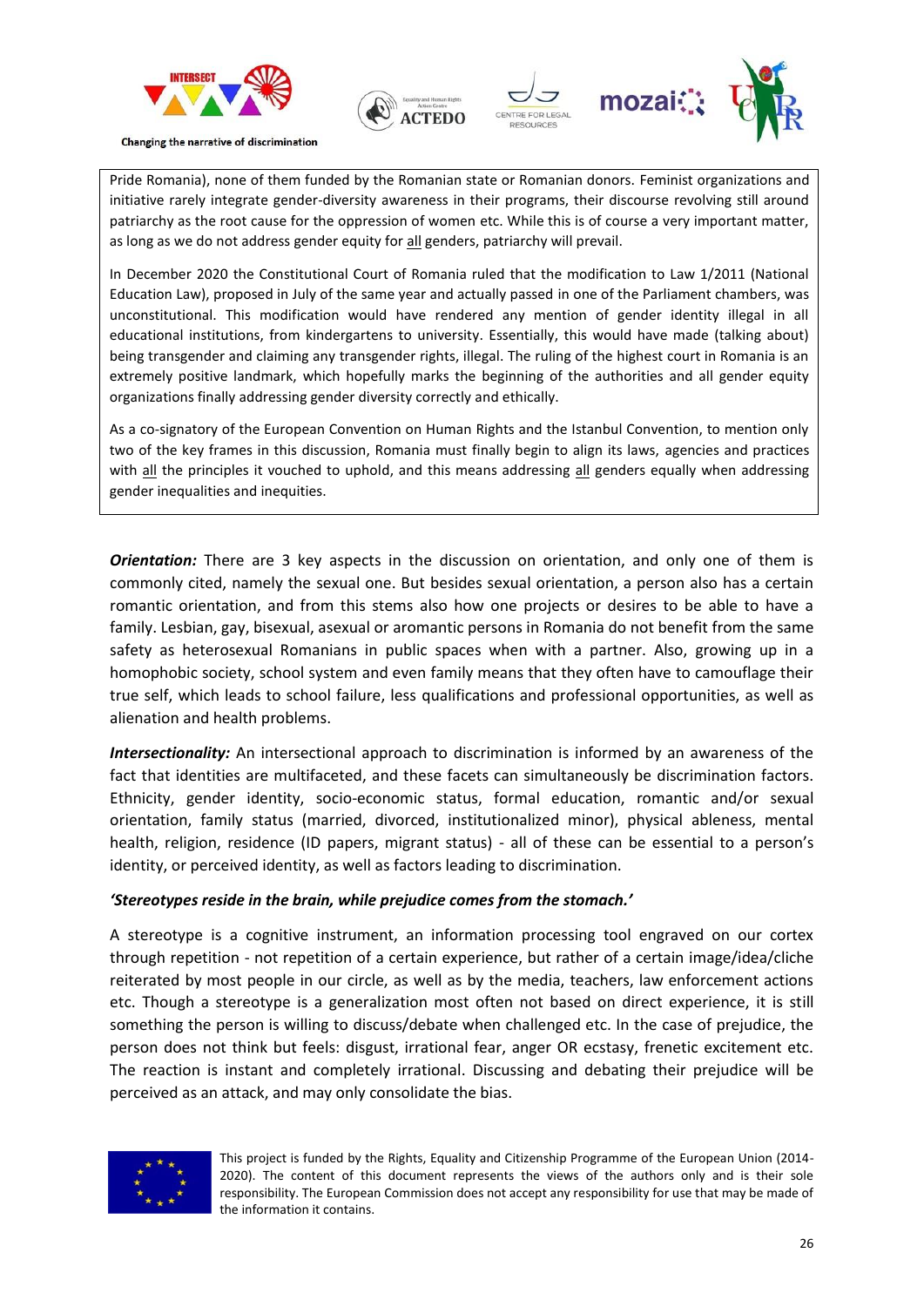Pride Romania), none of them funded by the Romanian state or Romanian donors. Feminist organizations and initiative rarely integrate gender-diversity awareness in their programs, their discourse revolving still around patriarchy as the root cause for the oppression of women etc. While this is of course a very important matter, as long as we do not address gender equity for all genders, patriarchy will prevail.

In December 2020 the Constitutional Court of Romania ruled that the modification to Law 1/2011 (National Education Law), proposed in July of the same year and actually passed in one of the Parliament chambers, was unconstitutional. This modification would have rendered any mention of gender identity illegal in all educational institutions, from kindergartens to university. Essentially, this would have made (talking about) being transgender and claiming any transgender rights, illegal. The ruling of the highest court in Romania is an extremely positive landmark, which hopefully marks the beginning of the authorities and all gender equity organizations finally addressing gender diversity correctly and ethically.

As a co-signatory of the European Convention on Human Rights and the Istanbul Convention, to mention only two of the key frames in this discussion, Romania must finally begin to align its laws, agencies and practices with all the principles it vouched to uphold, and this means addressing all genders equally when addressing gender inequalities and inequities.

***Orientation:*** There are 3 key aspects in the discussion on orientation, and only one of them is commonly cited, namely the sexual one. But besides sexual orientation, a person also has a certain romantic orientation, and from this stems also how one projects or desires to be able to have a family. Lesbian, gay, bisexual, asexual or aromantic persons in Romania do not benefit from the same safety as heterosexual Romanians in public spaces when with a partner. Also, growing up in a homophobic society, school system and even family means that they often have to camouflage their true self, which leads to school failure, less qualifications and professional opportunities, as well as alienation and health problems.

***Intersectionality:*** An intersectional approach to discrimination is informed by an awareness of the fact that identities are multifaceted, and these facets can simultaneously be discrimination factors. Ethnicity, gender identity, socio-economic status, formal education, romantic and/or sexual orientation, family status (married, divorced, institutionalized minor), physical ableness, mental health, religion, residence (ID papers, migrant status) - all of these can be essential to a person's identity, or perceived identity, as well as factors leading to discrimination.

***'Stereotypes reside in the brain, while prejudice comes from the stomach.'***

A stereotype is a cognitive instrument, an information processing tool engraved on our cortex through repetition - not repetition of a certain experience, but rather of a certain image/idea/cliche reiterated by most people in our circle, as well as by the media, teachers, law enforcement actions etc. Though a stereotype is a generalization most often not based on direct experience, it is still something the person is willing to discuss/debate when challenged etc. In the case of prejudice, the person does not think but feels: disgust, irrational fear, anger OR ecstasy, frenetic excitement etc. The reaction is instant and completely irrational. Discussing and debating their prejudice will be perceived as an attack, and may only consolidate the bias.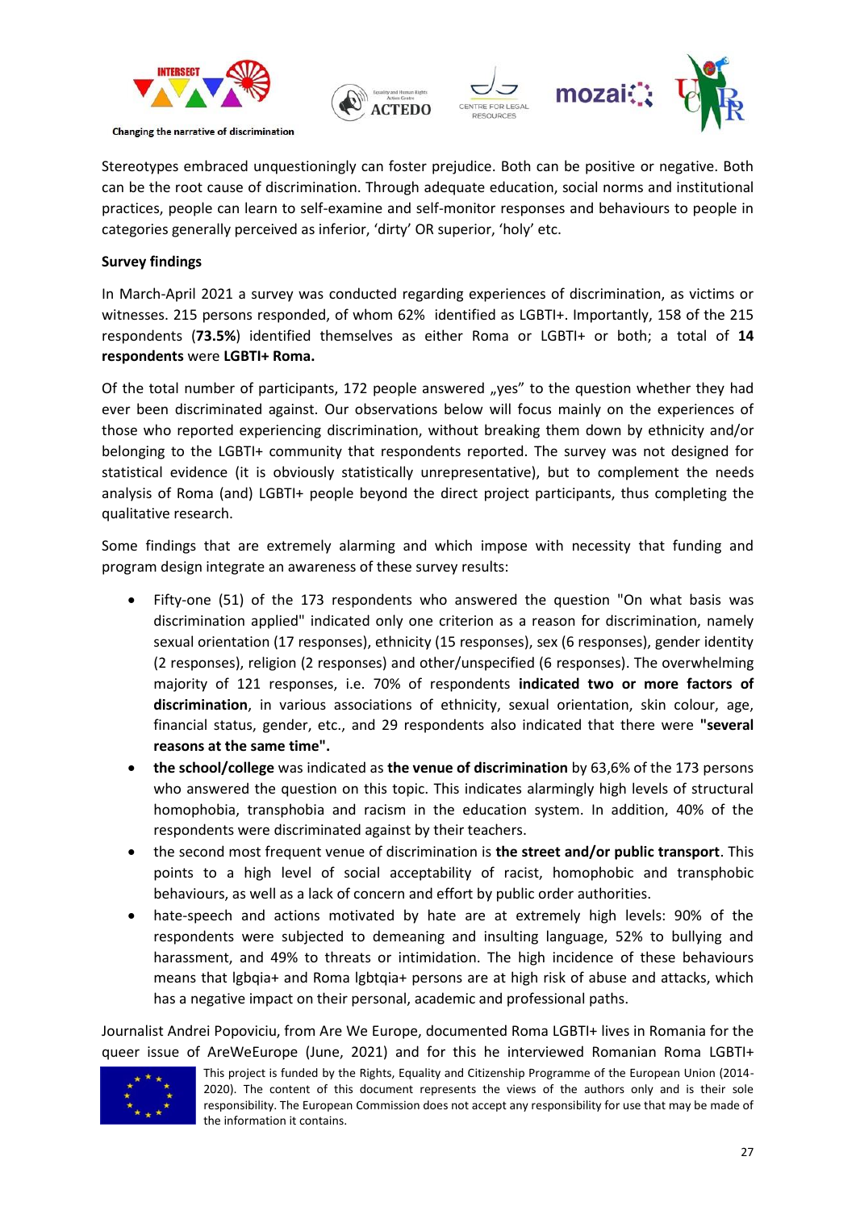Stereotypes embraced unquestioningly can foster prejudice. Both can be positive or negative. Both can be the root cause of discrimination. Through adequate education, social norms and institutional practices, people can learn to self-examine and self-monitor responses and behaviours to people in categories generally perceived as inferior, 'dirty' OR superior, 'holy' etc.

**Survey findings**

In March-April 2021 a survey was conducted regarding experiences of discrimination, as victims or witnesses. 215 persons responded, of whom 62% identified as LGBTI+. Importantly, 158 of the 215 respondents (**73.5%**) identified themselves as either Roma or LGBTI+ or both; a total of **14 respondents** were **LGBTI+ Roma.**

Of the total number of participants, 172 people answered „yes" to the question whether they had ever been discriminated against. Our observations below will focus mainly on the experiences of those who reported experiencing discrimination, without breaking them down by ethnicity and/or belonging to the LGBTI+ community that respondents reported. The survey was not designed for statistical evidence (it is obviously statistically unrepresentative), but to complement the needs analysis of Roma (and) LGBTI+ people beyond the direct project participants, thus completing the qualitative research.

Some findings that are extremely alarming and which impose with necessity that funding and program design integrate an awareness of these survey results:

- Fifty-one (51) of the 173 respondents who answered the question "On what basis was discrimination applied" indicated only one criterion as a reason for discrimination, namely sexual orientation (17 responses), ethnicity (15 responses), sex (6 responses), gender identity (2 responses), religion (2 responses) and other/unspecified (6 responses). The overwhelming majority of 121 responses, i.e. 70% of respondents **indicated two or more factors of discrimination**, in various associations of ethnicity, sexual orientation, skin colour, age, financial status, gender, etc., and 29 respondents also indicated that there were **"several reasons at the same time".**
- **the school/college** was indicated as **the venue of discrimination** by 63,6% of the 173 persons who answered the question on this topic. This indicates alarmingly high levels of structural homophobia, transphobia and racism in the education system. In addition, 40% of the respondents were discriminated against by their teachers.
- the second most frequent venue of discrimination is **the street and/or public transport**. This points to a high level of social acceptability of racist, homophobic and transphobic behaviours, as well as a lack of concern and effort by public order authorities.
- hate-speech and actions motivated by hate are at extremely high levels: 90% of the respondents were subjected to demeaning and insulting language, 52% to bullying and harassment, and 49% to threats or intimidation. The high incidence of these behaviours means that lgbqia+ and Roma lgbtqia+ persons are at high risk of abuse and attacks, which has a negative impact on their personal, academic and professional paths.

Journalist Andrei Popoviciu, from Are We Europe, documented Roma LGBTI+ lives in Romania for the queer issue of AreWeEurope (June, 2021) and for this he interviewed Romanian Roma LGBTI+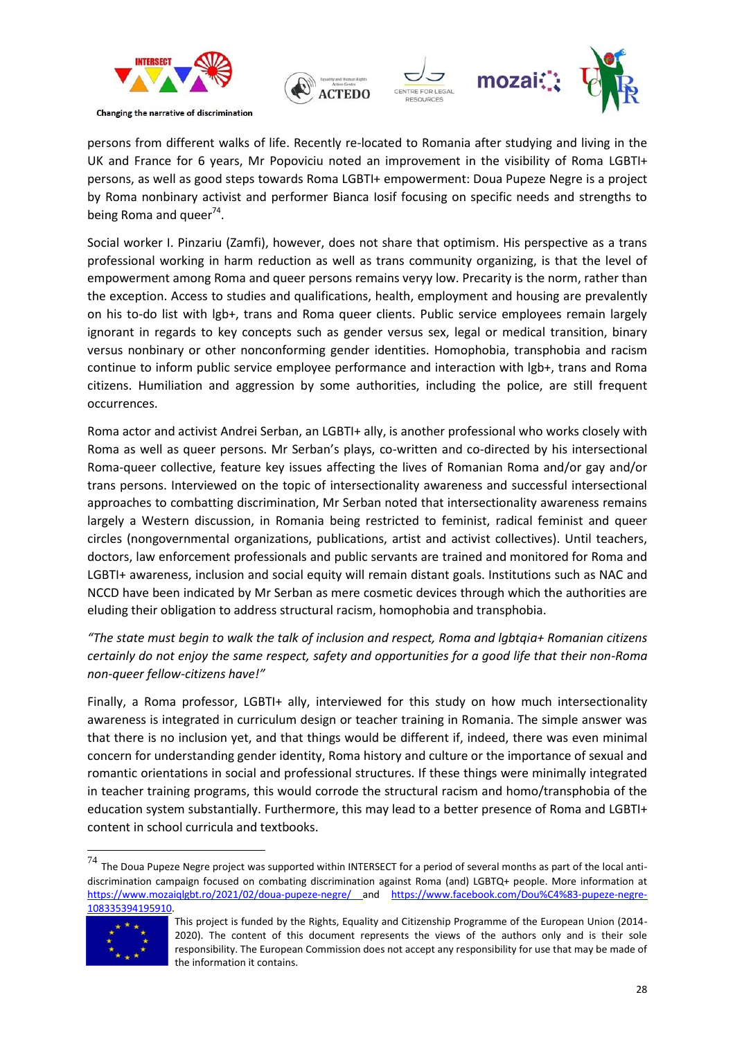persons from different walks of life. Recently re-located to Romania after studying and living in the UK and France for 6 years, Mr Popoviciu noted an improvement in the visibility of Roma LGBTI+ persons, as well as good steps towards Roma LGBTI+ empowerment: Doua Pupeze Negre is a project by Roma nonbinary activist and performer Bianca Iosif focusing on specific needs and strengths to being Roma and queer[74].

Social worker I. Pinzariu (Zamfi), however, does not share that optimism. His perspective as a trans professional working in harm reduction as well as trans community organizing, is that the level of empowerment among Roma and queer persons remains veryy low. Precarity is the norm, rather than the exception. Access to studies and qualifications, health, employment and housing are prevalently on his to-do list with lgb+, trans and Roma queer clients. Public service employees remain largely ignorant in regards to key concepts such as gender versus sex, legal or medical transition, binary versus nonbinary or other nonconforming gender identities. Homophobia, transphobia and racism continue to inform public service employee performance and interaction with lgb+, trans and Roma citizens. Humiliation and aggression by some authorities, including the police, are still frequent occurrences.

Roma actor and activist Andrei Serban, an LGBTI+ ally, is another professional who works closely with Roma as well as queer persons. Mr Serban's plays, co-written and co-directed by his intersectional Roma-queer collective, feature key issues affecting the lives of Romanian Roma and/or gay and/or trans persons. Interviewed on the topic of intersectionality awareness and successful intersectional approaches to combatting discrimination, Mr Serban noted that intersectionality awareness remains largely a Western discussion, in Romania being restricted to feminist, radical feminist and queer circles (nongovernmental organizations, publications, artist and activist collectives). Until teachers, doctors, law enforcement professionals and public servants are trained and monitored for Roma and LGBTI+ awareness, inclusion and social equity will remain distant goals. Institutions such as NAC and NCCD have been indicated by Mr Serban as mere cosmetic devices through which the authorities are eluding their obligation to address structural racism, homophobia and transphobia.

*"The state must begin to walk the talk of inclusion and respect, Roma and lgbtqia+ Romanian citizens certainly do not enjoy the same respect, safety and opportunities for a good life that their non-Roma non-queer fellow-citizens have!"*

Finally, a Roma professor, LGBTI+ ally, interviewed for this study on how much intersectionality awareness is integrated in curriculum design or teacher training in Romania. The simple answer was that there is no inclusion yet, and that things would be different if, indeed, there was even minimal concern for understanding gender identity, Roma history and culture or the importance of sexual and romantic orientations in social and professional structures. If these things were minimally integrated in teacher training programs, this would corrode the structural racism and homo/transphobia of the education system substantially. Furthermore, this may lead to a better presence of Roma and LGBTI+ content in school curricula and textbooks.

---

[74] The Doua Pupeze Negre project was supported within INTERSECT for a period of several months as part of the local anti-discrimination campaign focused on combating discrimination against Roma (and) LGBTQ+ people. More information at https://www.mozaiqlgbt.ro/2021/02/doua-pupeze-negre/ and https://www.facebook.com/Dou%C4%83-pupeze-negre-108335394195910.

This project is funded by the Rights, Equality and Citizenship Programme of the European Union (2014-2020). The content of this document represents the views of the authors only and is their sole responsibility. The European Commission does not accept any responsibility for use that may be made of the information it contains.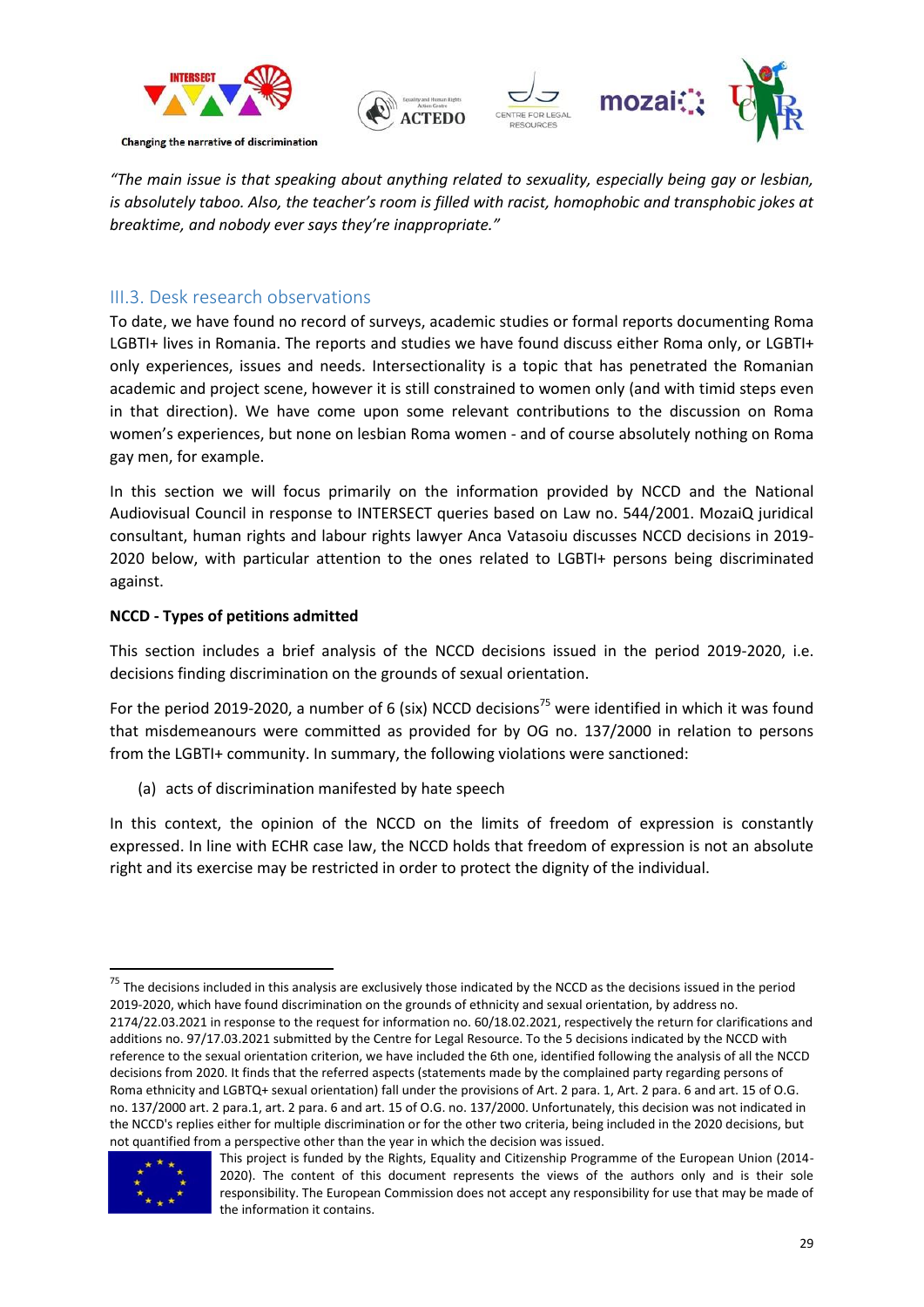*"The main issue is that speaking about anything related to sexuality, especially being gay or lesbian, is absolutely taboo. Also, the teacher's room is filled with racist, homophobic and transphobic jokes at breaktime, and nobody ever says they're inappropriate."*

## III.3. Desk research observations

To date, we have found no record of surveys, academic studies or formal reports documenting Roma LGBTI+ lives in Romania. The reports and studies we have found discuss either Roma only, or LGBTI+ only experiences, issues and needs. Intersectionality is a topic that has penetrated the Romanian academic and project scene, however it is still constrained to women only (and with timid steps even in that direction). We have come upon some relevant contributions to the discussion on Roma women's experiences, but none on lesbian Roma women - and of course absolutely nothing on Roma gay men, for example.

In this section we will focus primarily on the information provided by NCCD and the National Audiovisual Council in response to INTERSECT queries based on Law no. 544/2001. MozaiQ juridical consultant, human rights and labour rights lawyer Anca Vatasoiu discusses NCCD decisions in 2019-2020 below, with particular attention to the ones related to LGBTI+ persons being discriminated against.

**NCCD - Types of petitions admitted**

This section includes a brief analysis of the NCCD decisions issued in the period 2019-2020, i.e. decisions finding discrimination on the grounds of sexual orientation.

For the period 2019-2020, a number of 6 (six) NCCD decisions[75] were identified in which it was found that misdemeanours were committed as provided for by OG no. 137/2000 in relation to persons from the LGBTI+ community. In summary, the following violations were sanctioned:

(a) acts of discrimination manifested by hate speech

In this context, the opinion of the NCCD on the limits of freedom of expression is constantly expressed. In line with ECHR case law, the NCCD holds that freedom of expression is not an absolute right and its exercise may be restricted in order to protect the dignity of the individual.

---

[75] The decisions included in this analysis are exclusively those indicated by the NCCD as the decisions issued in the period 2019-2020, which have found discrimination on the grounds of ethnicity and sexual orientation, by address no. 2174/22.03.2021 in response to the request for information no. 60/18.02.2021, respectively the return for clarifications and additions no. 97/17.03.2021 submitted by the Centre for Legal Resource. To the 5 decisions indicated by the NCCD with reference to the sexual orientation criterion, we have included the 6th one, identified following the analysis of all the NCCD decisions from 2020. It finds that the referred aspects (statements made by the complained party regarding persons of Roma ethnicity and LGBTQ+ sexual orientation) fall under the provisions of Art. 2 para. 1, Art. 2 para. 6 and art. 15 of O.G. no. 137/2000 art. 2 para.1, art. 2 para. 6 and art. 15 of O.G. no. 137/2000. Unfortunately, this decision was not indicated in the NCCD's replies either for multiple discrimination or for the other two criteria, being included in the 2020 decisions, but not quantified from a perspective other than the year in which the decision was issued.

This project is funded by the Rights, Equality and Citizenship Programme of the European Union (2014-2020). The content of this document represents the views of the authors only and is their sole responsibility. The European Commission does not accept any responsibility for use that may be made of the information it contains.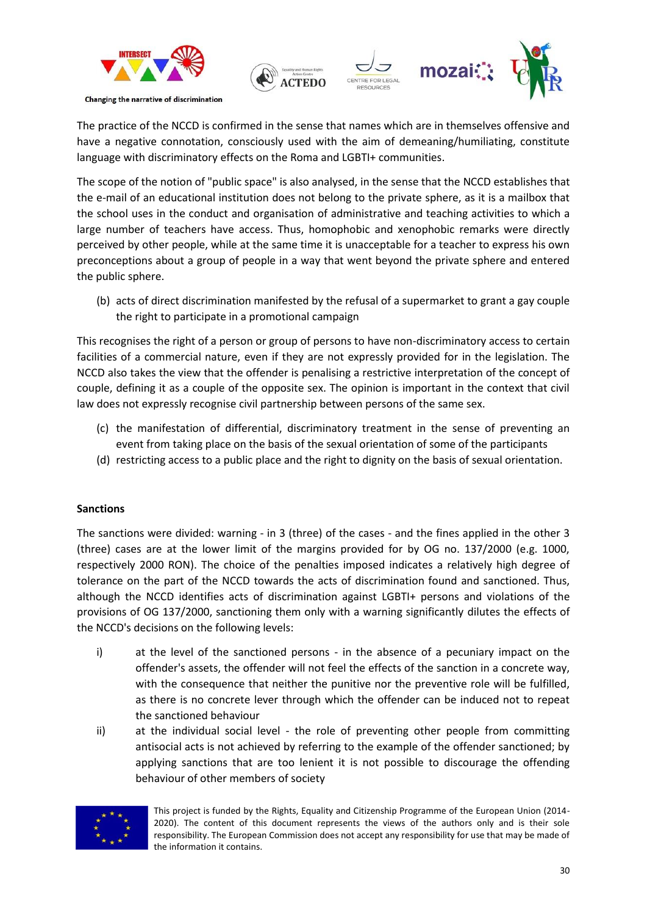The practice of the NCCD is confirmed in the sense that names which are in themselves offensive and have a negative connotation, consciously used with the aim of demeaning/humiliating, constitute language with discriminatory effects on the Roma and LGBTI+ communities.

The scope of the notion of "public space" is also analysed, in the sense that the NCCD establishes that the e-mail of an educational institution does not belong to the private sphere, as it is a mailbox that the school uses in the conduct and organisation of administrative and teaching activities to which a large number of teachers have access. Thus, homophobic and xenophobic remarks were directly perceived by other people, while at the same time it is unacceptable for a teacher to express his own preconceptions about a group of people in a way that went beyond the private sphere and entered the public sphere.

(b) acts of direct discrimination manifested by the refusal of a supermarket to grant a gay couple the right to participate in a promotional campaign

This recognises the right of a person or group of persons to have non-discriminatory access to certain facilities of a commercial nature, even if they are not expressly provided for in the legislation. The NCCD also takes the view that the offender is penalising a restrictive interpretation of the concept of couple, defining it as a couple of the opposite sex. The opinion is important in the context that civil law does not expressly recognise civil partnership between persons of the same sex.

(c) the manifestation of differential, discriminatory treatment in the sense of preventing an event from taking place on the basis of the sexual orientation of some of the participants

(d) restricting access to a public place and the right to dignity on the basis of sexual orientation.

**Sanctions**

The sanctions were divided: warning - in 3 (three) of the cases - and the fines applied in the other 3 (three) cases are at the lower limit of the margins provided for by OG no. 137/2000 (e.g. 1000, respectively 2000 RON). The choice of the penalties imposed indicates a relatively high degree of tolerance on the part of the NCCD towards the acts of discrimination found and sanctioned. Thus, although the NCCD identifies acts of discrimination against LGBTI+ persons and violations of the provisions of OG 137/2000, sanctioning them only with a warning significantly dilutes the effects of the NCCD's decisions on the following levels:

i) at the level of the sanctioned persons - in the absence of a pecuniary impact on the offender's assets, the offender will not feel the effects of the sanction in a concrete way, with the consequence that neither the punitive nor the preventive role will be fulfilled, as there is no concrete lever through which the offender can be induced not to repeat the sanctioned behaviour

ii) at the individual social level - the role of preventing other people from committing antisocial acts is not achieved by referring to the example of the offender sanctioned; by applying sanctions that are too lenient it is not possible to discourage the offending behaviour of other members of society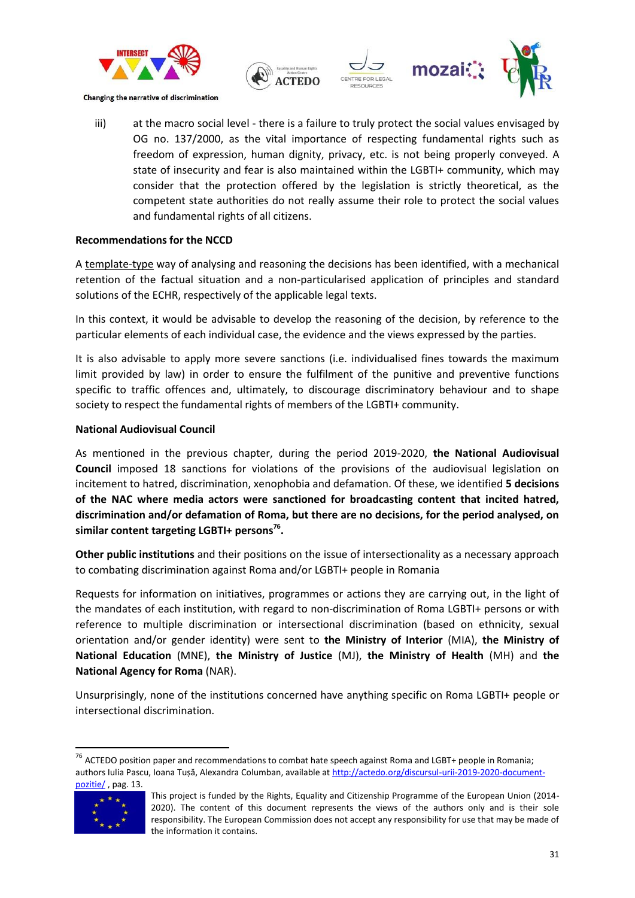iii) at the macro social level - there is a failure to truly protect the social values envisaged by OG no. 137/2000, as the vital importance of respecting fundamental rights such as freedom of expression, human dignity, privacy, etc. is not being properly conveyed. A state of insecurity and fear is also maintained within the LGBTI+ community, which may consider that the protection offered by the legislation is strictly theoretical, as the competent state authorities do not really assume their role to protect the social values and fundamental rights of all citizens.

**Recommendations for the NCCD**

A template-type way of analysing and reasoning the decisions has been identified, with a mechanical retention of the factual situation and a non-particularised application of principles and standard solutions of the ECHR, respectively of the applicable legal texts.

In this context, it would be advisable to develop the reasoning of the decision, by reference to the particular elements of each individual case, the evidence and the views expressed by the parties.

It is also advisable to apply more severe sanctions (i.e. individualised fines towards the maximum limit provided by law) in order to ensure the fulfilment of the punitive and preventive functions specific to traffic offences and, ultimately, to discourage discriminatory behaviour and to shape society to respect the fundamental rights of members of the LGBTI+ community.

**National Audiovisual Council**

As mentioned in the previous chapter, during the period 2019-2020, **the National Audiovisual Council** imposed 18 sanctions for violations of the provisions of the audiovisual legislation on incitement to hatred, discrimination, xenophobia and defamation. Of these, we identified **5 decisions of the NAC where media actors were sanctioned for broadcasting content that incited hatred, discrimination and/or defamation of Roma, but there are no decisions, for the period analysed, on similar content targeting LGBTI+ persons**[76]**.**

**Other public institutions** and their positions on the issue of intersectionality as a necessary approach to combating discrimination against Roma and/or LGBTI+ people in Romania

Requests for information on initiatives, programmes or actions they are carrying out, in the light of the mandates of each institution, with regard to non-discrimination of Roma LGBTI+ persons or with reference to multiple discrimination or intersectional discrimination (based on ethnicity, sexual orientation and/or gender identity) were sent to **the Ministry of Interior** (MIA), **the Ministry of National Education** (MNE), **the Ministry of Justice** (MJ), **the Ministry of Health** (MH) and **the National Agency for Roma** (NAR).

Unsurprisingly, none of the institutions concerned have anything specific on Roma LGBTI+ people or intersectional discrimination.

---

[76] ACTEDO position paper and recommendations to combat hate speech against Roma and LGBT+ people in Romania; authors Iulia Pascu, Ioana Tușă, Alexandra Columban, available at http://actedo.org/discursul-urii-2019-2020-document-pozitie/ , pag. 13.

This project is funded by the Rights, Equality and Citizenship Programme of the European Union (2014-2020). The content of this document represents the views of the authors only and is their sole responsibility. The European Commission does not accept any responsibility for use that may be made of the information it contains.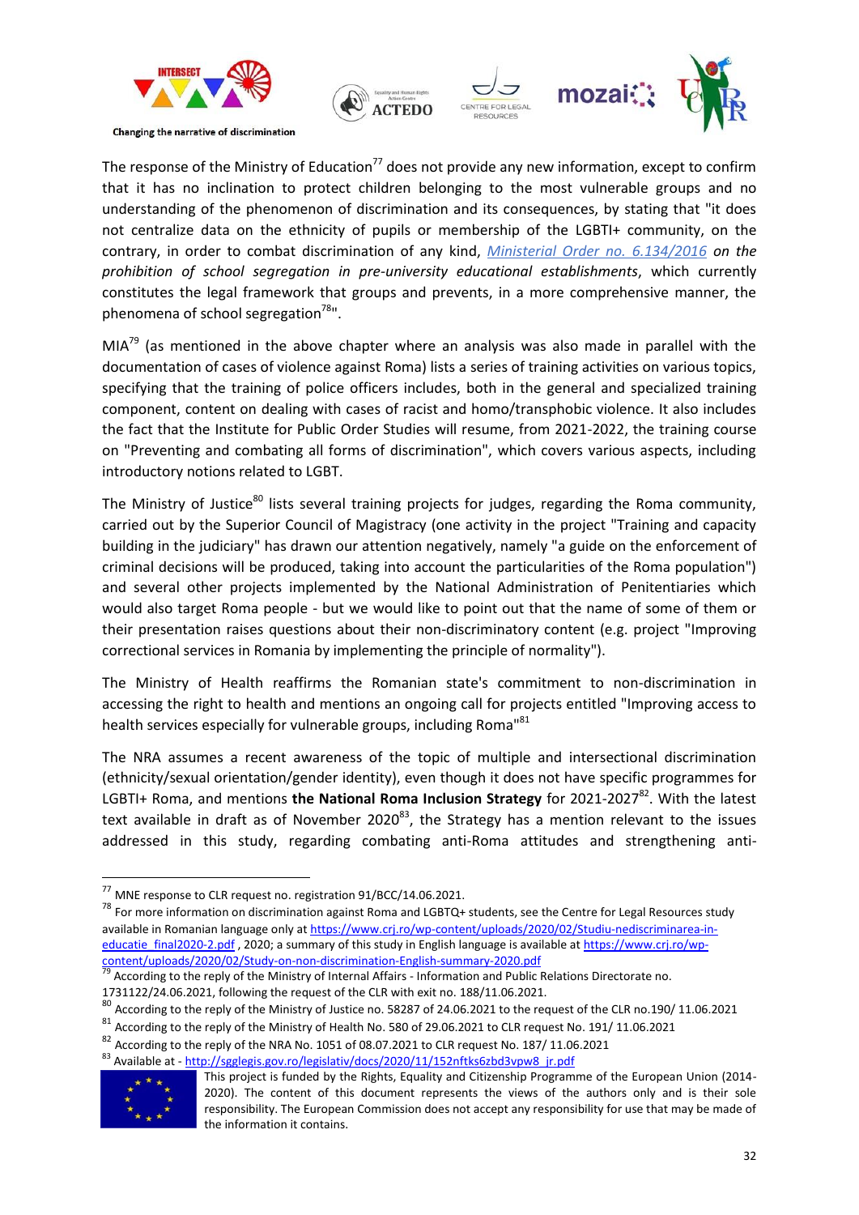The response of the Ministry of Education[77] does not provide any new information, except to confirm that it has no inclination to protect children belonging to the most vulnerable groups and no understanding of the phenomenon of discrimination and its consequences, by stating that "it does not centralize data on the ethnicity of pupils or membership of the LGBTI+ community, on the contrary, in order to combat discrimination of any kind, *Ministerial Order no. 6.134/2016 on the prohibition of school segregation in pre-university educational establishments*, which currently constitutes the legal framework that groups and prevents, in a more comprehensive manner, the phenomena of school segregation[78]".

MIA[79] (as mentioned in the above chapter where an analysis was also made in parallel with the documentation of cases of violence against Roma) lists a series of training activities on various topics, specifying that the training of police officers includes, both in the general and specialized training component, content on dealing with cases of racist and homo/transphobic violence. It also includes the fact that the Institute for Public Order Studies will resume, from 2021-2022, the training course on "Preventing and combating all forms of discrimination", which covers various aspects, including introductory notions related to LGBT.

The Ministry of Justice[80] lists several training projects for judges, regarding the Roma community, carried out by the Superior Council of Magistracy (one activity in the project "Training and capacity building in the judiciary" has drawn our attention negatively, namely "a guide on the enforcement of criminal decisions will be produced, taking into account the particularities of the Roma population") and several other projects implemented by the National Administration of Penitentiaries which would also target Roma people - but we would like to point out that the name of some of them or their presentation raises questions about their non-discriminatory content (e.g. project "Improving correctional services in Romania by implementing the principle of normality").

The Ministry of Health reaffirms the Romanian state's commitment to non-discrimination in accessing the right to health and mentions an ongoing call for projects entitled "Improving access to health services especially for vulnerable groups, including Roma"[81]

The NRA assumes a recent awareness of the topic of multiple and intersectional discrimination (ethnicity/sexual orientation/gender identity), even though it does not have specific programmes for LGBTI+ Roma, and mentions **the National Roma Inclusion Strategy** for 2021-2027[82]. With the latest text available in draft as of November 2020[83], the Strategy has a mention relevant to the issues addressed in this study, regarding combating anti-Roma attitudes and strengthening anti-

---

[77] MNE response to CLR request no. registration 91/BCC/14.06.2021.

[78] For more information on discrimination against Roma and LGBTQ+ students, see the Centre for Legal Resources study available in Romanian language only at https://www.crj.ro/wp-content/uploads/2020/02/Studiu-nediscriminarea-in-educatie_final2020-2.pdf , 2020; a summary of this study in English language is available at https://www.crj.ro/wp-content/uploads/2020/02/Study-on-non-discrimination-English-summary-2020.pdf

[79] According to the reply of the Ministry of Internal Affairs - Information and Public Relations Directorate no. 1731122/24.06.2021, following the request of the CLR with exit no. 188/11.06.2021.

[80] According to the reply of the Ministry of Justice no. 58287 of 24.06.2021 to the request of the CLR no.190/ 11.06.2021

[81] According to the reply of the Ministry of Health No. 580 of 29.06.2021 to CLR request No. 191/ 11.06.2021

[82] According to the reply of the NRA No. 1051 of 08.07.2021 to CLR request No. 187/ 11.06.2021

[83] Available at - http://sgglegis.gov.ro/legislativ/docs/2020/11/152nftks6zbd3vpw8_jr.pdf

This project is funded by the Rights, Equality and Citizenship Programme of the European Union (2014-2020). The content of this document represents the views of the authors only and is their sole responsibility. The European Commission does not accept any responsibility for use that may be made of the information it contains.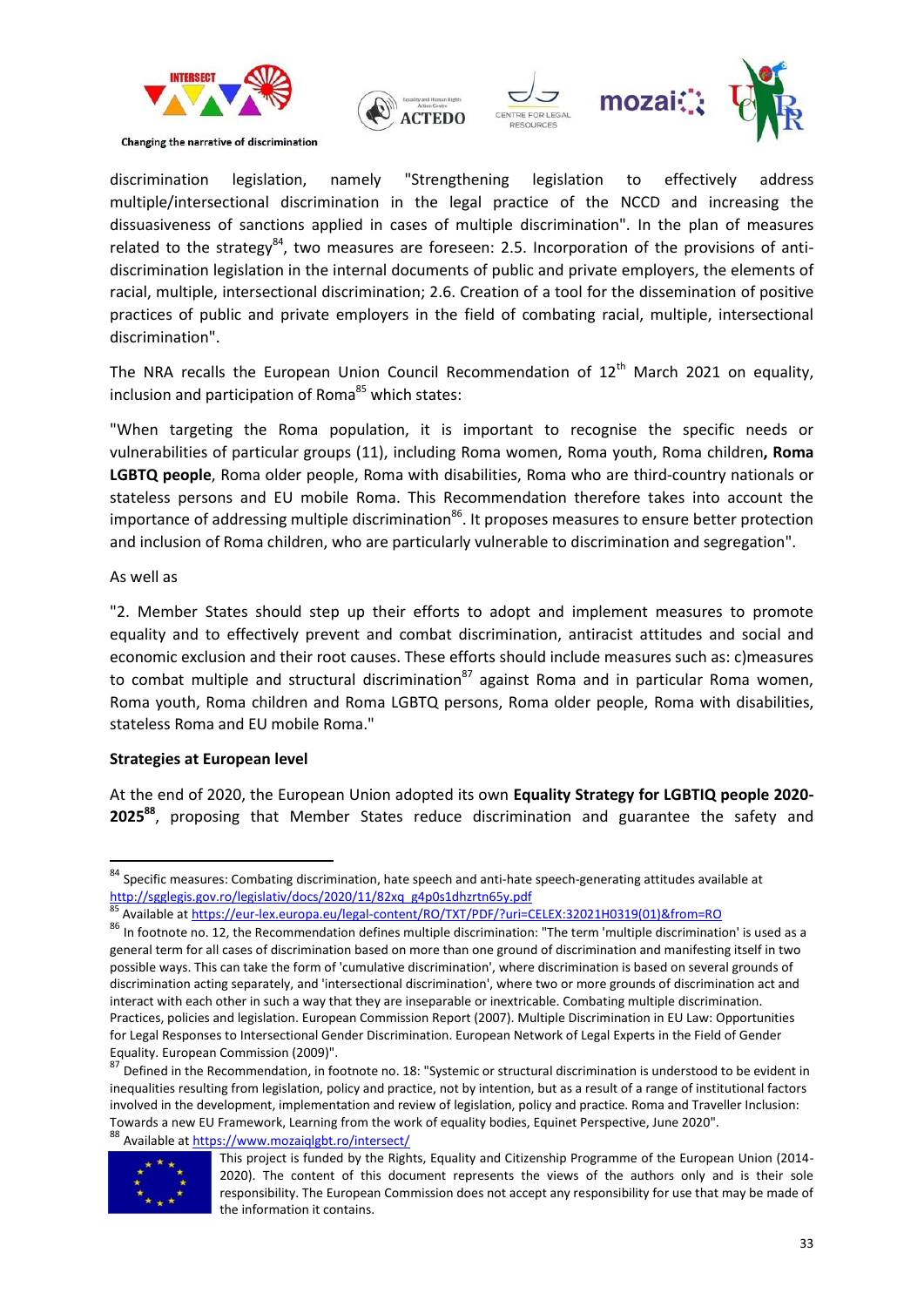discrimination legislation, namely "Strengthening legislation to effectively address multiple/intersectional discrimination in the legal practice of the NCCD and increasing the dissuasiveness of sanctions applied in cases of multiple discrimination". In the plan of measures related to the strategy[84], two measures are foreseen: 2.5. Incorporation of the provisions of anti-discrimination legislation in the internal documents of public and private employers, the elements of racial, multiple, intersectional discrimination; 2.6. Creation of a tool for the dissemination of positive practices of public and private employers in the field of combating racial, multiple, intersectional discrimination".

The NRA recalls the European Union Council Recommendation of 12th March 2021 on equality, inclusion and participation of Roma[85] which states:

"When targeting the Roma population, it is important to recognise the specific needs or vulnerabilities of particular groups (11), including Roma women, Roma youth, Roma children**, Roma LGBTQ people**, Roma older people, Roma with disabilities, Roma who are third-country nationals or stateless persons and EU mobile Roma. This Recommendation therefore takes into account the importance of addressing multiple discrimination[86]. It proposes measures to ensure better protection and inclusion of Roma children, who are particularly vulnerable to discrimination and segregation".

As well as

"2. Member States should step up their efforts to adopt and implement measures to promote equality and to effectively prevent and combat discrimination, antiracist attitudes and social and economic exclusion and their root causes. These efforts should include measures such as: c)measures to combat multiple and structural discrimination[87] against Roma and in particular Roma women, Roma youth, Roma children and Roma LGBTQ persons, Roma older people, Roma with disabilities, stateless Roma and EU mobile Roma."

**Strategies at European level**

At the end of 2020, the European Union adopted its own **Equality Strategy for LGBTIQ people 2020-2025[88]**, proposing that Member States reduce discrimination and guarantee the safety and

---

[84] Specific measures: Combating discrimination, hate speech and anti-hate speech-generating attitudes available at http://sgglegis.gov.ro/legislativ/docs/2020/11/82xq_g4p0s1dhzrtn65y.pdf

[85] Available at https://eur-lex.europa.eu/legal-content/RO/TXT/PDF/?uri=CELEX:32021H0319(01)&from=RO

[86] In footnote no. 12, the Recommendation defines multiple discrimination: "The term 'multiple discrimination' is used as a general term for all cases of discrimination based on more than one ground of discrimination and manifesting itself in two possible ways. This can take the form of 'cumulative discrimination', where discrimination is based on several grounds of discrimination acting separately, and 'intersectional discrimination', where two or more grounds of discrimination act and interact with each other in such a way that they are inseparable or inextricable. Combating multiple discrimination. Practices, policies and legislation. European Commission Report (2007). Multiple Discrimination in EU Law: Opportunities for Legal Responses to Intersectional Gender Discrimination. European Network of Legal Experts in the Field of Gender Equality. European Commission (2009)".

[87] Defined in the Recommendation, in footnote no. 18: "Systemic or structural discrimination is understood to be evident in inequalities resulting from legislation, policy and practice, not by intention, but as a result of a range of institutional factors involved in the development, implementation and review of legislation, policy and practice. Roma and Traveller Inclusion: Towards a new EU Framework, Learning from the work of equality bodies, Equinet Perspective, June 2020".

[88] Available at https://www.mozaiqlgbt.ro/intersect/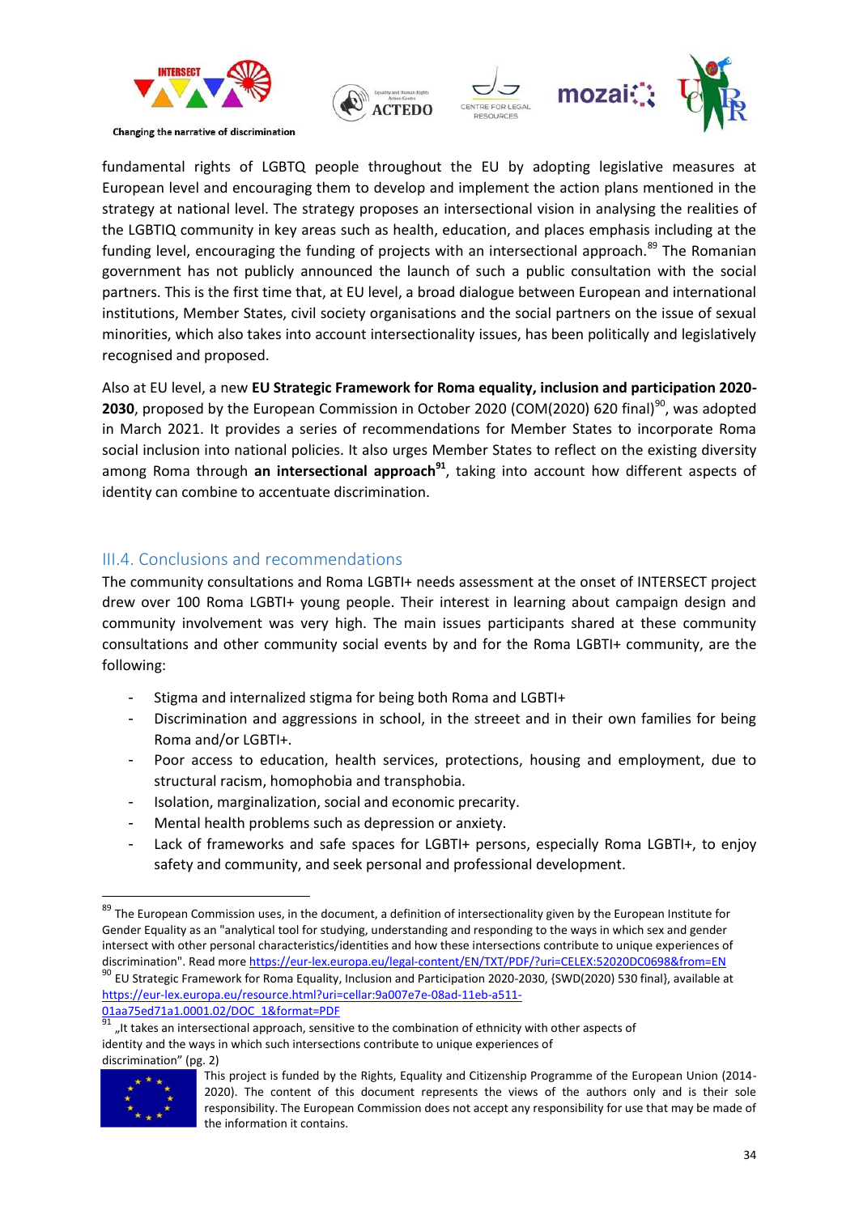fundamental rights of LGBTQ people throughout the EU by adopting legislative measures at European level and encouraging them to develop and implement the action plans mentioned in the strategy at national level. The strategy proposes an intersectional vision in analysing the realities of the LGBTIQ community in key areas such as health, education, and places emphasis including at the funding level, encouraging the funding of projects with an intersectional approach.[89] The Romanian government has not publicly announced the launch of such a public consultation with the social partners. This is the first time that, at EU level, a broad dialogue between European and international institutions, Member States, civil society organisations and the social partners on the issue of sexual minorities, which also takes into account intersectionality issues, has been politically and legislatively recognised and proposed.

Also at EU level, a new **EU Strategic Framework for Roma equality, inclusion and participation 2020-2030**, proposed by the European Commission in October 2020 (COM(2020) 620 final)[90], was adopted in March 2021. It provides a series of recommendations for Member States to incorporate Roma social inclusion into national policies. It also urges Member States to reflect on the existing diversity among Roma through **an intersectional approach**[91], taking into account how different aspects of identity can combine to accentuate discrimination.

## III.4. Conclusions and recommendations

The community consultations and Roma LGBTI+ needs assessment at the onset of INTERSECT project drew over 100 Roma LGBTI+ young people. Their interest in learning about campaign design and community involvement was very high. The main issues participants shared at these community consultations and other community social events by and for the Roma LGBTI+ community, are the following:

- Stigma and internalized stigma for being both Roma and LGBTI+
- Discrimination and aggressions in school, in the streeet and in their own families for being Roma and/or LGBTI+.
- Poor access to education, health services, protections, housing and employment, due to structural racism, homophobia and transphobia.
- Isolation, marginalization, social and economic precarity.
- Mental health problems such as depression or anxiety.
- Lack of frameworks and safe spaces for LGBTI+ persons, especially Roma LGBTI+, to enjoy safety and community, and seek personal and professional development.

---

[89] The European Commission uses, in the document, a definition of intersectionality given by the European Institute for Gender Equality as an "analytical tool for studying, understanding and responding to the ways in which sex and gender intersect with other personal characteristics/identities and how these intersections contribute to unique experiences of discrimination". Read more https://eur-lex.europa.eu/legal-content/EN/TXT/PDF/?uri=CELEX:52020DC0698&from=EN

[90] EU Strategic Framework for Roma Equality, Inclusion and Participation 2020-2030, {SWD(2020) 530 final}, available at https://eur-lex.europa.eu/resource.html?uri=cellar:9a007e7e-08ad-11eb-a511-01aa75ed71a1.0001.02/DOC_1&format=PDF

[91] „It takes an intersectional approach, sensitive to the combination of ethnicity with other aspects of identity and the ways in which such intersections contribute to unique experiences of discrimination" (pg. 2)

This project is funded by the Rights, Equality and Citizenship Programme of the European Union (2014-2020). The content of this document represents the views of the authors only and is their sole responsibility. The European Commission does not accept any responsibility for use that may be made of the information it contains.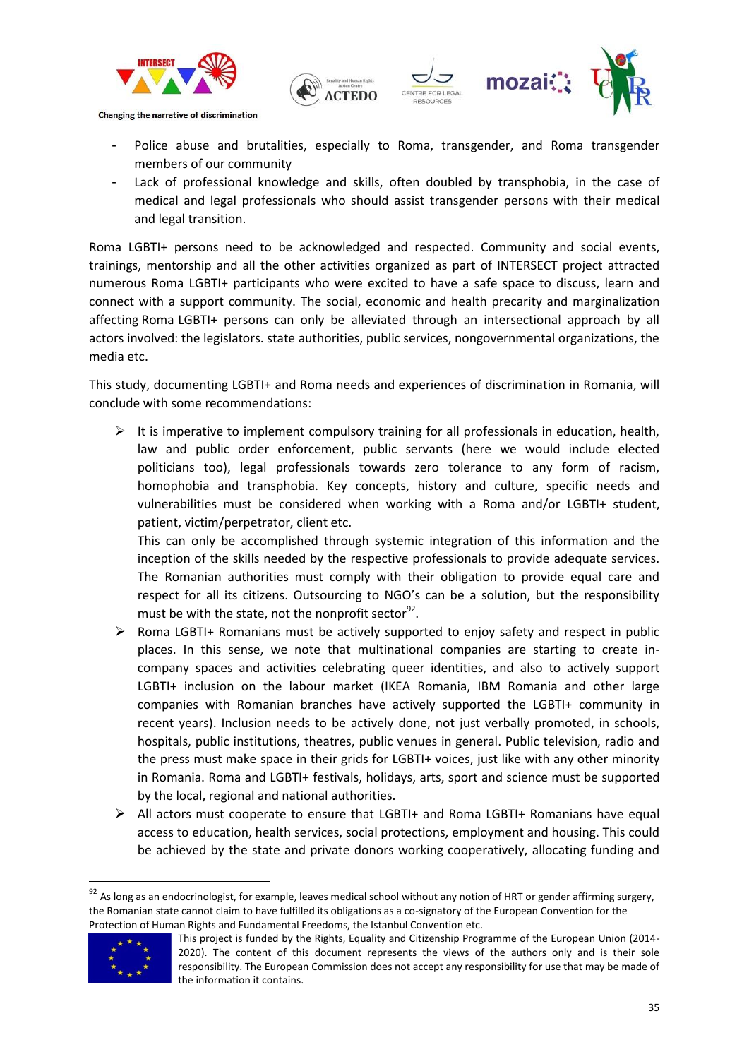- Police abuse and brutalities, especially to Roma, transgender, and Roma transgender members of our community
- Lack of professional knowledge and skills, often doubled by transphobia, in the case of medical and legal professionals who should assist transgender persons with their medical and legal transition.

Roma LGBTI+ persons need to be acknowledged and respected. Community and social events, trainings, mentorship and all the other activities organized as part of INTERSECT project attracted numerous Roma LGBTI+ participants who were excited to have a safe space to discuss, learn and connect with a support community. The social, economic and health precarity and marginalization affecting Roma LGBTI+ persons can only be alleviated through an intersectional approach by all actors involved: the legislators. state authorities, public services, nongovernmental organizations, the media etc.

This study, documenting LGBTI+ and Roma needs and experiences of discrimination in Romania, will conclude with some recommendations:

- It is imperative to implement compulsory training for all professionals in education, health, law and public order enforcement, public servants (here we would include elected politicians too), legal professionals towards zero tolerance to any form of racism, homophobia and transphobia. Key concepts, history and culture, specific needs and vulnerabilities must be considered when working with a Roma and/or LGBTI+ student, patient, victim/perpetrator, client etc.

  This can only be accomplished through systemic integration of this information and the inception of the skills needed by the respective professionals to provide adequate services. The Romanian authorities must comply with their obligation to provide equal care and respect for all its citizens. Outsourcing to NGO's can be a solution, but the responsibility must be with the state, not the nonprofit sector[92].
- Roma LGBTI+ Romanians must be actively supported to enjoy safety and respect in public places. In this sense, we note that multinational companies are starting to create in-company spaces and activities celebrating queer identities, and also to actively support LGBTI+ inclusion on the labour market (IKEA Romania, IBM Romania and other large companies with Romanian branches have actively supported the LGBTI+ community in recent years). Inclusion needs to be actively done, not just verbally promoted, in schools, hospitals, public institutions, theatres, public venues in general. Public television, radio and the press must make space in their grids for LGBTI+ voices, just like with any other minority in Romania. Roma and LGBTI+ festivals, holidays, arts, sport and science must be supported by the local, regional and national authorities.
- All actors must cooperate to ensure that LGBTI+ and Roma LGBTI+ Romanians have equal access to education, health services, social protections, employment and housing. This could be achieved by the state and private donors working cooperatively, allocating funding and

[92] As long as an endocrinologist, for example, leaves medical school without any notion of HRT or gender affirming surgery, the Romanian state cannot claim to have fulfilled its obligations as a co-signatory of the European Convention for the Protection of Human Rights and Fundamental Freedoms, the Istanbul Convention etc.

This project is funded by the Rights, Equality and Citizenship Programme of the European Union (2014-2020). The content of this document represents the views of the authors only and is their sole responsibility. The European Commission does not accept any responsibility for use that may be made of the information it contains.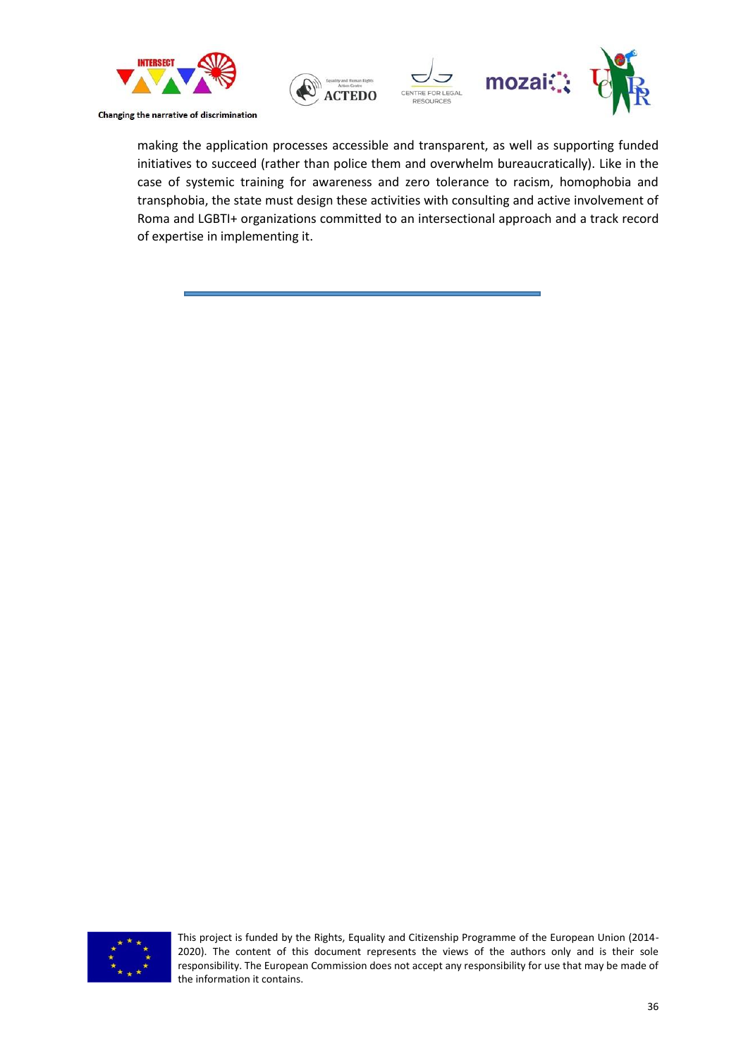making the application processes accessible and transparent, as well as supporting funded initiatives to succeed (rather than police them and overwhelm bureaucratically). Like in the case of systemic training for awareness and zero tolerance to racism, homophobia and transphobia, the state must design these activities with consulting and active involvement of Roma and LGBTI+ organizations committed to an intersectional approach and a track record of expertise in implementing it.

---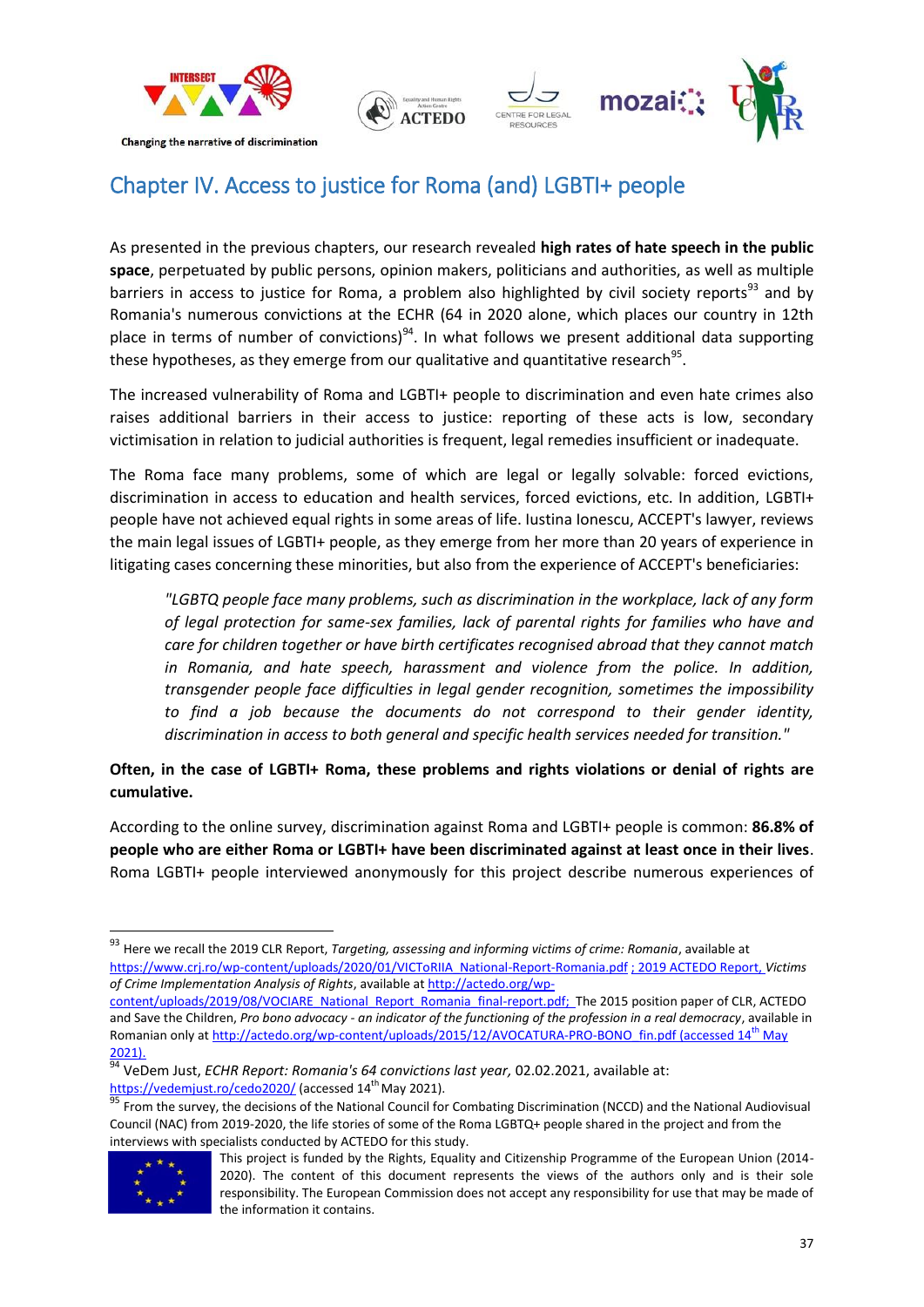# Chapter IV. Access to justice for Roma (and) LGBTI+ people

As presented in the previous chapters, our research revealed **high rates of hate speech in the public space**, perpetuated by public persons, opinion makers, politicians and authorities, as well as multiple barriers in access to justice for Roma, a problem also highlighted by civil society reports[93] and by Romania's numerous convictions at the ECHR (64 in 2020 alone, which places our country in 12th place in terms of number of convictions)[94]. In what follows we present additional data supporting these hypotheses, as they emerge from our qualitative and quantitative research[95].

The increased vulnerability of Roma and LGBTI+ people to discrimination and even hate crimes also raises additional barriers in their access to justice: reporting of these acts is low, secondary victimisation in relation to judicial authorities is frequent, legal remedies insufficient or inadequate.

The Roma face many problems, some of which are legal or legally solvable: forced evictions, discrimination in access to education and health services, forced evictions, etc. In addition, LGBTI+ people have not achieved equal rights in some areas of life. Iustina Ionescu, ACCEPT's lawyer, reviews the main legal issues of LGBTI+ people, as they emerge from her more than 20 years of experience in litigating cases concerning these minorities, but also from the experience of ACCEPT's beneficiaries:

> *"LGBTQ people face many problems, such as discrimination in the workplace, lack of any form of legal protection for same-sex families, lack of parental rights for families who have and care for children together or have birth certificates recognised abroad that they cannot match in Romania, and hate speech, harassment and violence from the police. In addition, transgender people face difficulties in legal gender recognition, sometimes the impossibility to find a job because the documents do not correspond to their gender identity, discrimination in access to both general and specific health services needed for transition."*

**Often, in the case of LGBTI+ Roma, these problems and rights violations or denial of rights are cumulative.**

According to the online survey, discrimination against Roma and LGBTI+ people is common: **86.8% of people who are either Roma or LGBTI+ have been discriminated against at least once in their lives**. Roma LGBTI+ people interviewed anonymously for this project describe numerous experiences of

---

[93] Here we recall the 2019 CLR Report, *Targeting, assessing and informing victims of crime: Romania*, available at https://www.crj.ro/wp-content/uploads/2020/01/VICToRIIA_National-Report-Romania.pdf ; 2019 ACTEDO Report, *Victims of Crime Implementation Analysis of Rights*, available at http://actedo.org/wp-content/uploads/2019/08/VOCIARE_National_Report_Romania_final-report.pdf; The 2015 position paper of CLR, ACTEDO and Save the Children, *Pro bono advocacy - an indicator of the functioning of the profession in a real democracy*, available in Romanian only at http://actedo.org/wp-content/uploads/2015/12/AVOCATURA-PRO-BONO_fin.pdf (accessed 14th May 2021).

[94] VeDem Just, *ECHR Report: Romania's 64 convictions last year*, 02.02.2021, available at: https://vedemjust.ro/cedo2020/ (accessed 14th May 2021).

[95] From the survey, the decisions of the National Council for Combating Discrimination (NCCD) and the National Audiovisual Council (NAC) from 2019-2020, the life stories of some of the Roma LGBTQ+ people shared in the project and from the interviews with specialists conducted by ACTEDO for this study.

This project is funded by the Rights, Equality and Citizenship Programme of the European Union (2014-2020). The content of this document represents the views of the authors only and is their sole responsibility. The European Commission does not accept any responsibility for use that may be made of the information it contains.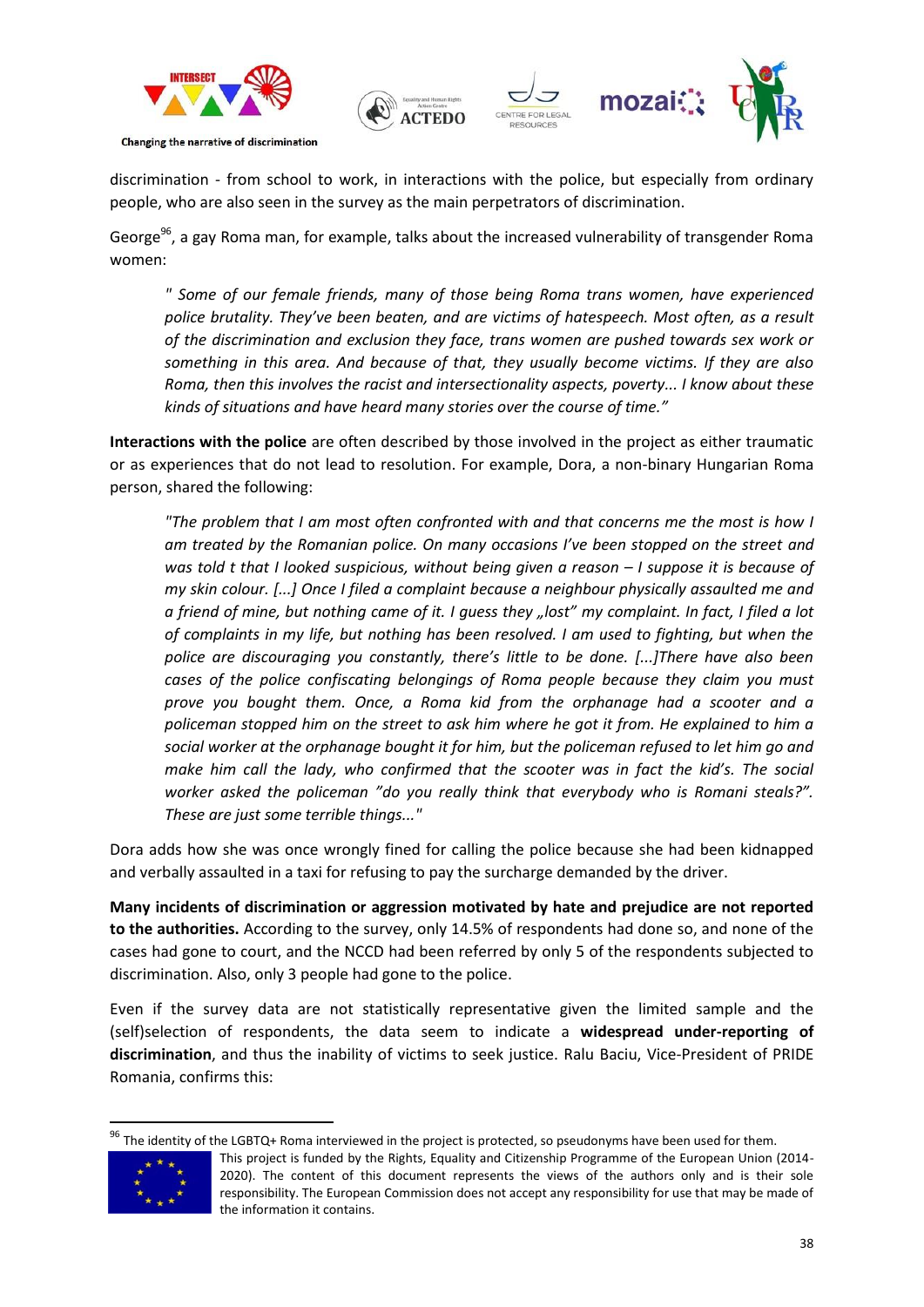discrimination - from school to work, in interactions with the police, but especially from ordinary people, who are also seen in the survey as the main perpetrators of discrimination.

George[96], a gay Roma man, for example, talks about the increased vulnerability of transgender Roma women:

> *" Some of our female friends, many of those being Roma trans women, have experienced police brutality. They've been beaten, and are victims of hatespeech. Most often, as a result of the discrimination and exclusion they face, trans women are pushed towards sex work or something in this area. And because of that, they usually become victims. If they are also Roma, then this involves the racist and intersectionality aspects, poverty... I know about these kinds of situations and have heard many stories over the course of time."*

**Interactions with the police** are often described by those involved in the project as either traumatic or as experiences that do not lead to resolution. For example, Dora, a non-binary Hungarian Roma person, shared the following:

> *"The problem that I am most often confronted with and that concerns me the most is how I am treated by the Romanian police. On many occasions I've been stopped on the street and was told t that I looked suspicious, without being given a reason – I suppose it is because of my skin colour. [...] Once I filed a complaint because a neighbour physically assaulted me and a friend of mine, but nothing came of it. I guess they „lost" my complaint. In fact, I filed a lot of complaints in my life, but nothing has been resolved. I am used to fighting, but when the police are discouraging you constantly, there's little to be done. [...]There have also been cases of the police confiscating belongings of Roma people because they claim you must prove you bought them. Once, a Roma kid from the orphanage had a scooter and a policeman stopped him on the street to ask him where he got it from. He explained to him a social worker at the orphanage bought it for him, but the policeman refused to let him go and make him call the lady, who confirmed that the scooter was in fact the kid's. The social worker asked the policeman "do you really think that everybody who is Romani steals?". These are just some terrible things..."*

Dora adds how she was once wrongly fined for calling the police because she had been kidnapped and verbally assaulted in a taxi for refusing to pay the surcharge demanded by the driver.

**Many incidents of discrimination or aggression motivated by hate and prejudice are not reported to the authorities.** According to the survey, only 14.5% of respondents had done so, and none of the cases had gone to court, and the NCCD had been referred by only 5 of the respondents subjected to discrimination. Also, only 3 people had gone to the police.

Even if the survey data are not statistically representative given the limited sample and the (self)selection of respondents, the data seem to indicate a **widespread under-reporting of discrimination**, and thus the inability of victims to seek justice. Ralu Baciu, Vice-President of PRIDE Romania, confirms this:

[96] The identity of the LGBTQ+ Roma interviewed in the project is protected, so pseudonyms have been used for them.

This project is funded by the Rights, Equality and Citizenship Programme of the European Union (2014-2020). The content of this document represents the views of the authors only and is their sole responsibility. The European Commission does not accept any responsibility for use that may be made of the information it contains.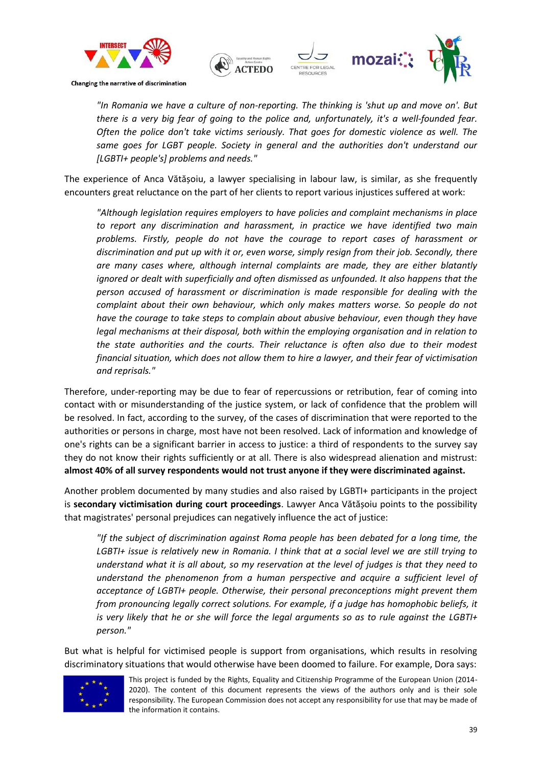> *"In Romania we have a culture of non-reporting. The thinking is 'shut up and move on'. But there is a very big fear of going to the police and, unfortunately, it's a well-founded fear. Often the police don't take victims seriously. That goes for domestic violence as well. The same goes for LGBT people. Society in general and the authorities don't understand our [LGBTI+ people's] problems and needs."*

The experience of Anca Vătășoiu, a lawyer specialising in labour law, is similar, as she frequently encounters great reluctance on the part of her clients to report various injustices suffered at work:

> *"Although legislation requires employers to have policies and complaint mechanisms in place to report any discrimination and harassment, in practice we have identified two main problems. Firstly, people do not have the courage to report cases of harassment or discrimination and put up with it or, even worse, simply resign from their job. Secondly, there are many cases where, although internal complaints are made, they are either blatantly ignored or dealt with superficially and often dismissed as unfounded. It also happens that the person accused of harassment or discrimination is made responsible for dealing with the complaint about their own behaviour, which only makes matters worse. So people do not have the courage to take steps to complain about abusive behaviour, even though they have legal mechanisms at their disposal, both within the employing organisation and in relation to the state authorities and the courts. Their reluctance is often also due to their modest financial situation, which does not allow them to hire a lawyer, and their fear of victimisation and reprisals."*

Therefore, under-reporting may be due to fear of repercussions or retribution, fear of coming into contact with or misunderstanding of the justice system, or lack of confidence that the problem will be resolved. In fact, according to the survey, of the cases of discrimination that were reported to the authorities or persons in charge, most have not been resolved. Lack of information and knowledge of one's rights can be a significant barrier in access to justice: a third of respondents to the survey say they do not know their rights sufficiently or at all. There is also widespread alienation and mistrust: **almost 40% of all survey respondents would not trust anyone if they were discriminated against.**

Another problem documented by many studies and also raised by LGBTI+ participants in the project is **secondary victimisation during court proceedings**. Lawyer Anca Vătășoiu points to the possibility that magistrates' personal prejudices can negatively influence the act of justice:

> *"If the subject of discrimination against Roma people has been debated for a long time, the LGBTI+ issue is relatively new in Romania. I think that at a social level we are still trying to understand what it is all about, so my reservation at the level of judges is that they need to understand the phenomenon from a human perspective and acquire a sufficient level of acceptance of LGBTI+ people. Otherwise, their personal preconceptions might prevent them from pronouncing legally correct solutions. For example, if a judge has homophobic beliefs, it is very likely that he or she will force the legal arguments so as to rule against the LGBTI+ person."*

But what is helpful for victimised people is support from organisations, which results in resolving discriminatory situations that would otherwise have been doomed to failure. For example, Dora says: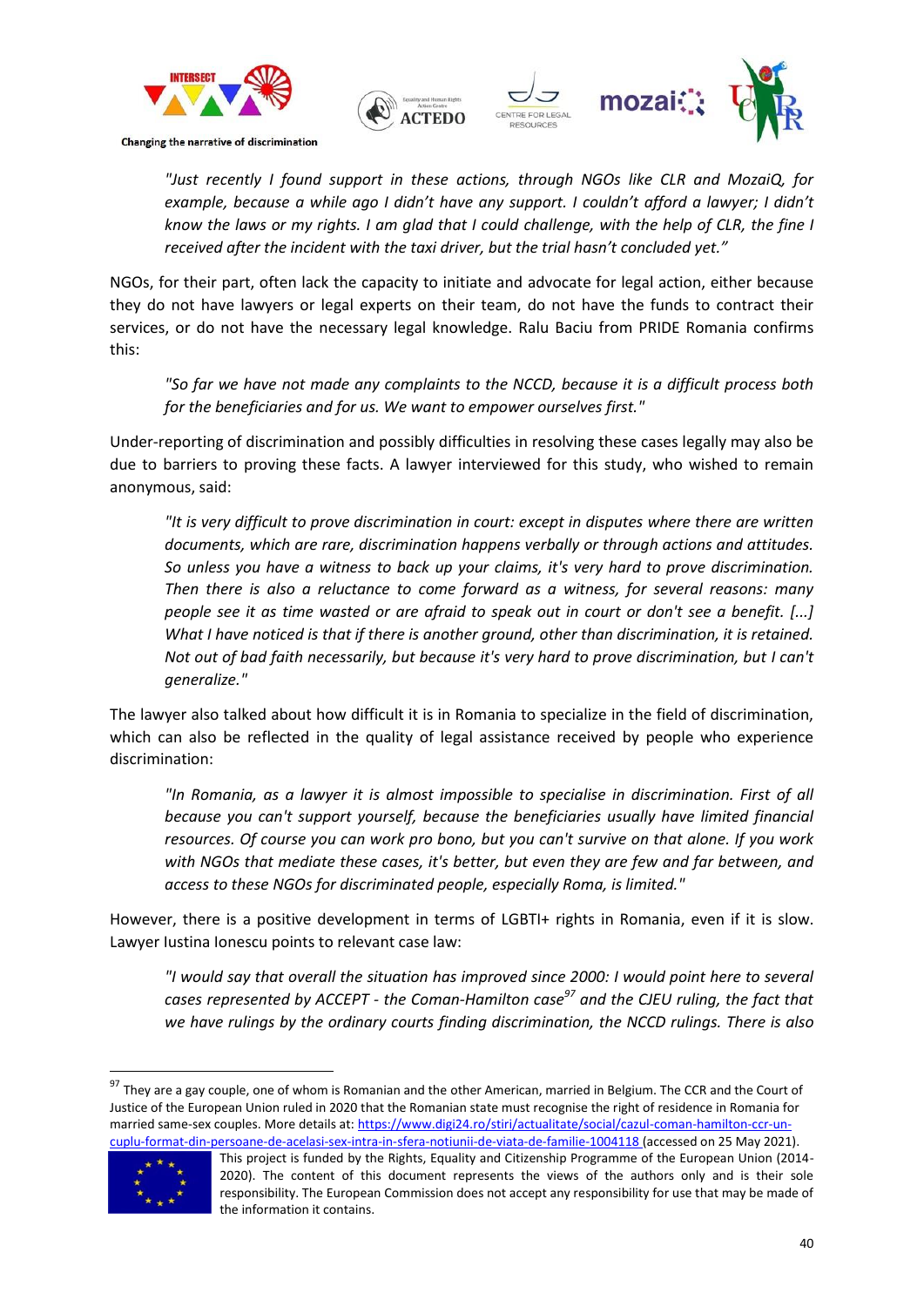*"Just recently I found support in these actions, through NGOs like CLR and MozaiQ, for example, because a while ago I didn't have any support. I couldn't afford a lawyer; I didn't know the laws or my rights. I am glad that I could challenge, with the help of CLR, the fine I received after the incident with the taxi driver, but the trial hasn't concluded yet."*

NGOs, for their part, often lack the capacity to initiate and advocate for legal action, either because they do not have lawyers or legal experts on their team, do not have the funds to contract their services, or do not have the necessary legal knowledge. Ralu Baciu from PRIDE Romania confirms this:

*"So far we have not made any complaints to the NCCD, because it is a difficult process both for the beneficiaries and for us. We want to empower ourselves first."*

Under-reporting of discrimination and possibly difficulties in resolving these cases legally may also be due to barriers to proving these facts. A lawyer interviewed for this study, who wished to remain anonymous, said:

*"It is very difficult to prove discrimination in court: except in disputes where there are written documents, which are rare, discrimination happens verbally or through actions and attitudes. So unless you have a witness to back up your claims, it's very hard to prove discrimination. Then there is also a reluctance to come forward as a witness, for several reasons: many people see it as time wasted or are afraid to speak out in court or don't see a benefit. [...] What I have noticed is that if there is another ground, other than discrimination, it is retained. Not out of bad faith necessarily, but because it's very hard to prove discrimination, but I can't generalize."*

The lawyer also talked about how difficult it is in Romania to specialize in the field of discrimination, which can also be reflected in the quality of legal assistance received by people who experience discrimination:

*"In Romania, as a lawyer it is almost impossible to specialise in discrimination. First of all because you can't support yourself, because the beneficiaries usually have limited financial resources. Of course you can work pro bono, but you can't survive on that alone. If you work with NGOs that mediate these cases, it's better, but even they are few and far between, and access to these NGOs for discriminated people, especially Roma, is limited."*

However, there is a positive development in terms of LGBTI+ rights in Romania, even if it is slow. Lawyer Iustina Ionescu points to relevant case law:

*"I would say that overall the situation has improved since 2000: I would point here to several cases represented by ACCEPT - the Coman-Hamilton case[97] and the CJEU ruling, the fact that we have rulings by the ordinary courts finding discrimination, the NCCD rulings. There is also*

---

[97] They are a gay couple, one of whom is Romanian and the other American, married in Belgium. The CCR and the Court of Justice of the European Union ruled in 2020 that the Romanian state must recognise the right of residence in Romania for married same-sex couples. More details at: https://www.digi24.ro/stiri/actualitate/social/cazul-coman-hamilton-ccr-un-cuplu-format-din-persoane-de-acelasi-sex-intra-in-sfera-notiunii-de-viata-de-familie-1004118 (accessed on 25 May 2021).

This project is funded by the Rights, Equality and Citizenship Programme of the European Union (2014-2020). The content of this document represents the views of the authors only and is their sole responsibility. The European Commission does not accept any responsibility for use that may be made of the information it contains.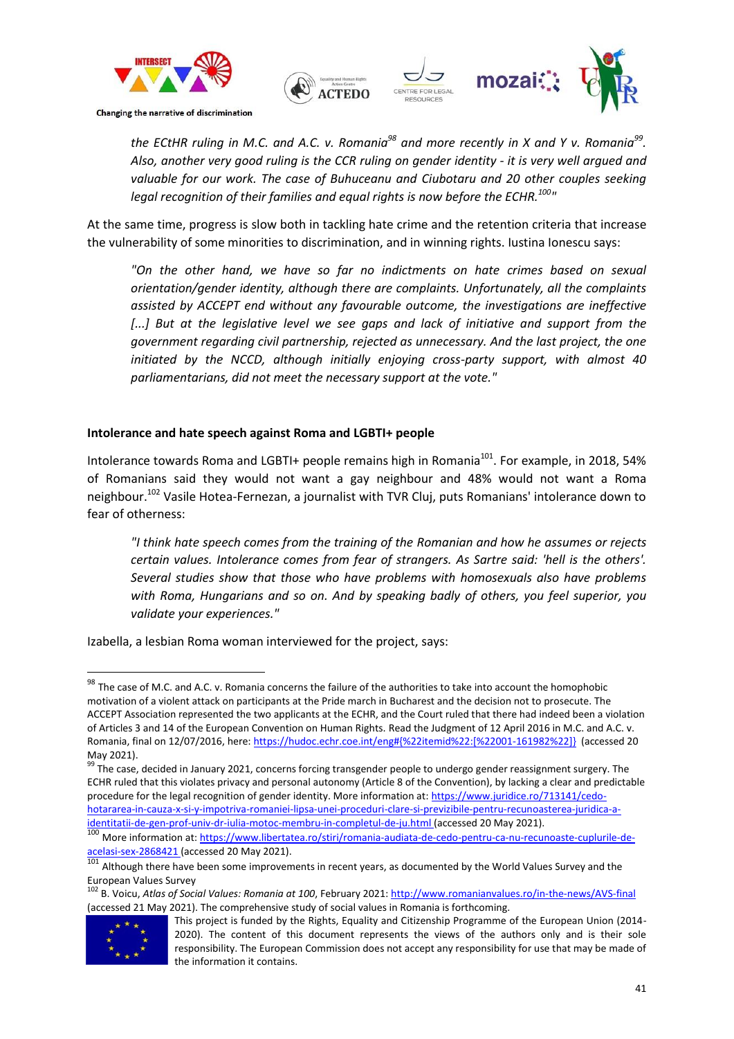> *the ECtHR ruling in M.C. and A.C. v. Romania*[98] *and more recently in X and Y v. Romania*[99]*. Also, another very good ruling is the CCR ruling on gender identity - it is very well argued and valuable for our work. The case of Buhuceanu and Ciubotaru and 20 other couples seeking legal recognition of their families and equal rights is now before the ECHR.*[100]*"*

At the same time, progress is slow both in tackling hate crime and the retention criteria that increase the vulnerability of some minorities to discrimination, and in winning rights. Iustina Ionescu says:

> *"On the other hand, we have so far no indictments on hate crimes based on sexual orientation/gender identity, although there are complaints. Unfortunately, all the complaints assisted by ACCEPT end without any favourable outcome, the investigations are ineffective [...] But at the legislative level we see gaps and lack of initiative and support from the government regarding civil partnership, rejected as unnecessary. And the last project, the one initiated by the NCCD, although initially enjoying cross-party support, with almost 40 parliamentarians, did not meet the necessary support at the vote."*

**Intolerance and hate speech against Roma and LGBTI+ people**

Intolerance towards Roma and LGBTI+ people remains high in Romania[101]. For example, in 2018, 54% of Romanians said they would not want a gay neighbour and 48% would not want a Roma neighbour.[102] Vasile Hotea-Fernezan, a journalist with TVR Cluj, puts Romanians' intolerance down to fear of otherness:

> *"I think hate speech comes from the training of the Romanian and how he assumes or rejects certain values. Intolerance comes from fear of strangers. As Sartre said: 'hell is the others'. Several studies show that those who have problems with homosexuals also have problems with Roma, Hungarians and so on. And by speaking badly of others, you feel superior, you validate your experiences."*

Izabella, a lesbian Roma woman interviewed for the project, says:

---

[98] The case of M.C. and A.C. v. Romania concerns the failure of the authorities to take into account the homophobic motivation of a violent attack on participants at the Pride march in Bucharest and the decision not to prosecute. The ACCEPT Association represented the two applicants at the ECHR, and the Court ruled that there had indeed been a violation of Articles 3 and 14 of the European Convention on Human Rights. Read the Judgment of 12 April 2016 in M.C. and A.C. v. Romania, final on 12/07/2016, here: https://hudoc.echr.coe.int/eng#{%22itemid%22:[%22001-161982%22]} (accessed 20 May 2021).

[99] The case, decided in January 2021, concerns forcing transgender people to undergo gender reassignment surgery. The ECHR ruled that this violates privacy and personal autonomy (Article 8 of the Convention), by lacking a clear and predictable procedure for the legal recognition of gender identity. More information at: https://www.juridice.ro/713141/cedo-hotararea-in-cauza-x-si-y-impotriva-romaniei-lipsa-unei-proceduri-clare-si-previzibile-pentru-recunoasterea-juridica-a-identitatii-de-gen-prof-univ-dr-iulia-motoc-membru-in-completul-de-ju.html (accessed 20 May 2021).

[100] More information at: https://www.libertatea.ro/stiri/romania-audiata-de-cedo-pentru-ca-nu-recunoaste-cuplurile-de-acelasi-sex-2868421 (accessed 20 May 2021).

[101] Although there have been some improvements in recent years, as documented by the World Values Survey and the European Values Survey

[102] B. Voicu, *Atlas of Social Values: Romania at 100*, February 2021: http://www.romanianvalues.ro/in-the-news/AVS-final (accessed 21 May 2021). The comprehensive study of social values in Romania is forthcoming.

This project is funded by the Rights, Equality and Citizenship Programme of the European Union (2014-2020). The content of this document represents the views of the authors only and is their sole responsibility. The European Commission does not accept any responsibility for use that may be made of the information it contains.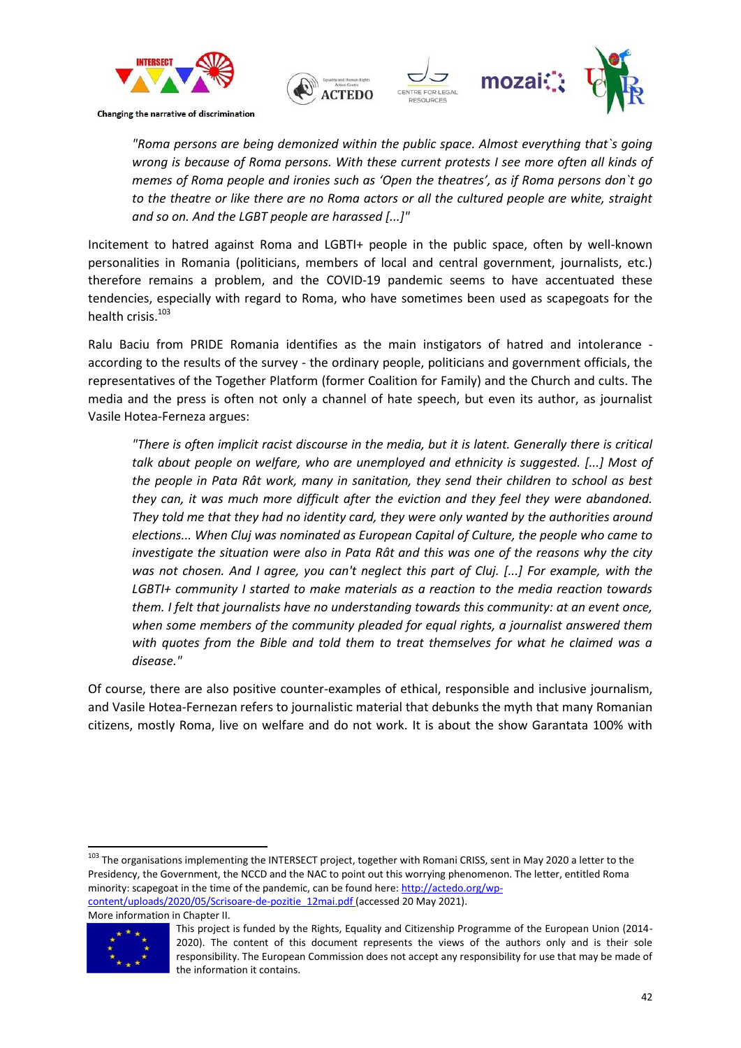> *"Roma persons are being demonized within the public space. Almost everything that`s going wrong is because of Roma persons. With these current protests I see more often all kinds of memes of Roma people and ironies such as 'Open the theatres', as if Roma persons don`t go to the theatre or like there are no Roma actors or all the cultured people are white, straight and so on. And the LGBT people are harassed [...]"*

Incitement to hatred against Roma and LGBTI+ people in the public space, often by well-known personalities in Romania (politicians, members of local and central government, journalists, etc.) therefore remains a problem, and the COVID-19 pandemic seems to have accentuated these tendencies, especially with regard to Roma, who have sometimes been used as scapegoats for the health crisis.[103]

Ralu Baciu from PRIDE Romania identifies as the main instigators of hatred and intolerance - according to the results of the survey - the ordinary people, politicians and government officials, the representatives of the Together Platform (former Coalition for Family) and the Church and cults. The media and the press is often not only a channel of hate speech, but even its author, as journalist Vasile Hotea-Ferneza argues:

> *"There is often implicit racist discourse in the media, but it is latent. Generally there is critical talk about people on welfare, who are unemployed and ethnicity is suggested. [...] Most of the people in Pata Rât work, many in sanitation, they send their children to school as best they can, it was much more difficult after the eviction and they feel they were abandoned. They told me that they had no identity card, they were only wanted by the authorities around elections... When Cluj was nominated as European Capital of Culture, the people who came to investigate the situation were also in Pata Rât and this was one of the reasons why the city was not chosen. And I agree, you can't neglect this part of Cluj. [...] For example, with the LGBTI+ community I started to make materials as a reaction to the media reaction towards them. I felt that journalists have no understanding towards this community: at an event once, when some members of the community pleaded for equal rights, a journalist answered them with quotes from the Bible and told them to treat themselves for what he claimed was a disease."*

Of course, there are also positive counter-examples of ethical, responsible and inclusive journalism, and Vasile Hotea-Fernezan refers to journalistic material that debunks the myth that many Romanian citizens, mostly Roma, live on welfare and do not work. It is about the show Garantata 100% with

---

[103] The organisations implementing the INTERSECT project, together with Romani CRISS, sent in May 2020 a letter to the Presidency, the Government, the NCCD and the NAC to point out this worrying phenomenon. The letter, entitled Roma minority: scapegoat in the time of the pandemic, can be found here: http://actedo.org/wp-content/uploads/2020/05/Scrisoare-de-pozitie_12mai.pdf (accessed 20 May 2021).
More information in Chapter II.

This project is funded by the Rights, Equality and Citizenship Programme of the European Union (2014-2020). The content of this document represents the views of the authors only and is their sole responsibility. The European Commission does not accept any responsibility for use that may be made of the information it contains.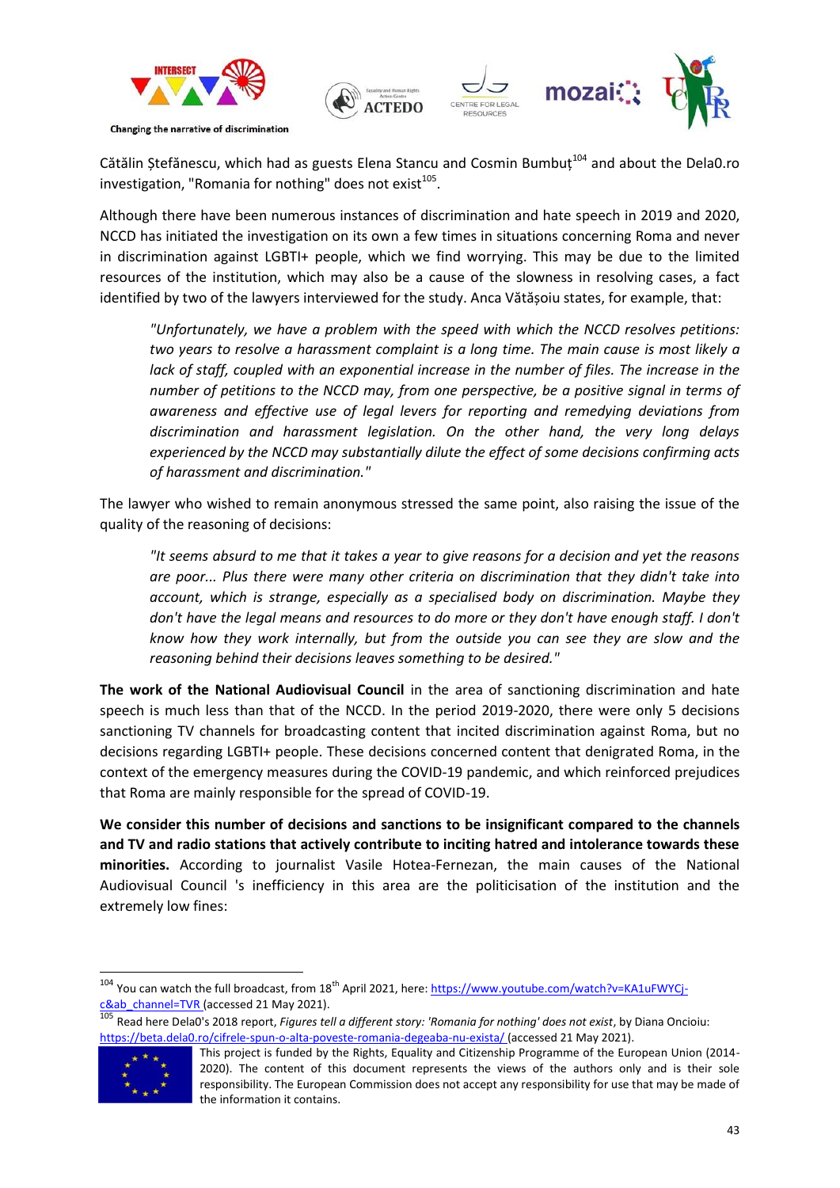Cătălin Ștefănescu, which had as guests Elena Stancu and Cosmin Bumbuț[104] and about the Dela0.ro investigation, "Romania for nothing" does not exist[105].

Although there have been numerous instances of discrimination and hate speech in 2019 and 2020, NCCD has initiated the investigation on its own a few times in situations concerning Roma and never in discrimination against LGBTI+ people, which we find worrying. This may be due to the limited resources of the institution, which may also be a cause of the slowness in resolving cases, a fact identified by two of the lawyers interviewed for the study. Anca Vătășoiu states, for example, that:

> *"Unfortunately, we have a problem with the speed with which the NCCD resolves petitions: two years to resolve a harassment complaint is a long time. The main cause is most likely a lack of staff, coupled with an exponential increase in the number of files. The increase in the number of petitions to the NCCD may, from one perspective, be a positive signal in terms of awareness and effective use of legal levers for reporting and remedying deviations from discrimination and harassment legislation. On the other hand, the very long delays experienced by the NCCD may substantially dilute the effect of some decisions confirming acts of harassment and discrimination."*

The lawyer who wished to remain anonymous stressed the same point, also raising the issue of the quality of the reasoning of decisions:

> *"It seems absurd to me that it takes a year to give reasons for a decision and yet the reasons are poor... Plus there were many other criteria on discrimination that they didn't take into account, which is strange, especially as a specialised body on discrimination. Maybe they don't have the legal means and resources to do more or they don't have enough staff. I don't know how they work internally, but from the outside you can see they are slow and the reasoning behind their decisions leaves something to be desired."*

**The work of the National Audiovisual Council** in the area of sanctioning discrimination and hate speech is much less than that of the NCCD. In the period 2019-2020, there were only 5 decisions sanctioning TV channels for broadcasting content that incited discrimination against Roma, but no decisions regarding LGBTI+ people. These decisions concerned content that denigrated Roma, in the context of the emergency measures during the COVID-19 pandemic, and which reinforced prejudices that Roma are mainly responsible for the spread of COVID-19.

**We consider this number of decisions and sanctions to be insignificant compared to the channels and TV and radio stations that actively contribute to inciting hatred and intolerance towards these minorities.** According to journalist Vasile Hotea-Fernezan, the main causes of the National Audiovisual Council 's inefficiency in this area are the politicisation of the institution and the extremely low fines:

---

[104] You can watch the full broadcast, from 18th April 2021, here: https://www.youtube.com/watch?v=KA1uFWYCj-c&ab_channel=TVR (accessed 21 May 2021).

[105] Read here Dela0's 2018 report, *Figures tell a different story: 'Romania for nothing' does not exist*, by Diana Oncioiu: https://beta.dela0.ro/cifrele-spun-o-alta-poveste-romania-degeaba-nu-exista/ (accessed 21 May 2021).

This project is funded by the Rights, Equality and Citizenship Programme of the European Union (2014-2020). The content of this document represents the views of the authors only and is their sole responsibility. The European Commission does not accept any responsibility for use that may be made of the information it contains.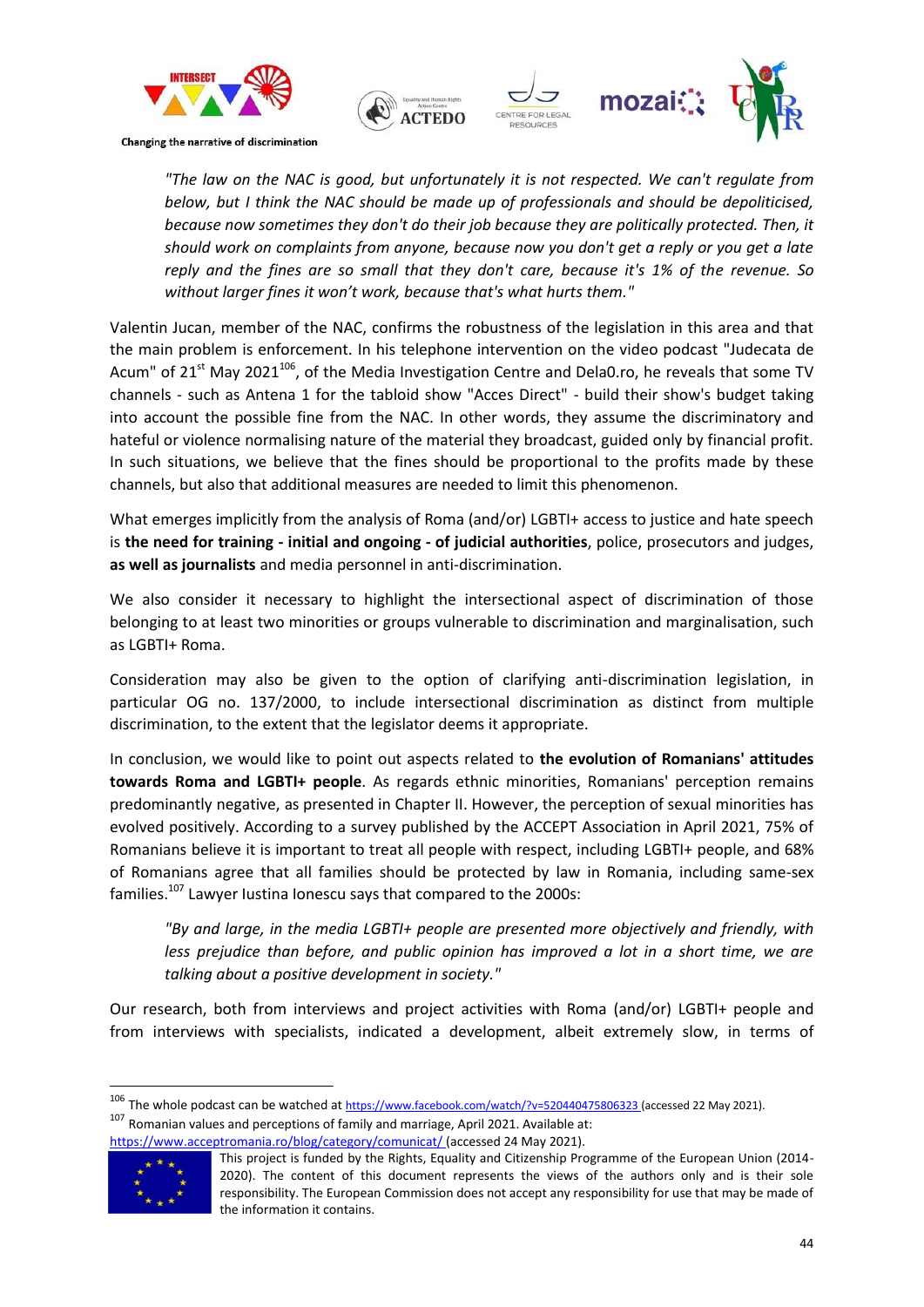*"The law on the NAC is good, but unfortunately it is not respected. We can't regulate from below, but I think the NAC should be made up of professionals and should be depoliticised, because now sometimes they don't do their job because they are politically protected. Then, it should work on complaints from anyone, because now you don't get a reply or you get a late reply and the fines are so small that they don't care, because it's 1% of the revenue. So without larger fines it won't work, because that's what hurts them."*

Valentin Jucan, member of the NAC, confirms the robustness of the legislation in this area and that the main problem is enforcement. In his telephone intervention on the video podcast "Judecata de Acum" of 21st May 2021[106], of the Media Investigation Centre and Dela0.ro, he reveals that some TV channels - such as Antena 1 for the tabloid show "Acces Direct" - build their show's budget taking into account the possible fine from the NAC. In other words, they assume the discriminatory and hateful or violence normalising nature of the material they broadcast, guided only by financial profit. In such situations, we believe that the fines should be proportional to the profits made by these channels, but also that additional measures are needed to limit this phenomenon.

What emerges implicitly from the analysis of Roma (and/or) LGBTI+ access to justice and hate speech is **the need for training - initial and ongoing - of judicial authorities**, police, prosecutors and judges, **as well as journalists** and media personnel in anti-discrimination.

We also consider it necessary to highlight the intersectional aspect of discrimination of those belonging to at least two minorities or groups vulnerable to discrimination and marginalisation, such as LGBTI+ Roma.

Consideration may also be given to the option of clarifying anti-discrimination legislation, in particular OG no. 137/2000, to include intersectional discrimination as distinct from multiple discrimination, to the extent that the legislator deems it appropriate.

In conclusion, we would like to point out aspects related to **the evolution of Romanians' attitudes towards Roma and LGBTI+ people**. As regards ethnic minorities, Romanians' perception remains predominantly negative, as presented in Chapter II. However, the perception of sexual minorities has evolved positively. According to a survey published by the ACCEPT Association in April 2021, 75% of Romanians believe it is important to treat all people with respect, including LGBTI+ people, and 68% of Romanians agree that all families should be protected by law in Romania, including same-sex families.[107] Lawyer Iustina Ionescu says that compared to the 2000s:

*"By and large, in the media LGBTI+ people are presented more objectively and friendly, with less prejudice than before, and public opinion has improved a lot in a short time, we are talking about a positive development in society."*

Our research, both from interviews and project activities with Roma (and/or) LGBTI+ people and from interviews with specialists, indicated a development, albeit extremely slow, in terms of

---

[106] The whole podcast can be watched at https://www.facebook.com/watch/?v=520440475806323 (accessed 22 May 2021).

[107] Romanian values and perceptions of family and marriage, April 2021. Available at: https://www.acceptromania.ro/blog/category/comunicat/ (accessed 24 May 2021).

This project is funded by the Rights, Equality and Citizenship Programme of the European Union (2014-2020). The content of this document represents the views of the authors only and is their sole responsibility. The European Commission does not accept any responsibility for use that may be made of the information it contains.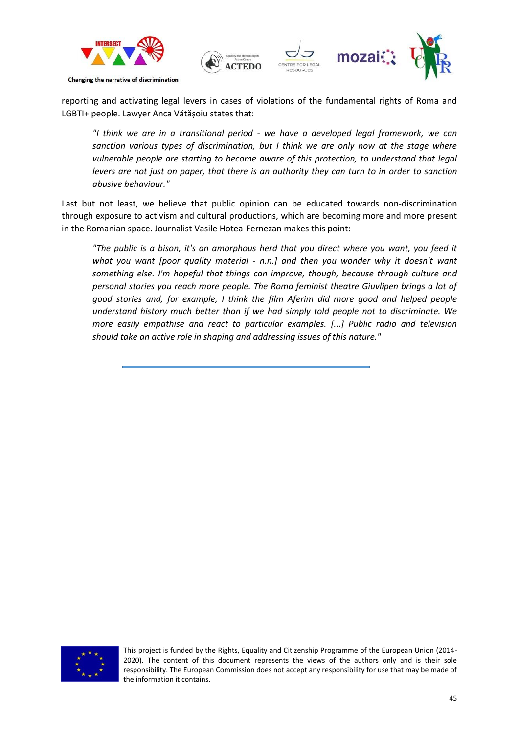reporting and activating legal levers in cases of violations of the fundamental rights of Roma and LGBTI+ people. Lawyer Anca Vătășoiu states that:

> *"I think we are in a transitional period - we have a developed legal framework, we can sanction various types of discrimination, but I think we are only now at the stage where vulnerable people are starting to become aware of this protection, to understand that legal levers are not just on paper, that there is an authority they can turn to in order to sanction abusive behaviour."*

Last but not least, we believe that public opinion can be educated towards non-discrimination through exposure to activism and cultural productions, which are becoming more and more present in the Romanian space. Journalist Vasile Hotea-Fernezan makes this point:

> *"The public is a bison, it's an amorphous herd that you direct where you want, you feed it what you want [poor quality material - n.n.] and then you wonder why it doesn't want something else. I'm hopeful that things can improve, though, because through culture and personal stories you reach more people. The Roma feminist theatre Giuvlipen brings a lot of good stories and, for example, I think the film Aferim did more good and helped people understand history much better than if we had simply told people not to discriminate. We more easily empathise and react to particular examples. [...] Public radio and television should take an active role in shaping and addressing issues of this nature."*

---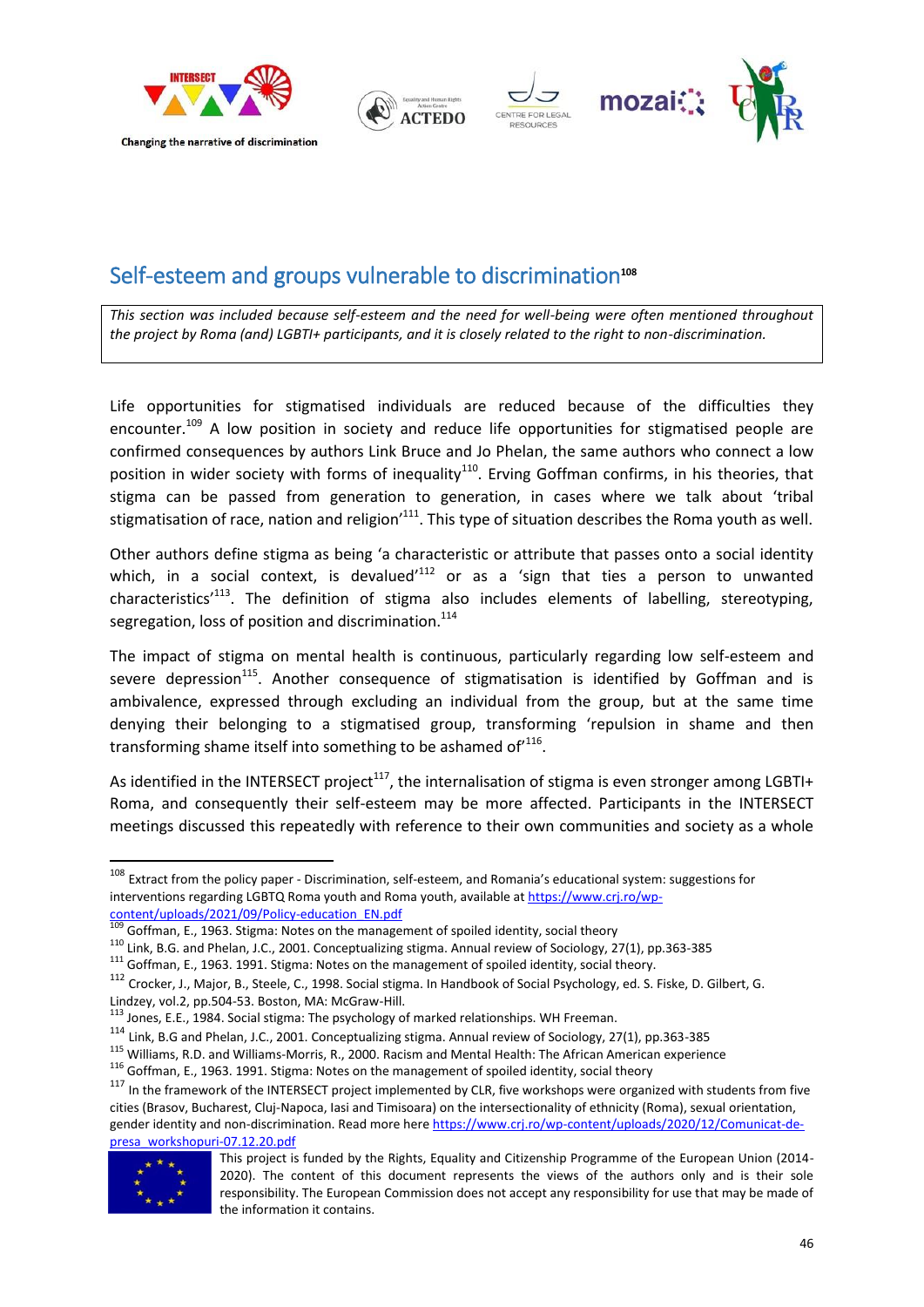## Self-esteem and groups vulnerable to discrimination[108]

*This section was included because self-esteem and the need for well-being were often mentioned throughout the project by Roma (and) LGBTI+ participants, and it is closely related to the right to non-discrimination.*

Life opportunities for stigmatised individuals are reduced because of the difficulties they encounter.[109] A low position in society and reduce life opportunities for stigmatised people are confirmed consequences by authors Link Bruce and Jo Phelan, the same authors who connect a low position in wider society with forms of inequality[110]. Erving Goffman confirms, in his theories, that stigma can be passed from generation to generation, in cases where we talk about 'tribal stigmatisation of race, nation and religion'[111]. This type of situation describes the Roma youth as well.

Other authors define stigma as being 'a characteristic or attribute that passes onto a social identity which, in a social context, is devalued'[112] or as a 'sign that ties a person to unwanted characteristics'[113]. The definition of stigma also includes elements of labelling, stereotyping, segregation, loss of position and discrimination.[114]

The impact of stigma on mental health is continuous, particularly regarding low self-esteem and severe depression[115]. Another consequence of stigmatisation is identified by Goffman and is ambivalence, expressed through excluding an individual from the group, but at the same time denying their belonging to a stigmatised group, transforming 'repulsion in shame and then transforming shame itself into something to be ashamed of'[116].

As identified in the INTERSECT project[117], the internalisation of stigma is even stronger among LGBTI+ Roma, and consequently their self-esteem may be more affected. Participants in the INTERSECT meetings discussed this repeatedly with reference to their own communities and society as a whole

---

[108] Extract from the policy paper - Discrimination, self-esteem, and Romania's educational system: suggestions for interventions regarding LGBTQ Roma youth and Roma youth, available at https://www.crj.ro/wp-content/uploads/2021/09/Policy-education_EN.pdf

[109] Goffman, E., 1963. Stigma: Notes on the management of spoiled identity, social theory

[110] Link, B.G. and Phelan, J.C., 2001. Conceptualizing stigma. Annual review of Sociology, 27(1), pp.363-385

[111] Goffman, E., 1963. 1991. Stigma: Notes on the management of spoiled identity, social theory.

[112] Crocker, J., Major, B., Steele, C., 1998. Social stigma. In Handbook of Social Psychology, ed. S. Fiske, D. Gilbert, G. Lindzey, vol.2, pp.504-53. Boston, MA: McGraw-Hill.

[113] Jones, E.E., 1984. Social stigma: The psychology of marked relationships. WH Freeman.

[114] Link, B.G and Phelan, J.C., 2001. Conceptualizing stigma. Annual review of Sociology, 27(1), pp.363-385

[115] Williams, R.D. and Williams-Morris, R., 2000. Racism and Mental Health: The African American experience

[116] Goffman, E., 1963. 1991. Stigma: Notes on the management of spoiled identity, social theory

[117] In the framework of the INTERSECT project implemented by CLR, five workshops were organized with students from five cities (Brasov, Bucharest, Cluj-Napoca, Iasi and Timisoara) on the intersectionality of ethnicity (Roma), sexual orientation, gender identity and non-discrimination. Read more here https://www.crj.ro/wp-content/uploads/2020/12/Comunicat-de-presa_workshopuri-07.12.20.pdf

This project is funded by the Rights, Equality and Citizenship Programme of the European Union (2014-2020). The content of this document represents the views of the authors only and is their sole responsibility. The European Commission does not accept any responsibility for use that may be made of the information it contains.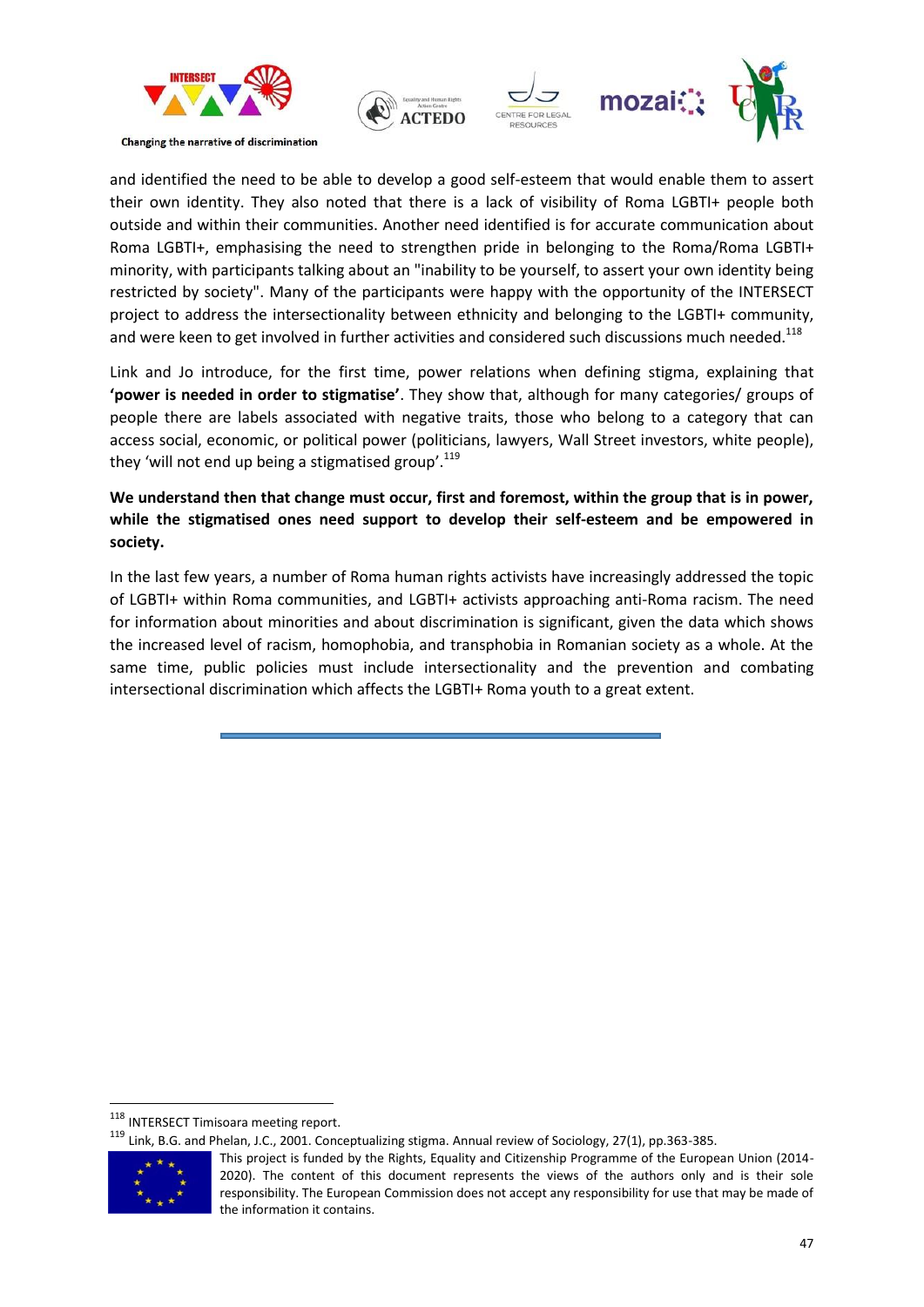and identified the need to be able to develop a good self-esteem that would enable them to assert their own identity. They also noted that there is a lack of visibility of Roma LGBTI+ people both outside and within their communities. Another need identified is for accurate communication about Roma LGBTI+, emphasising the need to strengthen pride in belonging to the Roma/Roma LGBTI+ minority, with participants talking about an "inability to be yourself, to assert your own identity being restricted by society". Many of the participants were happy with the opportunity of the INTERSECT project to address the intersectionality between ethnicity and belonging to the LGBTI+ community, and were keen to get involved in further activities and considered such discussions much needed.[118]

Link and Jo introduce, for the first time, power relations when defining stigma, explaining that **'power is needed in order to stigmatise'**. They show that, although for many categories/ groups of people there are labels associated with negative traits, those who belong to a category that can access social, economic, or political power (politicians, lawyers, Wall Street investors, white people), they 'will not end up being a stigmatised group'.[119]

**We understand then that change must occur, first and foremost, within the group that is in power, while the stigmatised ones need support to develop their self-esteem and be empowered in society.**

In the last few years, a number of Roma human rights activists have increasingly addressed the topic of LGBTI+ within Roma communities, and LGBTI+ activists approaching anti-Roma racism. The need for information about minorities and about discrimination is significant, given the data which shows the increased level of racism, homophobia, and transphobia in Romanian society as a whole. At the same time, public policies must include intersectionality and the prevention and combating intersectional discrimination which affects the LGBTI+ Roma youth to a great extent.

---

[118] INTERSECT Timisoara meeting report.

[119] Link, B.G. and Phelan, J.C., 2001. Conceptualizing stigma. Annual review of Sociology, 27(1), pp.363-385.

This project is funded by the Rights, Equality and Citizenship Programme of the European Union (2014-2020). The content of this document represents the views of the authors only and is their sole responsibility. The European Commission does not accept any responsibility for use that may be made of the information it contains.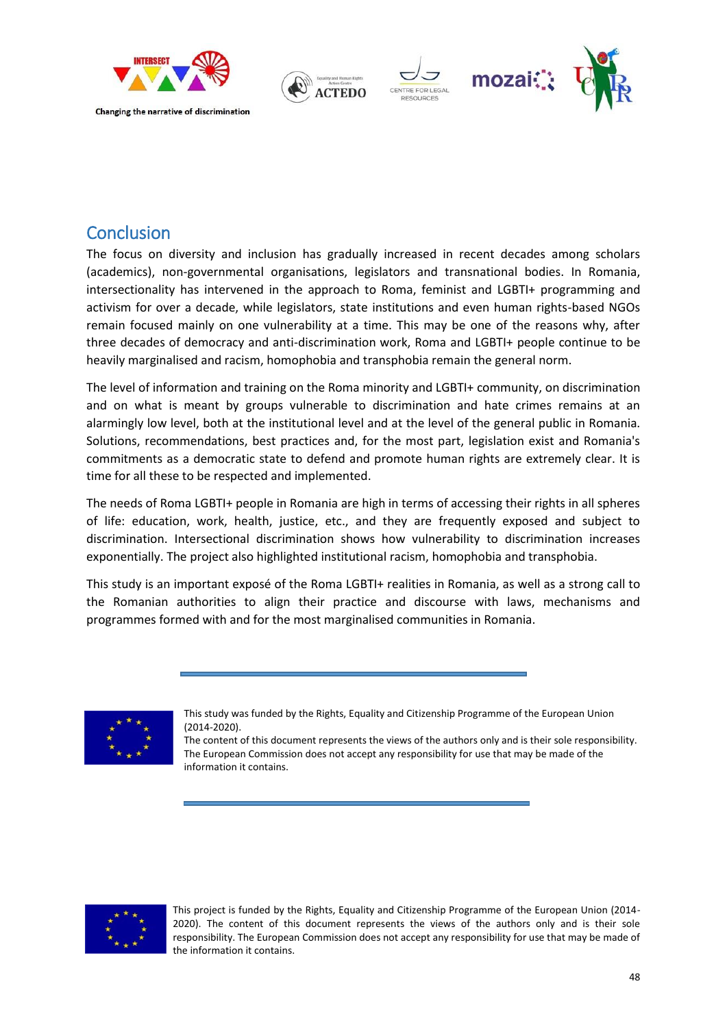## Conclusion

The focus on diversity and inclusion has gradually increased in recent decades among scholars (academics), non-governmental organisations, legislators and transnational bodies. In Romania, intersectionality has intervened in the approach to Roma, feminist and LGBTI+ programming and activism for over a decade, while legislators, state institutions and even human rights-based NGOs remain focused mainly on one vulnerability at a time. This may be one of the reasons why, after three decades of democracy and anti-discrimination work, Roma and LGBTI+ people continue to be heavily marginalised and racism, homophobia and transphobia remain the general norm.

The level of information and training on the Roma minority and LGBTI+ community, on discrimination and on what is meant by groups vulnerable to discrimination and hate crimes remains at an alarmingly low level, both at the institutional level and at the level of the general public in Romania. Solutions, recommendations, best practices and, for the most part, legislation exist and Romania's commitments as a democratic state to defend and promote human rights are extremely clear. It is time for all these to be respected and implemented.

The needs of Roma LGBTI+ people in Romania are high in terms of accessing their rights in all spheres of life: education, work, health, justice, etc., and they are frequently exposed and subject to discrimination. Intersectional discrimination shows how vulnerability to discrimination increases exponentially. The project also highlighted institutional racism, homophobia and transphobia.

This study is an important exposé of the Roma LGBTI+ realities in Romania, as well as a strong call to the Romanian authorities to align their practice and discourse with laws, mechanisms and programmes formed with and for the most marginalised communities in Romania.

This study was funded by the Rights, Equality and Citizenship Programme of the European Union (2014-2020).
The content of this document represents the views of the authors only and is their sole responsibility. The European Commission does not accept any responsibility for use that may be made of the information it contains.

This project is funded by the Rights, Equality and Citizenship Programme of the European Union (2014-2020). The content of this document represents the views of the authors only and is their sole responsibility. The European Commission does not accept any responsibility for use that may be made of the information it contains.